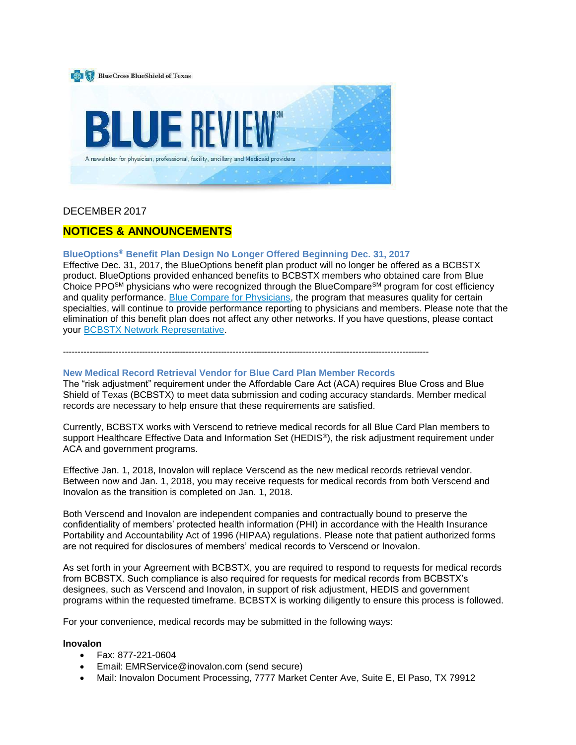BlueCross BlueShield of Texas

# BLUE REVIEW℠

A newsletter for physician, professional, facility, ancillary and Medicaid providers

DECEMBER 2017

## NOTICES & ANNOUNCEMENTS

### BlueOptions® Benefit Plan Design No Longer Offered Beginning Dec. 31, 2017

Effective Dec. 31, 2017, the BlueOptions benefit plan product will no longer be offered as a BCBSTX product. BlueOptions provided enhanced benefits to BCBSTX members who obtained care from Blue Choice PPO℠ physicians who were recognized through the BlueCompare℠ program for cost efficiency and quality performance. Blue Compare for Physicians, the program that measures quality for certain specialties, will continue to provide performance reporting to physicians and members. Please note that the elimination of this benefit plan does not affect any other networks. If you have questions, please contact your BCBSTX Network Representative.

---

### New Medical Record Retrieval Vendor for Blue Card Plan Member Records

The "risk adjustment" requirement under the Affordable Care Act (ACA) requires Blue Cross and Blue Shield of Texas (BCBSTX) to meet data submission and coding accuracy standards. Member medical records are necessary to help ensure that these requirements are satisfied.

Currently, BCBSTX works with Verscend to retrieve medical records for all Blue Card Plan members to support Healthcare Effective Data and Information Set (HEDIS®), the risk adjustment requirement under ACA and government programs.

Effective Jan. 1, 2018, Inovalon will replace Verscend as the new medical records retrieval vendor. Between now and Jan. 1, 2018, you may receive requests for medical records from both Verscend and Inovalon as the transition is completed on Jan. 1, 2018.

Both Verscend and Inovalon are independent companies and contractually bound to preserve the confidentiality of members' protected health information (PHI) in accordance with the Health Insurance Portability and Accountability Act of 1996 (HIPAA) regulations. Please note that patient authorized forms are not required for disclosures of members' medical records to Verscend or Inovalon.

As set forth in your Agreement with BCBSTX, you are required to respond to requests for medical records from BCBSTX. Such compliance is also required for requests for medical records from BCBSTX's designees, such as Verscend and Inovalon, in support of risk adjustment, HEDIS and government programs within the requested timeframe. BCBSTX is working diligently to ensure this process is followed.

For your convenience, medical records may be submitted in the following ways:

**Inovalon**

- Fax: 877-221-0604
- Email: EMRService@inovalon.com (send secure)
- Mail: Inovalon Document Processing, 7777 Market Center Ave, Suite E, El Paso, TX 79912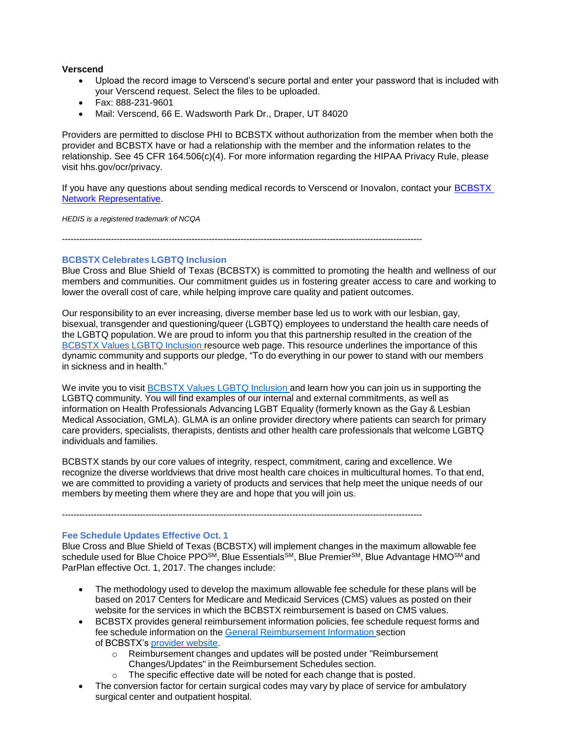**Verscend**

- Upload the record image to Verscend's secure portal and enter your password that is included with your Verscend request. Select the files to be uploaded.
- Fax: 888-231-9601
- Mail: Verscend, 66 E. Wadsworth Park Dr., Draper, UT 84020

Providers are permitted to disclose PHI to BCBSTX without authorization from the member when both the provider and BCBSTX have or had a relationship with the member and the information relates to the relationship. See 45 CFR 164.506(c)(4). For more information regarding the HIPAA Privacy Rule, please visit hhs.gov/ocr/privacy.

If you have any questions about sending medical records to Verscend or Inovalon, contact your BCBSTX Network Representative.

*HEDIS is a registered trademark of NCQA*

---

## BCBSTX Celebrates LGBTQ Inclusion

Blue Cross and Blue Shield of Texas (BCBSTX) is committed to promoting the health and wellness of our members and communities. Our commitment guides us in fostering greater access to care and working to lower the overall cost of care, while helping improve care quality and patient outcomes.

Our responsibility to an ever increasing, diverse member base led us to work with our lesbian, gay, bisexual, transgender and questioning/queer (LGBTQ) employees to understand the health care needs of the LGBTQ population. We are proud to inform you that this partnership resulted in the creation of the BCBSTX Values LGBTQ Inclusion resource web page. This resource underlines the importance of this dynamic community and supports our pledge, "To do everything in our power to stand with our members in sickness and in health."

We invite you to visit BCBSTX Values LGBTQ Inclusion and learn how you can join us in supporting the LGBTQ community. You will find examples of our internal and external commitments, as well as information on Health Professionals Advancing LGBT Equality (formerly known as the Gay & Lesbian Medical Association, GMLA). GLMA is an online provider directory where patients can search for primary care providers, specialists, therapists, dentists and other health care professionals that welcome LGBTQ individuals and families.

BCBSTX stands by our core values of integrity, respect, commitment, caring and excellence. We recognize the diverse worldviews that drive most health care choices in multicultural homes. To that end, we are committed to providing a variety of products and services that help meet the unique needs of our members by meeting them where they are and hope that you will join us.

---

## Fee Schedule Updates Effective Oct. 1

Blue Cross and Blue Shield of Texas (BCBSTX) will implement changes in the maximum allowable fee schedule used for Blue Choice PPO℠, Blue Essentials℠, Blue Premier℠, Blue Advantage HMO℠ and ParPlan effective Oct. 1, 2017. The changes include:

- The methodology used to develop the maximum allowable fee schedule for these plans will be based on 2017 Centers for Medicare and Medicaid Services (CMS) values as posted on their website for the services in which the BCBSTX reimbursement is based on CMS values.
- BCBSTX provides general reimbursement information policies, fee schedule request forms and fee schedule information on the General Reimbursement Information section of BCBSTX's provider website.
  - Reimbursement changes and updates will be posted under "Reimbursement Changes/Updates" in the Reimbursement Schedules section.
  - The specific effective date will be noted for each change that is posted.
- The conversion factor for certain surgical codes may vary by place of service for ambulatory surgical center and outpatient hospital.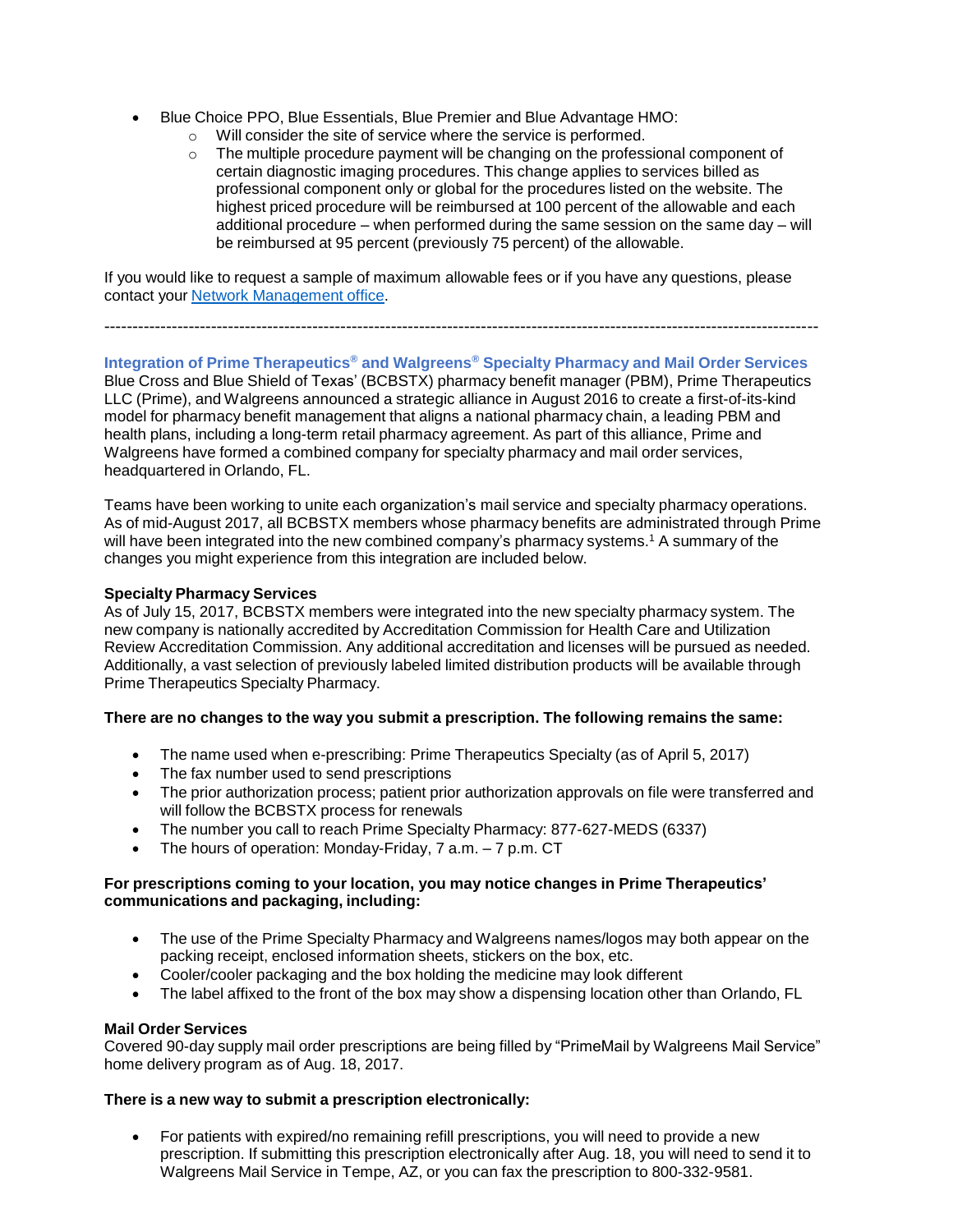- Blue Choice PPO, Blue Essentials, Blue Premier and Blue Advantage HMO:
  - Will consider the site of service where the service is performed.
  - The multiple procedure payment will be changing on the professional component of certain diagnostic imaging procedures. This change applies to services billed as professional component only or global for the procedures listed on the website. The highest priced procedure will be reimbursed at 100 percent of the allowable and each additional procedure – when performed during the same session on the same day – will be reimbursed at 95 percent (previously 75 percent) of the allowable.

If you would like to request a sample of maximum allowable fees or if you have any questions, please contact your [Network Management office](#).

---

### Integration of Prime Therapeutics® and Walgreens® Specialty Pharmacy and Mail Order Services

Blue Cross and Blue Shield of Texas' (BCBSTX) pharmacy benefit manager (PBM), Prime Therapeutics LLC (Prime), and Walgreens announced a strategic alliance in August 2016 to create a first-of-its-kind model for pharmacy benefit management that aligns a national pharmacy chain, a leading PBM and health plans, including a long-term retail pharmacy agreement. As part of this alliance, Prime and Walgreens have formed a combined company for specialty pharmacy and mail order services, headquartered in Orlando, FL.

Teams have been working to unite each organization's mail service and specialty pharmacy operations. As of mid-August 2017, all BCBSTX members whose pharmacy benefits are administrated through Prime will have been integrated into the new combined company's pharmacy systems.[1] A summary of the changes you might experience from this integration are included below.

**Specialty Pharmacy Services**

As of July 15, 2017, BCBSTX members were integrated into the new specialty pharmacy system. The new company is nationally accredited by Accreditation Commission for Health Care and Utilization Review Accreditation Commission. Any additional accreditation and licenses will be pursued as needed. Additionally, a vast selection of previously labeled limited distribution products will be available through Prime Therapeutics Specialty Pharmacy.

**There are no changes to the way you submit a prescription. The following remains the same:**

- The name used when e-prescribing: Prime Therapeutics Specialty (as of April 5, 2017)
- The fax number used to send prescriptions
- The prior authorization process; patient prior authorization approvals on file were transferred and will follow the BCBSTX process for renewals
- The number you call to reach Prime Specialty Pharmacy: 877-627-MEDS (6337)
- The hours of operation: Monday-Friday, 7 a.m. – 7 p.m. CT

**For prescriptions coming to your location, you may notice changes in Prime Therapeutics' communications and packaging, including:**

- The use of the Prime Specialty Pharmacy and Walgreens names/logos may both appear on the packing receipt, enclosed information sheets, stickers on the box, etc.
- Cooler/cooler packaging and the box holding the medicine may look different
- The label affixed to the front of the box may show a dispensing location other than Orlando, FL

**Mail Order Services**

Covered 90-day supply mail order prescriptions are being filled by "PrimeMail by Walgreens Mail Service" home delivery program as of Aug. 18, 2017.

**There is a new way to submit a prescription electronically:**

- For patients with expired/no remaining refill prescriptions, you will need to provide a new prescription. If submitting this prescription electronically after Aug. 18, you will need to send it to Walgreens Mail Service in Tempe, AZ, or you can fax the prescription to 800-332-9581.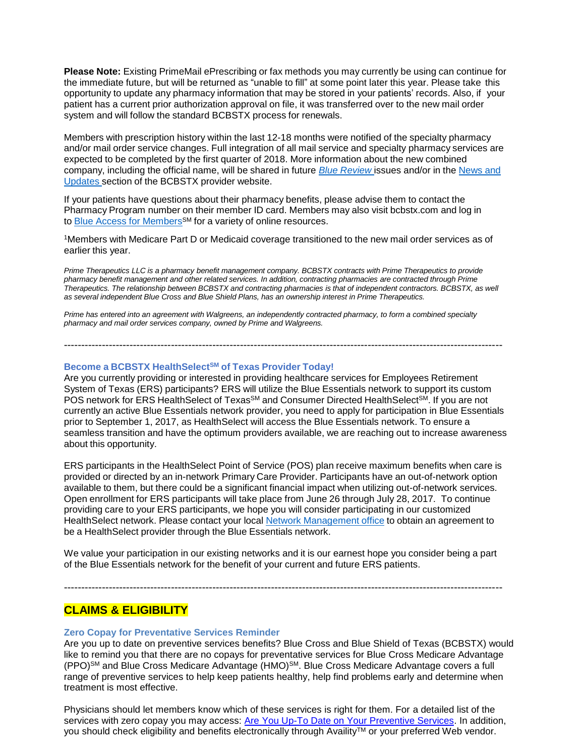**Please Note:** Existing PrimeMail ePrescribing or fax methods you may currently be using can continue for the immediate future, but will be returned as "unable to fill" at some point later this year. Please take this opportunity to update any pharmacy information that may be stored in your patients' records. Also, if your patient has a current prior authorization approval on file, it was transferred over to the new mail order system and will follow the standard BCBSTX process for renewals.

Members with prescription history within the last 12-18 months were notified of the specialty pharmacy and/or mail order service changes. Full integration of all mail service and specialty pharmacy services are expected to be completed by the first quarter of 2018. More information about the new combined company, including the official name, will be shared in future *Blue Review* issues and/or in the News and Updates section of the BCBSTX provider website.

If your patients have questions about their pharmacy benefits, please advise them to contact the Pharmacy Program number on their member ID card. Members may also visit bcbstx.com and log in to Blue Access for Members℠ for a variety of online resources.

[1]Members with Medicare Part D or Medicaid coverage transitioned to the new mail order services as of earlier this year.

*Prime Therapeutics LLC is a pharmacy benefit management company. BCBSTX contracts with Prime Therapeutics to provide pharmacy benefit management and other related services. In addition, contracting pharmacies are contracted through Prime Therapeutics. The relationship between BCBSTX and contracting pharmacies is that of independent contractors. BCBSTX, as well as several independent Blue Cross and Blue Shield Plans, has an ownership interest in Prime Therapeutics.*

*Prime has entered into an agreement with Walgreens, an independently contracted pharmacy, to form a combined specialty pharmacy and mail order services company, owned by Prime and Walgreens.*

---

### Become a BCBSTX HealthSelect℠ of Texas Provider Today!

Are you currently providing or interested in providing healthcare services for Employees Retirement System of Texas (ERS) participants? ERS will utilize the Blue Essentials network to support its custom POS network for ERS HealthSelect of Texas℠ and Consumer Directed HealthSelect℠. If you are not currently an active Blue Essentials network provider, you need to apply for participation in Blue Essentials prior to September 1, 2017, as HealthSelect will access the Blue Essentials network. To ensure a seamless transition and have the optimum providers available, we are reaching out to increase awareness about this opportunity.

ERS participants in the HealthSelect Point of Service (POS) plan receive maximum benefits when care is provided or directed by an in-network Primary Care Provider. Participants have an out-of-network option available to them, but there could be a significant financial impact when utilizing out-of-network services. Open enrollment for ERS participants will take place from June 26 through July 28, 2017. To continue providing care to your ERS participants, we hope you will consider participating in our customized HealthSelect network. Please contact your local Network Management office to obtain an agreement to be a HealthSelect provider through the Blue Essentials network.

We value your participation in our existing networks and it is our earnest hope you consider being a part of the Blue Essentials network for the benefit of your current and future ERS patients.

---

## CLAIMS & ELIGIBILITY

### Zero Copay for Preventative Services Reminder

Are you up to date on preventive services benefits? Blue Cross and Blue Shield of Texas (BCBSTX) would like to remind you that there are no copays for preventative services for Blue Cross Medicare Advantage (PPO)℠ and Blue Cross Medicare Advantage (HMO)℠. Blue Cross Medicare Advantage covers a full range of preventive services to help keep patients healthy, help find problems early and determine when treatment is most effective.

Physicians should let members know which of these services is right for them. For a detailed list of the services with zero copay you may access: Are You Up-To Date on Your Preventive Services. In addition, you should check eligibility and benefits electronically through Availity™ or your preferred Web vendor.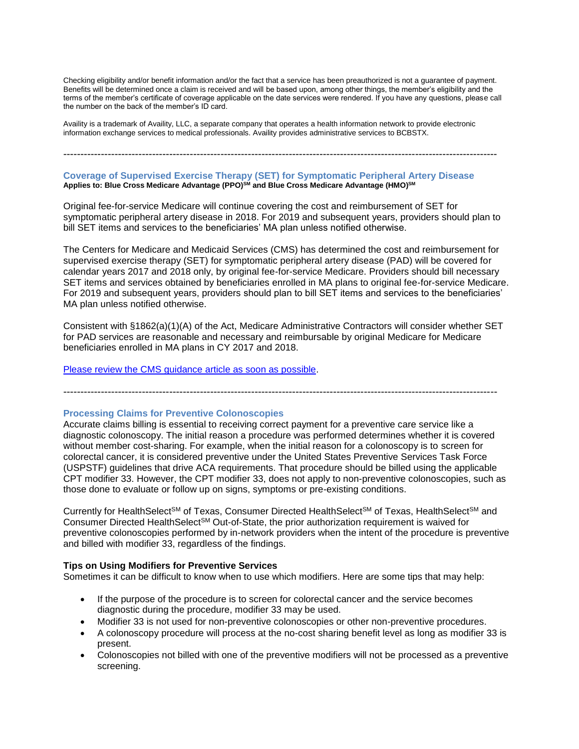Checking eligibility and/or benefit information and/or the fact that a service has been preauthorized is not a guarantee of payment. Benefits will be determined once a claim is received and will be based upon, among other things, the member's eligibility and the terms of the member's certificate of coverage applicable on the date services were rendered. If you have any questions, please call the number on the back of the member's ID card.

Availity is a trademark of Availity, LLC, a separate company that operates a health information network to provide electronic information exchange services to medical professionals. Availity provides administrative services to BCBSTX.

---

## Coverage of Supervised Exercise Therapy (SET) for Symptomatic Peripheral Artery Disease

**Applies to: Blue Cross Medicare Advantage (PPO)SM and Blue Cross Medicare Advantage (HMO)SM**

Original fee-for-service Medicare will continue covering the cost and reimbursement of SET for symptomatic peripheral artery disease in 2018. For 2019 and subsequent years, providers should plan to bill SET items and services to the beneficiaries' MA plan unless notified otherwise.

The Centers for Medicare and Medicaid Services (CMS) has determined the cost and reimbursement for supervised exercise therapy (SET) for symptomatic peripheral artery disease (PAD) will be covered for calendar years 2017 and 2018 only, by original fee-for-service Medicare. Providers should bill necessary SET items and services obtained by beneficiaries enrolled in MA plans to original fee-for-service Medicare. For 2019 and subsequent years, providers should plan to bill SET items and services to the beneficiaries' MA plan unless notified otherwise.

Consistent with §1862(a)(1)(A) of the Act, Medicare Administrative Contractors will consider whether SET for PAD services are reasonable and necessary and reimbursable by original Medicare for Medicare beneficiaries enrolled in MA plans in CY 2017 and 2018.

Please review the CMS guidance article as soon as possible.

---

## Processing Claims for Preventive Colonoscopies

Accurate claims billing is essential to receiving correct payment for a preventive care service like a diagnostic colonoscopy. The initial reason a procedure was performed determines whether it is covered without member cost-sharing. For example, when the initial reason for a colonoscopy is to screen for colorectal cancer, it is considered preventive under the United States Preventive Services Task Force (USPSTF) guidelines that drive ACA requirements. That procedure should be billed using the applicable CPT modifier 33. However, the CPT modifier 33, does not apply to non-preventive colonoscopies, such as those done to evaluate or follow up on signs, symptoms or pre-existing conditions.

Currently for HealthSelectSM of Texas, Consumer Directed HealthSelectSM of Texas, HealthSelectSM and Consumer Directed HealthSelectSM Out-of-State, the prior authorization requirement is waived for preventive colonoscopies performed by in-network providers when the intent of the procedure is preventive and billed with modifier 33, regardless of the findings.

### Tips on Using Modifiers for Preventive Services

Sometimes it can be difficult to know when to use which modifiers. Here are some tips that may help:

- If the purpose of the procedure is to screen for colorectal cancer and the service becomes diagnostic during the procedure, modifier 33 may be used.
- Modifier 33 is not used for non-preventive colonoscopies or other non-preventive procedures.
- A colonoscopy procedure will process at the no-cost sharing benefit level as long as modifier 33 is present.
- Colonoscopies not billed with one of the preventive modifiers will not be processed as a preventive screening.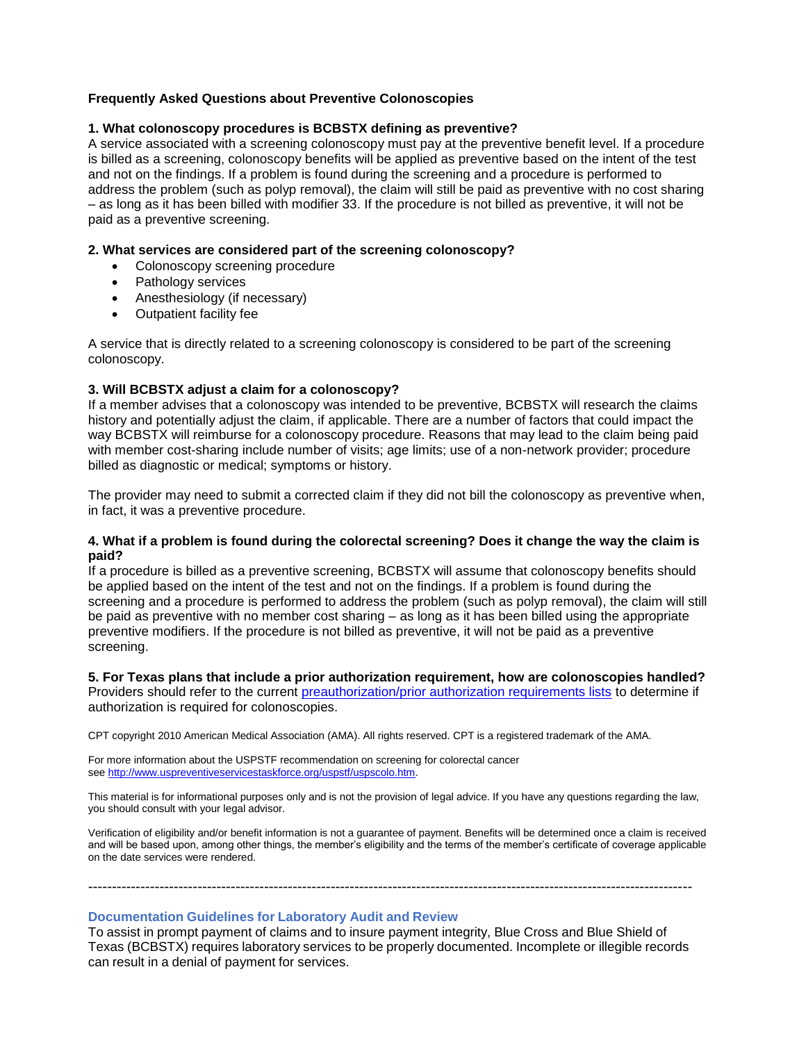**Frequently Asked Questions about Preventive Colonoscopies**

**1. What colonoscopy procedures is BCBSTX defining as preventive?**

A service associated with a screening colonoscopy must pay at the preventive benefit level. If a procedure is billed as a screening, colonoscopy benefits will be applied as preventive based on the intent of the test and not on the findings. If a problem is found during the screening and a procedure is performed to address the problem (such as polyp removal), the claim will still be paid as preventive with no cost sharing – as long as it has been billed with modifier 33. If the procedure is not billed as preventive, it will not be paid as a preventive screening.

**2. What services are considered part of the screening colonoscopy?**

- Colonoscopy screening procedure
- Pathology services
- Anesthesiology (if necessary)
- Outpatient facility fee

A service that is directly related to a screening colonoscopy is considered to be part of the screening colonoscopy.

**3. Will BCBSTX adjust a claim for a colonoscopy?**

If a member advises that a colonoscopy was intended to be preventive, BCBSTX will research the claims history and potentially adjust the claim, if applicable. There are a number of factors that could impact the way BCBSTX will reimburse for a colonoscopy procedure. Reasons that may lead to the claim being paid with member cost-sharing include number of visits; age limits; use of a non-network provider; procedure billed as diagnostic or medical; symptoms or history.

The provider may need to submit a corrected claim if they did not bill the colonoscopy as preventive when, in fact, it was a preventive procedure.

**4. What if a problem is found during the colorectal screening? Does it change the way the claim is paid?**

If a procedure is billed as a preventive screening, BCBSTX will assume that colonoscopy benefits should be applied based on the intent of the test and not on the findings. If a problem is found during the screening and a procedure is performed to address the problem (such as polyp removal), the claim will still be paid as preventive with no member cost sharing – as long as it has been billed using the appropriate preventive modifiers. If the procedure is not billed as preventive, it will not be paid as a preventive screening.

**5. For Texas plans that include a prior authorization requirement, how are colonoscopies handled?**

Providers should refer to the current preauthorization/prior authorization requirements lists to determine if authorization is required for colonoscopies.

CPT copyright 2010 American Medical Association (AMA). All rights reserved. CPT is a registered trademark of the AMA.

For more information about the USPSTF recommendation on screening for colorectal cancer see http://www.uspreventiveservicestaskforce.org/uspstf/uspscolo.htm.

This material is for informational purposes only and is not the provision of legal advice. If you have any questions regarding the law, you should consult with your legal advisor.

Verification of eligibility and/or benefit information is not a guarantee of payment. Benefits will be determined once a claim is received and will be based upon, among other things, the member's eligibility and the terms of the member's certificate of coverage applicable on the date services were rendered.

---

### Documentation Guidelines for Laboratory Audit and Review

To assist in prompt payment of claims and to insure payment integrity, Blue Cross and Blue Shield of Texas (BCBSTX) requires laboratory services to be properly documented. Incomplete or illegible records can result in a denial of payment for services.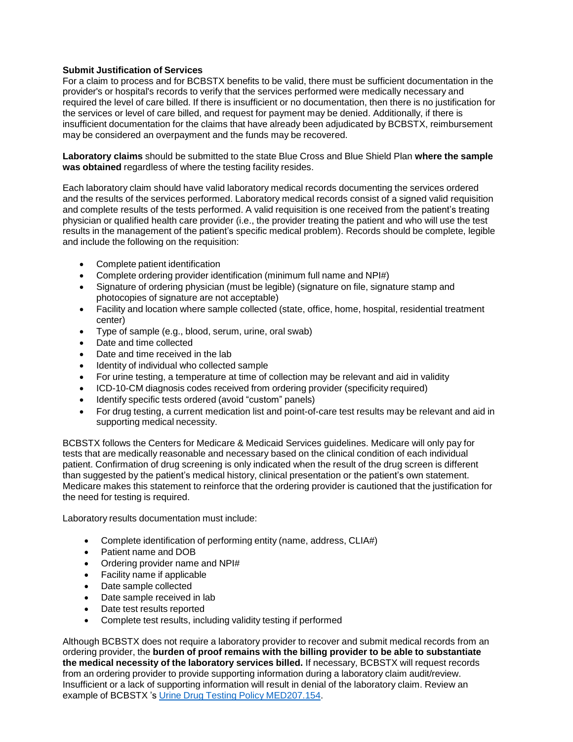**Submit Justification of Services**

For a claim to process and for BCBSTX benefits to be valid, there must be sufficient documentation in the provider's or hospital's records to verify that the services performed were medically necessary and required the level of care billed. If there is insufficient or no documentation, then there is no justification for the services or level of care billed, and request for payment may be denied. Additionally, if there is insufficient documentation for the claims that have already been adjudicated by BCBSTX, reimbursement may be considered an overpayment and the funds may be recovered.

**Laboratory claims** should be submitted to the state Blue Cross and Blue Shield Plan **where the sample was obtained** regardless of where the testing facility resides.

Each laboratory claim should have valid laboratory medical records documenting the services ordered and the results of the services performed. Laboratory medical records consist of a signed valid requisition and complete results of the tests performed. A valid requisition is one received from the patient's treating physician or qualified health care provider (i.e., the provider treating the patient and who will use the test results in the management of the patient's specific medical problem). Records should be complete, legible and include the following on the requisition:

- Complete patient identification
- Complete ordering provider identification (minimum full name and NPI#)
- Signature of ordering physician (must be legible) (signature on file, signature stamp and photocopies of signature are not acceptable)
- Facility and location where sample collected (state, office, home, hospital, residential treatment center)
- Type of sample (e.g., blood, serum, urine, oral swab)
- Date and time collected
- Date and time received in the lab
- Identity of individual who collected sample
- For urine testing, a temperature at time of collection may be relevant and aid in validity
- ICD-10-CM diagnosis codes received from ordering provider (specificity required)
- Identify specific tests ordered (avoid "custom" panels)
- For drug testing, a current medication list and point-of-care test results may be relevant and aid in supporting medical necessity.

BCBSTX follows the Centers for Medicare & Medicaid Services guidelines. Medicare will only pay for tests that are medically reasonable and necessary based on the clinical condition of each individual patient. Confirmation of drug screening is only indicated when the result of the drug screen is different than suggested by the patient's medical history, clinical presentation or the patient's own statement. Medicare makes this statement to reinforce that the ordering provider is cautioned that the justification for the need for testing is required.

Laboratory results documentation must include:

- Complete identification of performing entity (name, address, CLIA#)
- Patient name and DOB
- Ordering provider name and NPI#
- Facility name if applicable
- Date sample collected
- Date sample received in lab
- Date test results reported
- Complete test results, including validity testing if performed

Although BCBSTX does not require a laboratory provider to recover and submit medical records from an ordering provider, the **burden of proof remains with the billing provider to be able to substantiate the medical necessity of the laboratory services billed.** If necessary, BCBSTX will request records from an ordering provider to provide supporting information during a laboratory claim audit/review. Insufficient or a lack of supporting information will result in denial of the laboratory claim. Review an example of BCBSTX 's Urine Drug Testing Policy MED207.154.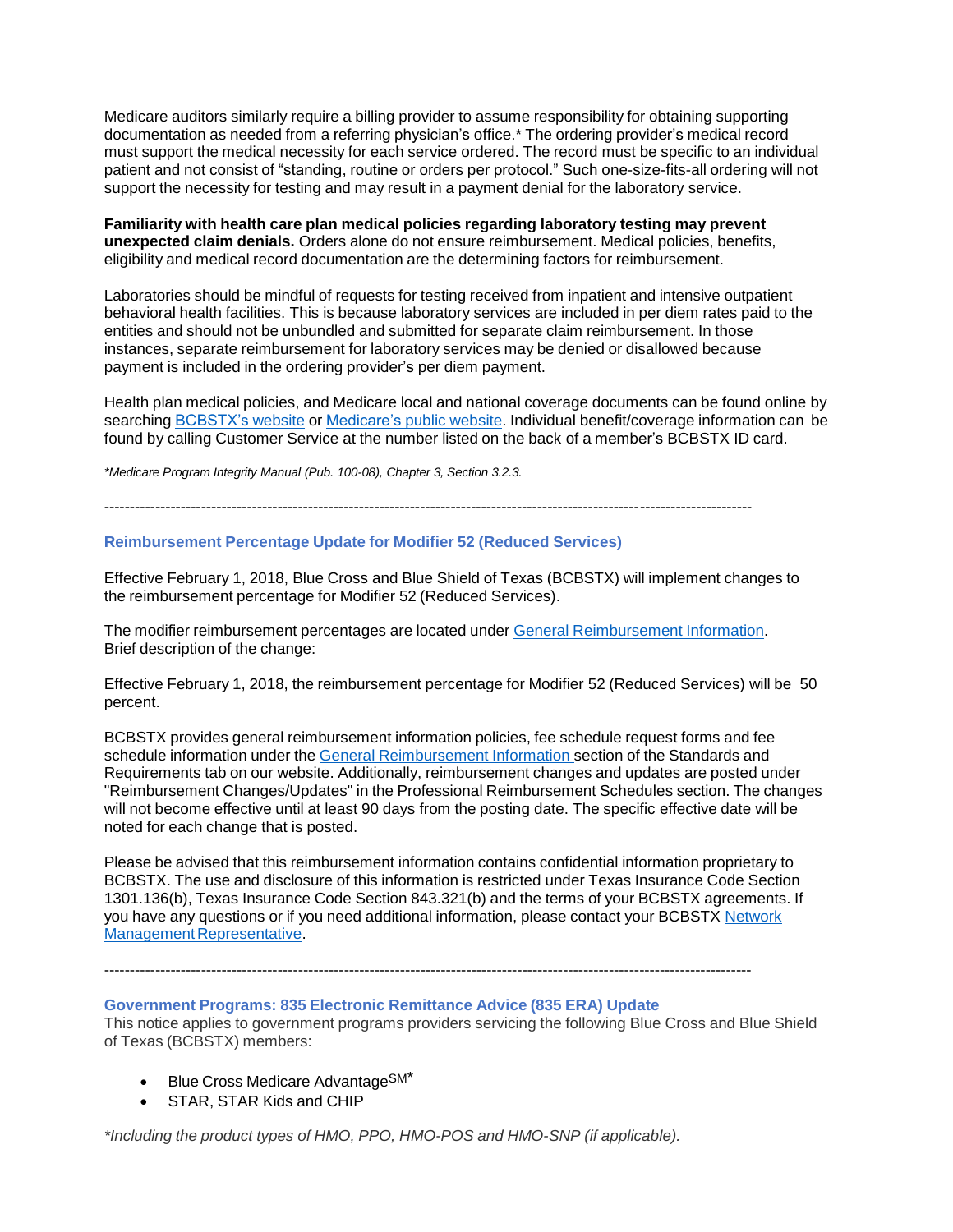Medicare auditors similarly require a billing provider to assume responsibility for obtaining supporting documentation as needed from a referring physician's office.* The ordering provider's medical record must support the medical necessity for each service ordered. The record must be specific to an individual patient and not consist of "standing, routine or orders per protocol." Such one-size-fits-all ordering will not support the necessity for testing and may result in a payment denial for the laboratory service.

**Familiarity with health care plan medical policies regarding laboratory testing may prevent unexpected claim denials.** Orders alone do not ensure reimbursement. Medical policies, benefits, eligibility and medical record documentation are the determining factors for reimbursement.

Laboratories should be mindful of requests for testing received from inpatient and intensive outpatient behavioral health facilities. This is because laboratory services are included in per diem rates paid to the entities and should not be unbundled and submitted for separate claim reimbursement. In those instances, separate reimbursement for laboratory services may be denied or disallowed because payment is included in the ordering provider's per diem payment.

Health plan medical policies, and Medicare local and national coverage documents can be found online by searching BCBSTX's website or Medicare's public website. Individual benefit/coverage information can be found by calling Customer Service at the number listed on the back of a member's BCBSTX ID card.

*\*Medicare Program Integrity Manual (Pub. 100-08), Chapter 3, Section 3.2.3.*

---

### Reimbursement Percentage Update for Modifier 52 (Reduced Services)

Effective February 1, 2018, Blue Cross and Blue Shield of Texas (BCBSTX) will implement changes to the reimbursement percentage for Modifier 52 (Reduced Services).

The modifier reimbursement percentages are located under General Reimbursement Information.
Brief description of the change:

Effective February 1, 2018, the reimbursement percentage for Modifier 52 (Reduced Services) will be 50 percent.

BCBSTX provides general reimbursement information policies, fee schedule request forms and fee schedule information under the General Reimbursement Information section of the Standards and Requirements tab on our website. Additionally, reimbursement changes and updates are posted under "Reimbursement Changes/Updates" in the Professional Reimbursement Schedules section. The changes will not become effective until at least 90 days from the posting date. The specific effective date will be noted for each change that is posted.

Please be advised that this reimbursement information contains confidential information proprietary to BCBSTX. The use and disclosure of this information is restricted under Texas Insurance Code Section 1301.136(b), Texas Insurance Code Section 843.321(b) and the terms of your BCBSTX agreements. If you have any questions or if you need additional information, please contact your BCBSTX Network Management Representative.

---

### Government Programs: 835 Electronic Remittance Advice (835 ERA) Update

This notice applies to government programs providers servicing the following Blue Cross and Blue Shield of Texas (BCBSTX) members:

- Blue Cross Medicare Advantage℠*
- STAR, STAR Kids and CHIP

*\*Including the product types of HMO, PPO, HMO-POS and HMO-SNP (if applicable).*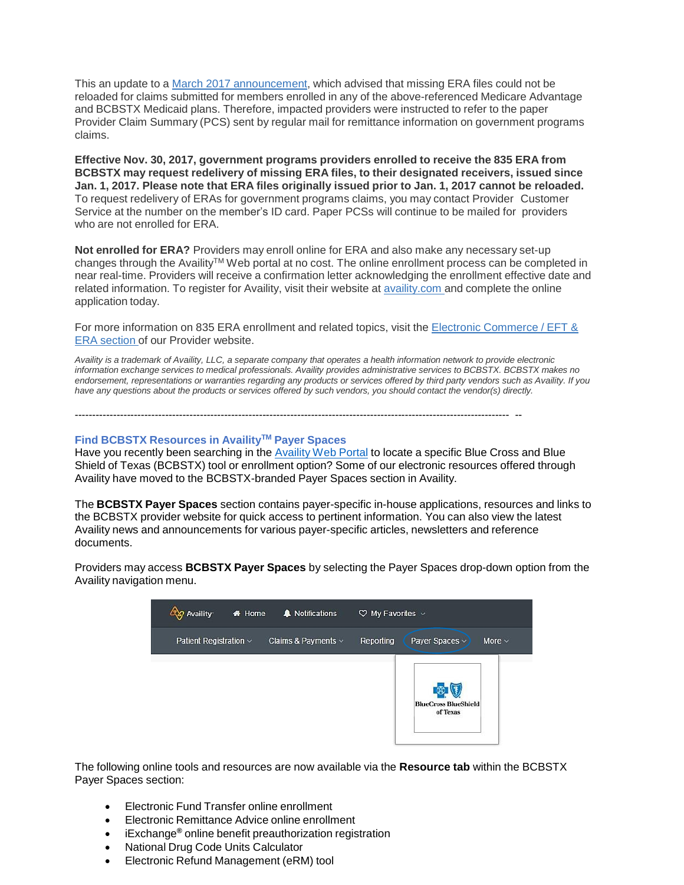This an update to a March 2017 announcement, which advised that missing ERA files could not be reloaded for claims submitted for members enrolled in any of the above-referenced Medicare Advantage and BCBSTX Medicaid plans. Therefore, impacted providers were instructed to refer to the paper Provider Claim Summary (PCS) sent by regular mail for remittance information on government programs claims.

**Effective Nov. 30, 2017, government programs providers enrolled to receive the 835 ERA from BCBSTX may request redelivery of missing ERA files, to their designated receivers, issued since Jan. 1, 2017. Please note that ERA files originally issued prior to Jan. 1, 2017 cannot be reloaded.** To request redelivery of ERAs for government programs claims, you may contact Provider Customer Service at the number on the member's ID card. Paper PCSs will continue to be mailed for providers who are not enrolled for ERA.

**Not enrolled for ERA?** Providers may enroll online for ERA and also make any necessary set-up changes through the Availity™ Web portal at no cost. The online enrollment process can be completed in near real-time. Providers will receive a confirmation letter acknowledging the enrollment effective date and related information. To register for Availity, visit their website at availity.com and complete the online application today.

For more information on 835 ERA enrollment and related topics, visit the Electronic Commerce / EFT & ERA section of our Provider website.

*Availity is a trademark of Availity, LLC, a separate company that operates a health information network to provide electronic information exchange services to medical professionals. Availity provides administrative services to BCBSTX. BCBSTX makes no endorsement, representations or warranties regarding any products or services offered by third party vendors such as Availity. If you have any questions about the products or services offered by such vendors, you should contact the vendor(s) directly.*

---

### Find BCBSTX Resources in Availity™ Payer Spaces

Have you recently been searching in the Availity Web Portal to locate a specific Blue Cross and Blue Shield of Texas (BCBSTX) tool or enrollment option? Some of our electronic resources offered through Availity have moved to the BCBSTX-branded Payer Spaces section in Availity.

The **BCBSTX Payer Spaces** section contains payer-specific in-house applications, resources and links to the BCBSTX provider website for quick access to pertinent information. You can also view the latest Availity news and announcements for various payer-specific articles, newsletters and reference documents.

Providers may access **BCBSTX Payer Spaces** by selecting the Payer Spaces drop-down option from the Availity navigation menu.

The following online tools and resources are now available via the **Resource tab** within the BCBSTX Payer Spaces section:

- Electronic Fund Transfer online enrollment
- Electronic Remittance Advice online enrollment
- iExchange® online benefit preauthorization registration
- National Drug Code Units Calculator
- Electronic Refund Management (eRM) tool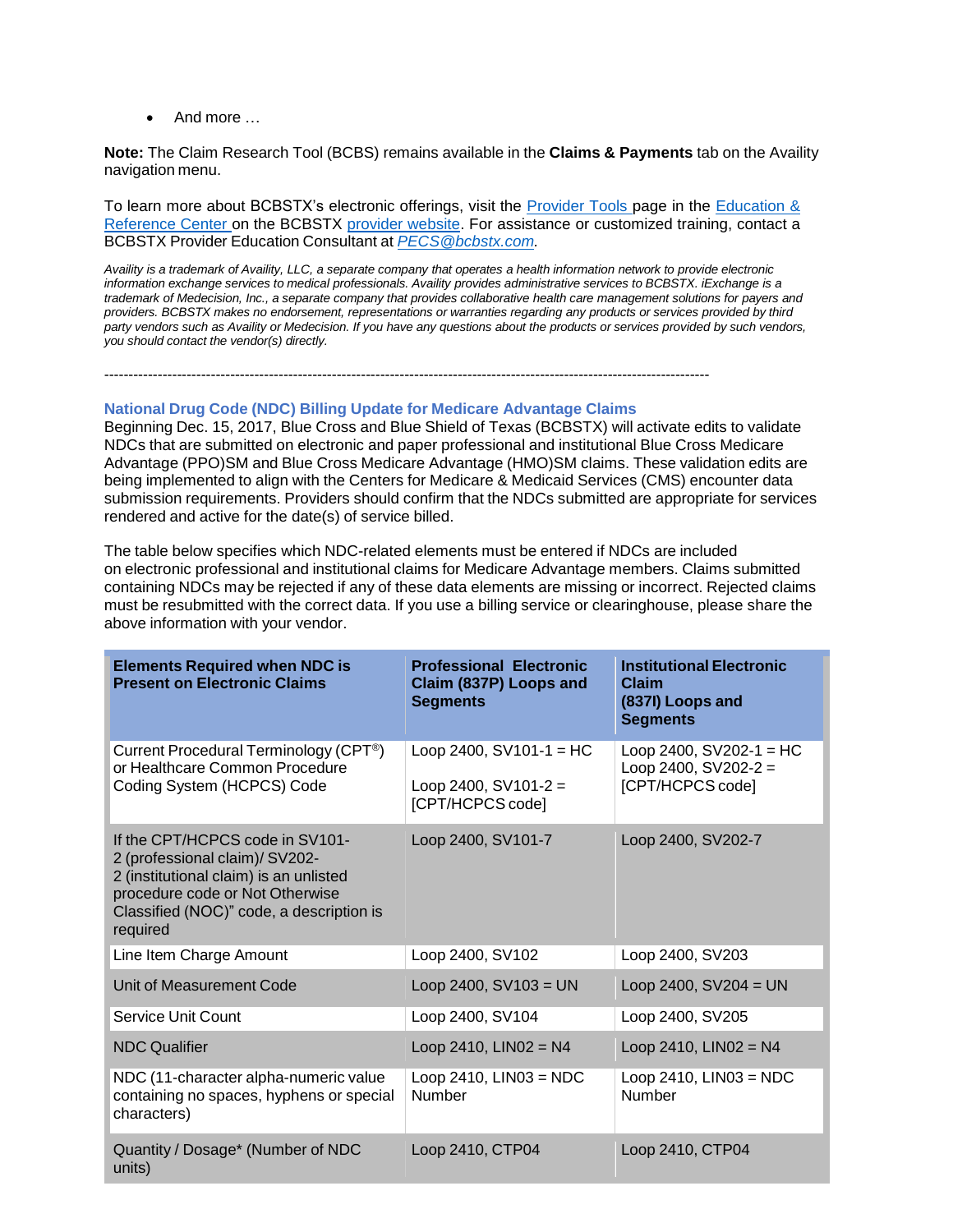- And more …

**Note:** The Claim Research Tool (BCBS) remains available in the **Claims & Payments** tab on the Availity navigation menu.

To learn more about BCBSTX's electronic offerings, visit the Provider Tools page in the Education & Reference Center on the BCBSTX provider website. For assistance or customized training, contact a BCBSTX Provider Education Consultant at *PECS@bcbstx.com.*

*Availity is a trademark of Availity, LLC, a separate company that operates a health information network to provide electronic information exchange services to medical professionals. Availity provides administrative services to BCBSTX. iExchange is a trademark of Medecision, Inc., a separate company that provides collaborative health care management solutions for payers and providers. BCBSTX makes no endorsement, representations or warranties regarding any products or services provided by third party vendors such as Availity or Medecision. If you have any questions about the products or services provided by such vendors, you should contact the vendor(s) directly.*

---

### National Drug Code (NDC) Billing Update for Medicare Advantage Claims

Beginning Dec. 15, 2017, Blue Cross and Blue Shield of Texas (BCBSTX) will activate edits to validate NDCs that are submitted on electronic and paper professional and institutional Blue Cross Medicare Advantage (PPO)SM and Blue Cross Medicare Advantage (HMO)SM claims. These validation edits are being implemented to align with the Centers for Medicare & Medicaid Services (CMS) encounter data submission requirements. Providers should confirm that the NDCs submitted are appropriate for services rendered and active for the date(s) of service billed.

The table below specifies which NDC-related elements must be entered if NDCs are included on electronic professional and institutional claims for Medicare Advantage members. Claims submitted containing NDCs may be rejected if any of these data elements are missing or incorrect. Rejected claims must be resubmitted with the correct data. If you use a billing service or clearinghouse, please share the above information with your vendor.

| Elements Required when NDC is Present on Electronic Claims | Professional Electronic Claim (837P) Loops and Segments | Institutional Electronic Claim (837I) Loops and Segments |
|---|---|---|
| Current Procedural Terminology (CPT®) or Healthcare Common Procedure Coding System (HCPCS) Code | Loop 2400, SV101-1 = HC<br><br>Loop 2400, SV101-2 = [CPT/HCPCS code] | Loop 2400, SV202-1 = HC<br>Loop 2400, SV202-2 = [CPT/HCPCS code] |
| If the CPT/HCPCS code in SV101-2 (professional claim)/ SV202-2 (institutional claim) is an unlisted procedure code or Not Otherwise Classified (NOC)" code, a description is required | Loop 2400, SV101-7 | Loop 2400, SV202-7 |
| Line Item Charge Amount | Loop 2400, SV102 | Loop 2400, SV203 |
| Unit of Measurement Code | Loop 2400, SV103 = UN | Loop 2400, SV204 = UN |
| Service Unit Count | Loop 2400, SV104 | Loop 2400, SV205 |
| NDC Qualifier | Loop 2410, LIN02 = N4 | Loop 2410, LIN02 = N4 |
| NDC (11-character alpha-numeric value containing no spaces, hyphens or special characters) | Loop 2410, LIN03 = NDC Number | Loop 2410, LIN03 = NDC Number |
| Quantity / Dosage* (Number of NDC units) | Loop 2410, CTP04 | Loop 2410, CTP04 |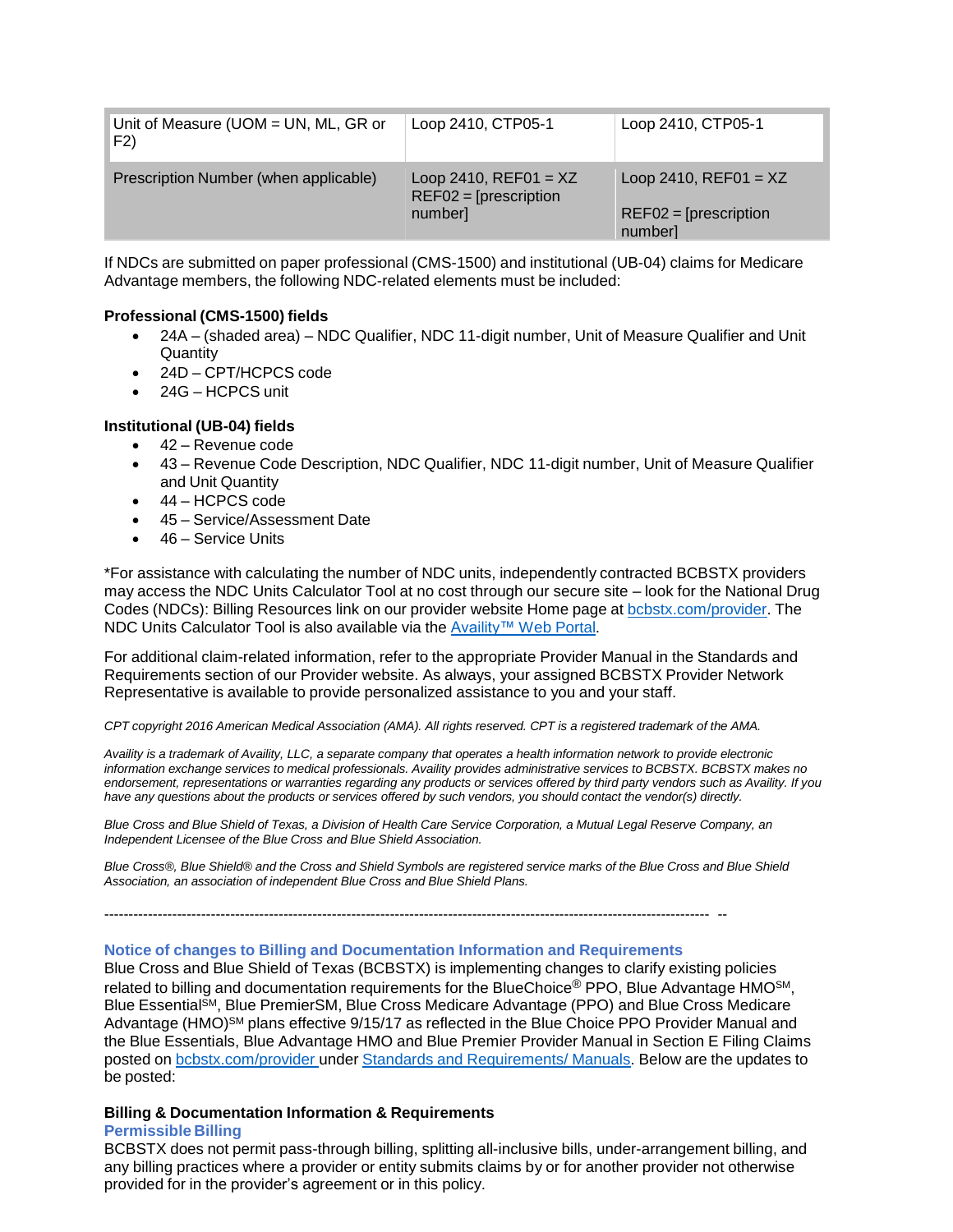| | | |
|---|---|---|
| Unit of Measure (UOM = UN, ML, GR or F2) | Loop 2410, CTP05-1 | Loop 2410, CTP05-1 |
| Prescription Number (when applicable) | Loop 2410, REF01 = XZ REF02 = [prescription number] | Loop 2410, REF01 = XZ REF02 = [prescription number] |

If NDCs are submitted on paper professional (CMS-1500) and institutional (UB-04) claims for Medicare Advantage members, the following NDC-related elements must be included:

**Professional (CMS-1500) fields**

- 24A – (shaded area) – NDC Qualifier, NDC 11-digit number, Unit of Measure Qualifier and Unit Quantity
- 24D – CPT/HCPCS code
- 24G – HCPCS unit

**Institutional (UB-04) fields**

- 42 – Revenue code
- 43 – Revenue Code Description, NDC Qualifier, NDC 11-digit number, Unit of Measure Qualifier and Unit Quantity
- 44 – HCPCS code
- 45 – Service/Assessment Date
- 46 – Service Units

*For assistance with calculating the number of NDC units, independently contracted BCBSTX providers may access the NDC Units Calculator Tool at no cost through our secure site – look for the National Drug Codes (NDCs): Billing Resources link on our provider website Home page at bcbstx.com/provider. The NDC Units Calculator Tool is also available via the Availity™ Web Portal.

For additional claim-related information, refer to the appropriate Provider Manual in the Standards and Requirements section of our Provider website. As always, your assigned BCBSTX Provider Network Representative is available to provide personalized assistance to you and your staff.

*CPT copyright 2016 American Medical Association (AMA). All rights reserved. CPT is a registered trademark of the AMA.*

*Availity is a trademark of Availity, LLC, a separate company that operates a health information network to provide electronic information exchange services to medical professionals. Availity provides administrative services to BCBSTX. BCBSTX makes no endorsement, representations or warranties regarding any products or services offered by third party vendors such as Availity. If you have any questions about the products or services offered by such vendors, you should contact the vendor(s) directly.*

*Blue Cross and Blue Shield of Texas, a Division of Health Care Service Corporation, a Mutual Legal Reserve Company, an Independent Licensee of the Blue Cross and Blue Shield Association.*

*Blue Cross®, Blue Shield® and the Cross and Shield Symbols are registered service marks of the Blue Cross and Blue Shield Association, an association of independent Blue Cross and Blue Shield Plans.*

------------------------------------------------------------------------------------------------------------------------ --

### Notice of changes to Billing and Documentation Information and Requirements

Blue Cross and Blue Shield of Texas (BCBSTX) is implementing changes to clarify existing policies related to billing and documentation requirements for the BlueChoice® PPO, Blue Advantage HMO℠, Blue Essential℠, Blue PremierSM, Blue Cross Medicare Advantage (PPO) and Blue Cross Medicare Advantage (HMO)℠ plans effective 9/15/17 as reflected in the Blue Choice PPO Provider Manual and the Blue Essentials, Blue Advantage HMO and Blue Premier Provider Manual in Section E Filing Claims posted on bcbstx.com/provider under Standards and Requirements/ Manuals. Below are the updates to be posted:

**Billing & Documentation Information & Requirements**

**Permissible Billing**

BCBSTX does not permit pass-through billing, splitting all-inclusive bills, under-arrangement billing, and any billing practices where a provider or entity submits claims by or for another provider not otherwise provided for in the provider's agreement or in this policy.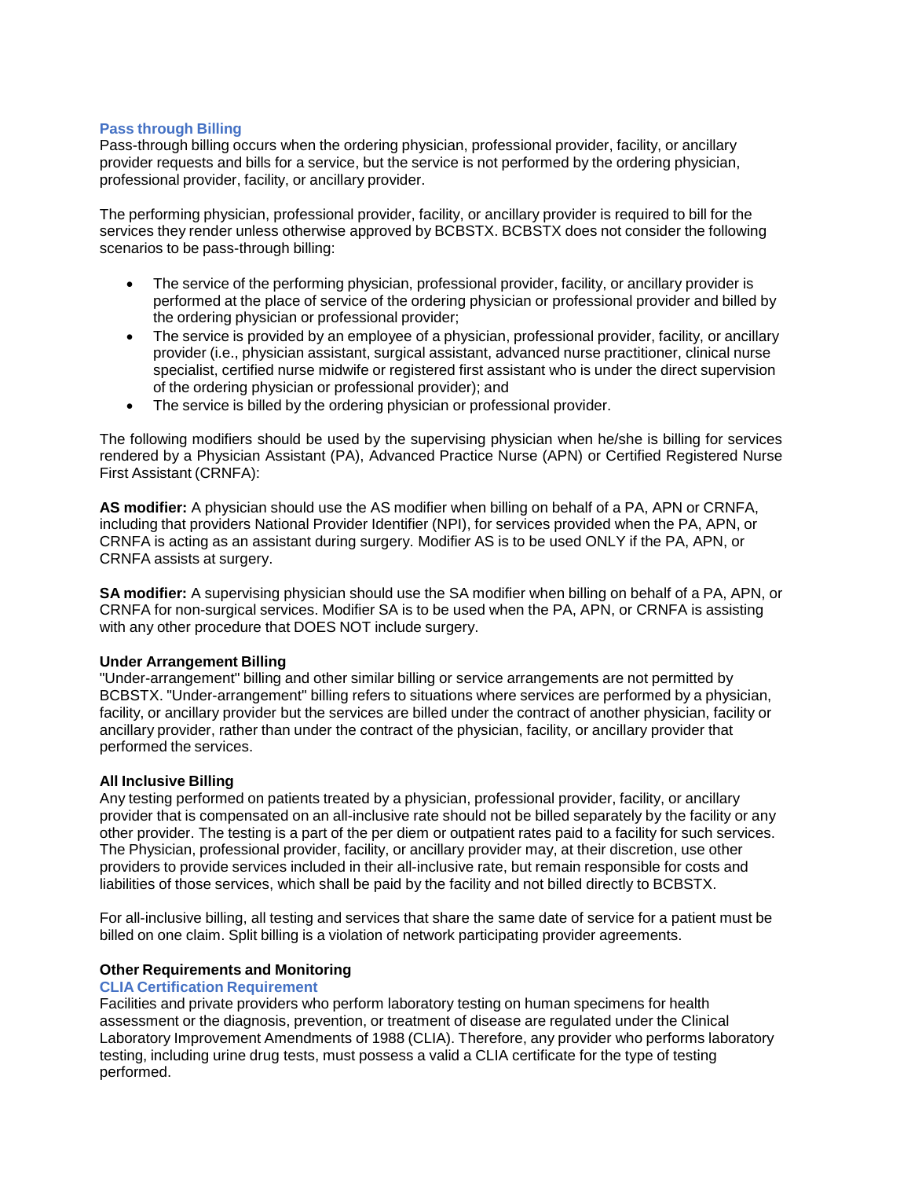### Pass through Billing

Pass-through billing occurs when the ordering physician, professional provider, facility, or ancillary provider requests and bills for a service, but the service is not performed by the ordering physician, professional provider, facility, or ancillary provider.

The performing physician, professional provider, facility, or ancillary provider is required to bill for the services they render unless otherwise approved by BCBSTX. BCBSTX does not consider the following scenarios to be pass-through billing:

- The service of the performing physician, professional provider, facility, or ancillary provider is performed at the place of service of the ordering physician or professional provider and billed by the ordering physician or professional provider;
- The service is provided by an employee of a physician, professional provider, facility, or ancillary provider (i.e., physician assistant, surgical assistant, advanced nurse practitioner, clinical nurse specialist, certified nurse midwife or registered first assistant who is under the direct supervision of the ordering physician or professional provider); and
- The service is billed by the ordering physician or professional provider.

The following modifiers should be used by the supervising physician when he/she is billing for services rendered by a Physician Assistant (PA), Advanced Practice Nurse (APN) or Certified Registered Nurse First Assistant (CRNFA):

**AS modifier:** A physician should use the AS modifier when billing on behalf of a PA, APN or CRNFA, including that providers National Provider Identifier (NPI), for services provided when the PA, APN, or CRNFA is acting as an assistant during surgery. Modifier AS is to be used ONLY if the PA, APN, or CRNFA assists at surgery.

**SA modifier:** A supervising physician should use the SA modifier when billing on behalf of a PA, APN, or CRNFA for non-surgical services. Modifier SA is to be used when the PA, APN, or CRNFA is assisting with any other procedure that DOES NOT include surgery.

**Under Arrangement Billing**

"Under-arrangement" billing and other similar billing or service arrangements are not permitted by BCBSTX. "Under-arrangement" billing refers to situations where services are performed by a physician, facility, or ancillary provider but the services are billed under the contract of another physician, facility or ancillary provider, rather than under the contract of the physician, facility, or ancillary provider that performed the services.

**All Inclusive Billing**

Any testing performed on patients treated by a physician, professional provider, facility, or ancillary provider that is compensated on an all-inclusive rate should not be billed separately by the facility or any other provider. The testing is a part of the per diem or outpatient rates paid to a facility for such services. The Physician, professional provider, facility, or ancillary provider may, at their discretion, use other providers to provide services included in their all-inclusive rate, but remain responsible for costs and liabilities of those services, which shall be paid by the facility and not billed directly to BCBSTX.

For all-inclusive billing, all testing and services that share the same date of service for a patient must be billed on one claim. Split billing is a violation of network participating provider agreements.

**Other Requirements and Monitoring**

### CLIA Certification Requirement

Facilities and private providers who perform laboratory testing on human specimens for health assessment or the diagnosis, prevention, or treatment of disease are regulated under the Clinical Laboratory Improvement Amendments of 1988 (CLIA). Therefore, any provider who performs laboratory testing, including urine drug tests, must possess a valid CLIA certificate for the type of testing performed.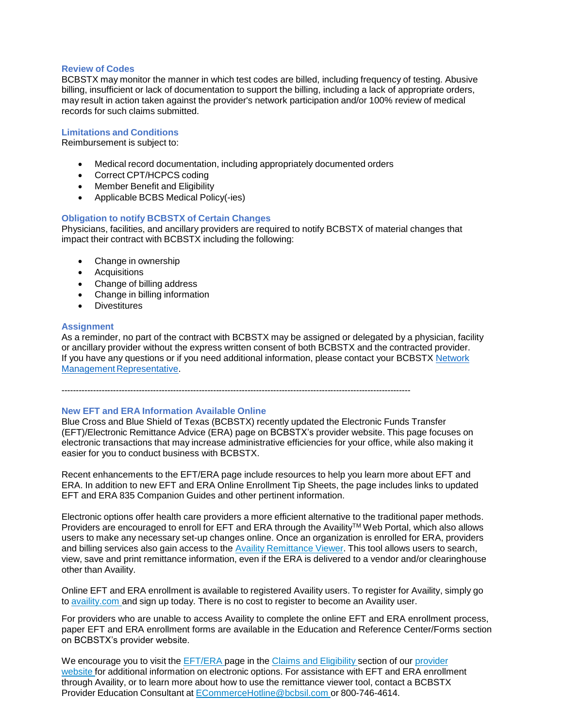### Review of Codes

BCBSTX may monitor the manner in which test codes are billed, including frequency of testing. Abusive billing, insufficient or lack of documentation to support the billing, including a lack of appropriate orders, may result in action taken against the provider's network participation and/or 100% review of medical records for such claims submitted.

### Limitations and Conditions

Reimbursement is subject to:

- Medical record documentation, including appropriately documented orders
- Correct CPT/HCPCS coding
- Member Benefit and Eligibility
- Applicable BCBS Medical Policy(-ies)

### Obligation to notify BCBSTX of Certain Changes

Physicians, facilities, and ancillary providers are required to notify BCBSTX of material changes that impact their contract with BCBSTX including the following:

- Change in ownership
- Acquisitions
- Change of billing address
- Change in billing information
- Divestitures

### Assignment

As a reminder, no part of the contract with BCBSTX may be assigned or delegated by a physician, facility or ancillary provider without the express written consent of both BCBSTX and the contracted provider. If you have any questions or if you need additional information, please contact your BCBSTX Network Management Representative.

---

### New EFT and ERA Information Available Online

Blue Cross and Blue Shield of Texas (BCBSTX) recently updated the Electronic Funds Transfer (EFT)/Electronic Remittance Advice (ERA) page on BCBSTX's provider website. This page focuses on electronic transactions that may increase administrative efficiencies for your office, while also making it easier for you to conduct business with BCBSTX.

Recent enhancements to the EFT/ERA page include resources to help you learn more about EFT and ERA. In addition to new EFT and ERA Online Enrollment Tip Sheets, the page includes links to updated EFT and ERA 835 Companion Guides and other pertinent information.

Electronic options offer health care providers a more efficient alternative to the traditional paper methods. Providers are encouraged to enroll for EFT and ERA through the Availity™ Web Portal, which also allows users to make any necessary set-up changes online. Once an organization is enrolled for ERA, providers and billing services also gain access to the Availity Remittance Viewer. This tool allows users to search, view, save and print remittance information, even if the ERA is delivered to a vendor and/or clearinghouse other than Availity.

Online EFT and ERA enrollment is available to registered Availity users. To register for Availity, simply go to availity.com and sign up today. There is no cost to register to become an Availity user.

For providers who are unable to access Availity to complete the online EFT and ERA enrollment process, paper EFT and ERA enrollment forms are available in the Education and Reference Center/Forms section on BCBSTX's provider website.

We encourage you to visit the EFT/ERA page in the Claims and Eligibility section of our provider website for additional information on electronic options. For assistance with EFT and ERA enrollment through Availity, or to learn more about how to use the remittance viewer tool, contact a BCBSTX Provider Education Consultant at ECommerceHotline@bcbsil.com or 800-746-4614.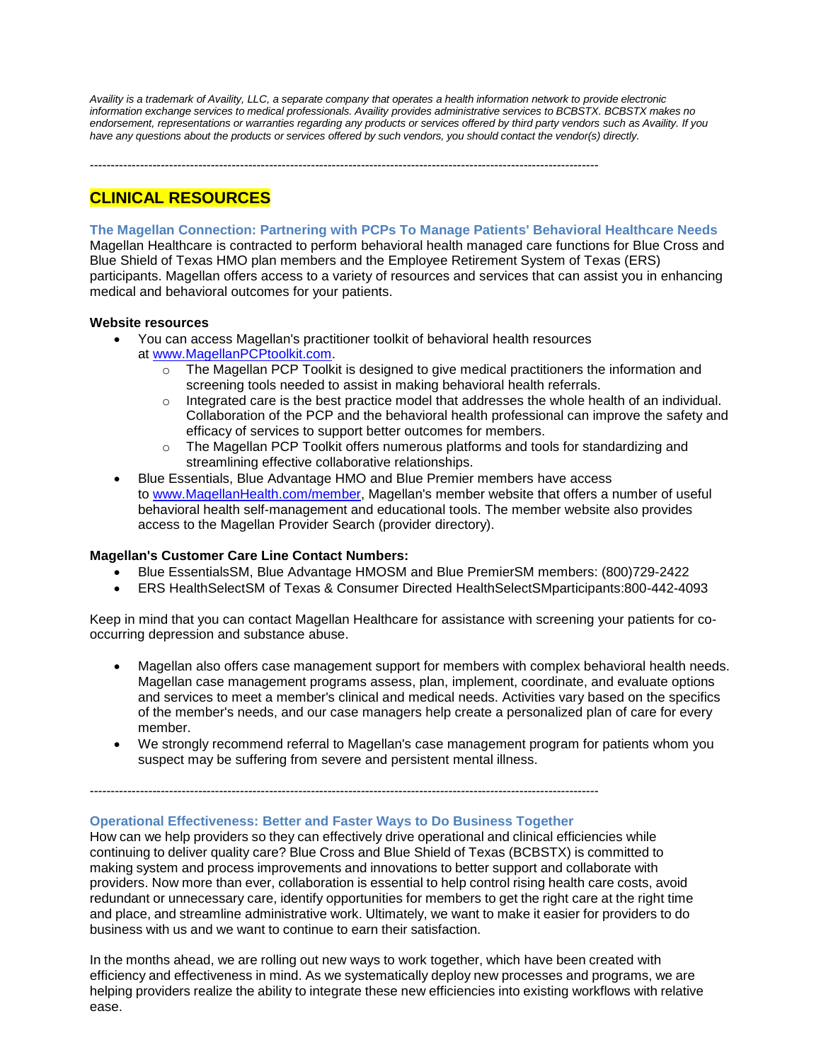*Availity is a trademark of Availity, LLC, a separate company that operates a health information network to provide electronic information exchange services to medical professionals. Availity provides administrative services to BCBSTX. BCBSTX makes no endorsement, representations or warranties regarding any products or services offered by third party vendors such as Availity. If you have any questions about the products or services offered by such vendors, you should contact the vendor(s) directly.*

---

## CLINICAL RESOURCES

### The Magellan Connection: Partnering with PCPs To Manage Patients' Behavioral Healthcare Needs

Magellan Healthcare is contracted to perform behavioral health managed care functions for Blue Cross and Blue Shield of Texas HMO plan members and the Employee Retirement System of Texas (ERS) participants. Magellan offers access to a variety of resources and services that can assist you in enhancing medical and behavioral outcomes for your patients.

**Website resources**

- You can access Magellan's practitioner toolkit of behavioral health resources at www.MagellanPCPtoolkit.com.
  - The Magellan PCP Toolkit is designed to give medical practitioners the information and screening tools needed to assist in making behavioral health referrals.
  - Integrated care is the best practice model that addresses the whole health of an individual. Collaboration of the PCP and the behavioral health professional can improve the safety and efficacy of services to support better outcomes for members.
  - The Magellan PCP Toolkit offers numerous platforms and tools for standardizing and streamlining effective collaborative relationships.
- Blue Essentials, Blue Advantage HMO and Blue Premier members have access to www.MagellanHealth.com/member, Magellan's member website that offers a number of useful behavioral health self-management and educational tools. The member website also provides access to the Magellan Provider Search (provider directory).

**Magellan's Customer Care Line Contact Numbers:**

- Blue EssentialsSM, Blue Advantage HMOSM and Blue PremierSM members: (800)729-2422
- ERS HealthSelectSM of Texas & Consumer Directed HealthSelectSMparticipants:800-442-4093

Keep in mind that you can contact Magellan Healthcare for assistance with screening your patients for co-occurring depression and substance abuse.

- Magellan also offers case management support for members with complex behavioral health needs. Magellan case management programs assess, plan, implement, coordinate, and evaluate options and services to meet a member's clinical and medical needs. Activities vary based on the specifics of the member's needs, and our case managers help create a personalized plan of care for every member.
- We strongly recommend referral to Magellan's case management program for patients whom you suspect may be suffering from severe and persistent mental illness.

---

### Operational Effectiveness: Better and Faster Ways to Do Business Together

How can we help providers so they can effectively drive operational and clinical efficiencies while continuing to deliver quality care? Blue Cross and Blue Shield of Texas (BCBSTX) is committed to making system and process improvements and innovations to better support and collaborate with providers. Now more than ever, collaboration is essential to help control rising health care costs, avoid redundant or unnecessary care, identify opportunities for members to get the right care at the right time and place, and streamline administrative work. Ultimately, we want to make it easier for providers to do business with us and we want to continue to earn their satisfaction.

In the months ahead, we are rolling out new ways to work together, which have been created with efficiency and effectiveness in mind. As we systematically deploy new processes and programs, we are helping providers realize the ability to integrate these new efficiencies into existing workflows with relative ease.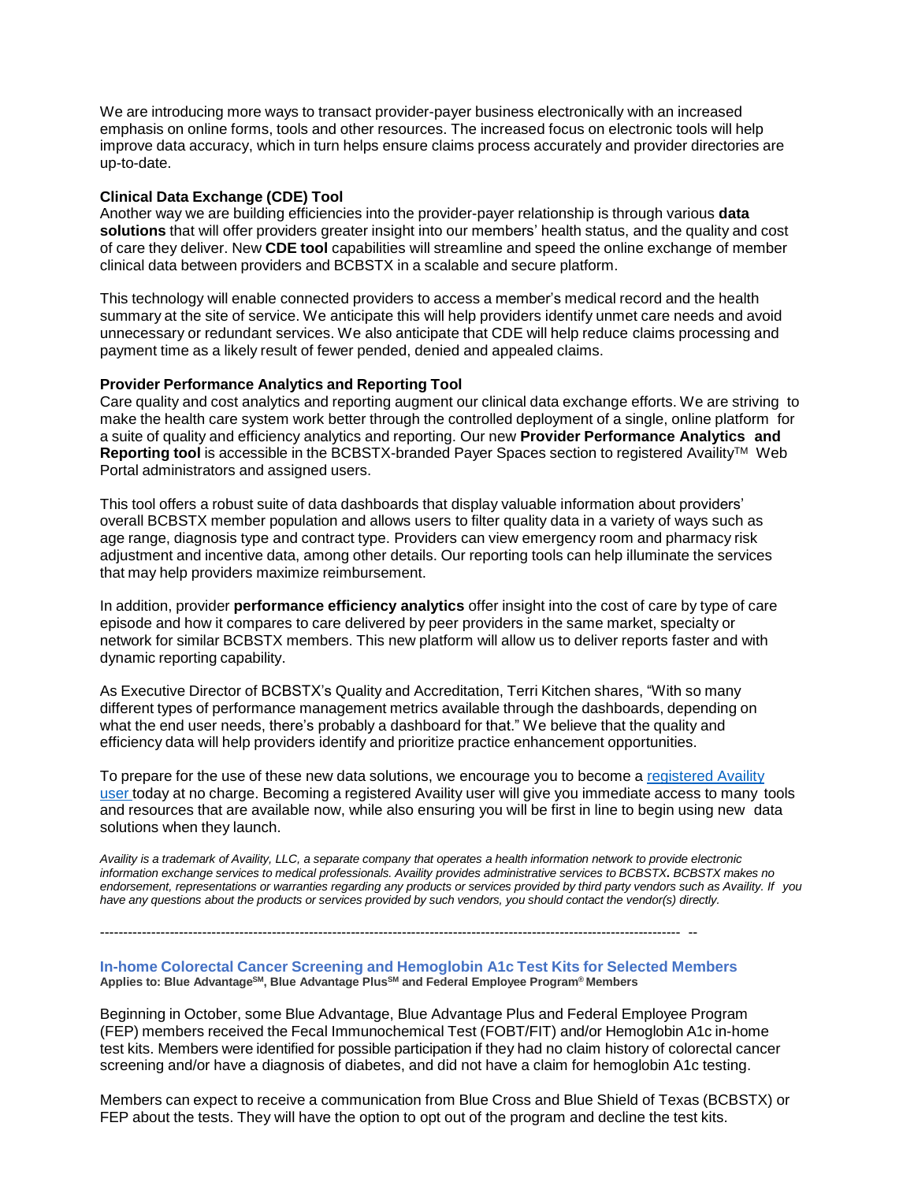We are introducing more ways to transact provider-payer business electronically with an increased emphasis on online forms, tools and other resources. The increased focus on electronic tools will help improve data accuracy, which in turn helps ensure claims process accurately and provider directories are up-to-date.

**Clinical Data Exchange (CDE) Tool**

Another way we are building efficiencies into the provider-payer relationship is through various **data solutions** that will offer providers greater insight into our members' health status, and the quality and cost of care they deliver. New **CDE tool** capabilities will streamline and speed the online exchange of member clinical data between providers and BCBSTX in a scalable and secure platform.

This technology will enable connected providers to access a member's medical record and the health summary at the site of service. We anticipate this will help providers identify unmet care needs and avoid unnecessary or redundant services. We also anticipate that CDE will help reduce claims processing and payment time as a likely result of fewer pended, denied and appealed claims.

**Provider Performance Analytics and Reporting Tool**

Care quality and cost analytics and reporting augment our clinical data exchange efforts. We are striving to make the health care system work better through the controlled deployment of a single, online platform for a suite of quality and efficiency analytics and reporting. Our new **Provider Performance Analytics and Reporting tool** is accessible in the BCBSTX-branded Payer Spaces section to registered Availity™ Web Portal administrators and assigned users.

This tool offers a robust suite of data dashboards that display valuable information about providers' overall BCBSTX member population and allows users to filter quality data in a variety of ways such as age range, diagnosis type and contract type. Providers can view emergency room and pharmacy risk adjustment and incentive data, among other details. Our reporting tools can help illuminate the services that may help providers maximize reimbursement.

In addition, provider **performance efficiency analytics** offer insight into the cost of care by type of care episode and how it compares to care delivered by peer providers in the same market, specialty or network for similar BCBSTX members. This new platform will allow us to deliver reports faster and with dynamic reporting capability.

As Executive Director of BCBSTX's Quality and Accreditation, Terri Kitchen shares, "With so many different types of performance management metrics available through the dashboards, depending on what the end user needs, there's probably a dashboard for that." We believe that the quality and efficiency data will help providers identify and prioritize practice enhancement opportunities.

To prepare for the use of these new data solutions, we encourage you to become a registered Availity user today at no charge. Becoming a registered Availity user will give you immediate access to many tools and resources that are available now, while also ensuring you will be first in line to begin using new data solutions when they launch.

*Availity is a trademark of Availity, LLC, a separate company that operates a health information network to provide electronic information exchange services to medical professionals. Availity provides administrative services to BCBSTX. BCBSTX makes no endorsement, representations or warranties regarding any products or services provided by third party vendors such as Availity. If you have any questions about the products or services provided by such vendors, you should contact the vendor(s) directly.*

---

### In-home Colorectal Cancer Screening and Hemoglobin A1c Test Kits for Selected Members

**Applies to: Blue Advantage℠, Blue Advantage Plus℠ and Federal Employee Program® Members**

Beginning in October, some Blue Advantage, Blue Advantage Plus and Federal Employee Program (FEP) members received the Fecal Immunochemical Test (FOBT/FIT) and/or Hemoglobin A1c in-home test kits. Members were identified for possible participation if they had no claim history of colorectal cancer screening and/or have a diagnosis of diabetes, and did not have a claim for hemoglobin A1c testing.

Members can expect to receive a communication from Blue Cross and Blue Shield of Texas (BCBSTX) or FEP about the tests. They will have the option to opt out of the program and decline the test kits.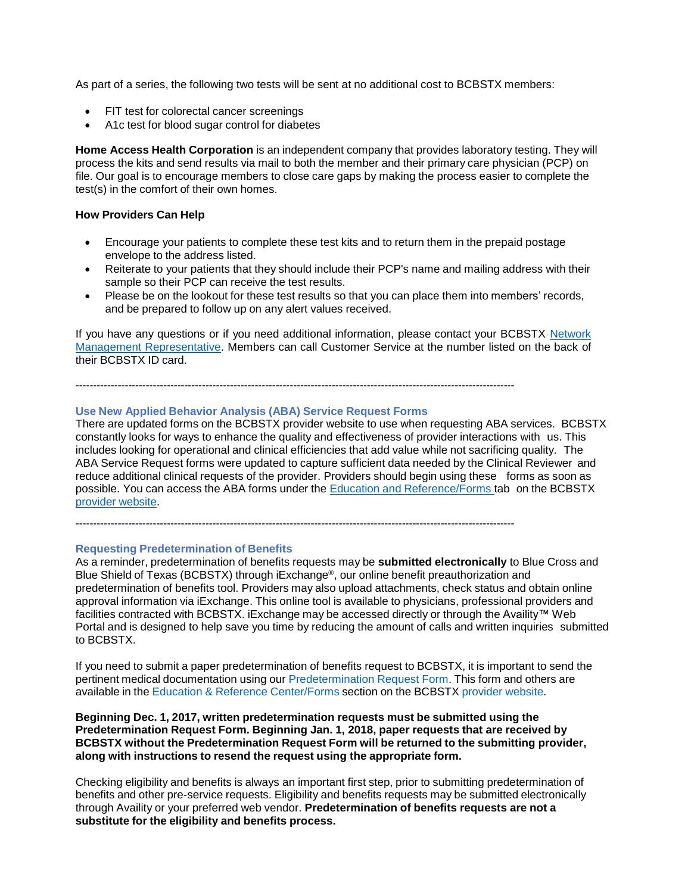As part of a series, the following two tests will be sent at no additional cost to BCBSTX members:

- FIT test for colorectal cancer screenings
- A1c test for blood sugar control for diabetes

**Home Access Health Corporation** is an independent company that provides laboratory testing. They will process the kits and send results via mail to both the member and their primary care physician (PCP) on file. Our goal is to encourage members to close care gaps by making the process easier to complete the test(s) in the comfort of their own homes.

**How Providers Can Help**

- Encourage your patients to complete these test kits and to return them in the prepaid postage envelope to the address listed.
- Reiterate to your patients that they should include their PCP's name and mailing address with their sample so their PCP can receive the test results.
- Please be on the lookout for these test results so that you can place them into members' records, and be prepared to follow up on any alert values received.

If you have any questions or if you need additional information, please contact your BCBSTX Network Management Representative. Members can call Customer Service at the number listed on the back of their BCBSTX ID card.

---

### Use New Applied Behavior Analysis (ABA) Service Request Forms

There are updated forms on the BCBSTX provider website to use when requesting ABA services. BCBSTX constantly looks for ways to enhance the quality and effectiveness of provider interactions with us. This includes looking for operational and clinical efficiencies that add value while not sacrificing quality. The ABA Service Request forms were updated to capture sufficient data needed by the Clinical Reviewer and reduce additional clinical requests of the provider. Providers should begin using these forms as soon as possible. You can access the ABA forms under the Education and Reference/Forms tab on the BCBSTX provider website.

---

### Requesting Predetermination of Benefits

As a reminder, predetermination of benefits requests may be **submitted electronically** to Blue Cross and Blue Shield of Texas (BCBSTX) through iExchange®, our online benefit preauthorization and predetermination of benefits tool. Providers may also upload attachments, check status and obtain online approval information via iExchange. This online tool is available to physicians, professional providers and facilities contracted with BCBSTX. iExchange may be accessed directly or through the Availity™ Web Portal and is designed to help save you time by reducing the amount of calls and written inquiries submitted to BCBSTX.

If you need to submit a paper predetermination of benefits request to BCBSTX, it is important to send the pertinent medical documentation using our Predetermination Request Form. This form and others are available in the Education & Reference Center/Forms section on the BCBSTX provider website.

**Beginning Dec. 1, 2017, written predetermination requests must be submitted using the Predetermination Request Form. Beginning Jan. 1, 2018, paper requests that are received by BCBSTX without the Predetermination Request Form will be returned to the submitting provider, along with instructions to resend the request using the appropriate form.**

Checking eligibility and benefits is always an important first step, prior to submitting predetermination of benefits and other pre-service requests. Eligibility and benefits requests may be submitted electronically through Availity or your preferred web vendor. **Predetermination of benefits requests are not a substitute for the eligibility and benefits process.**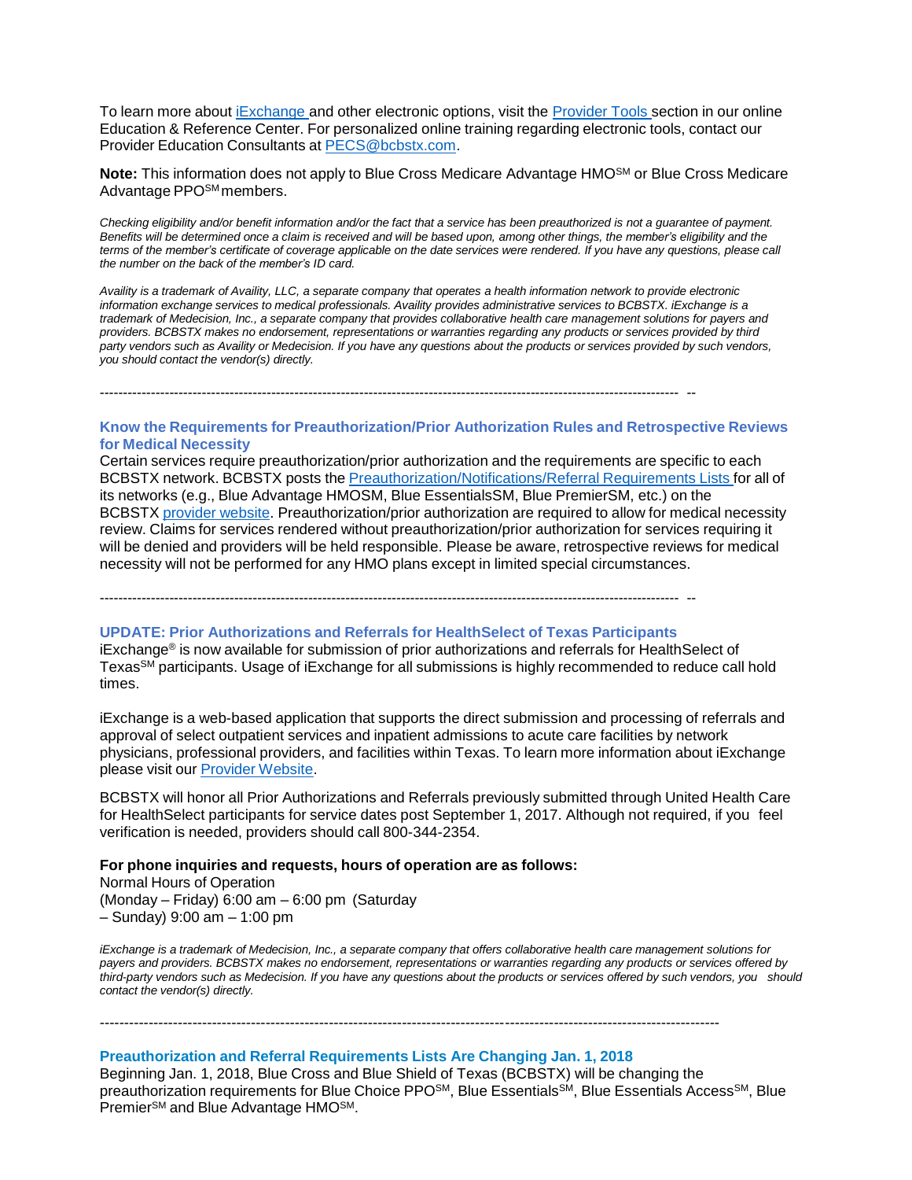To learn more about iExchange and other electronic options, visit the Provider Tools section in our online Education & Reference Center. For personalized online training regarding electronic tools, contact our Provider Education Consultants at PECS@bcbstx.com.

**Note:** This information does not apply to Blue Cross Medicare Advantage HMO℠ or Blue Cross Medicare Advantage PPO℠ members.

*Checking eligibility and/or benefit information and/or the fact that a service has been preauthorized is not a guarantee of payment. Benefits will be determined once a claim is received and will be based upon, among other things, the member's eligibility and the terms of the member's certificate of coverage applicable on the date services were rendered. If you have any questions, please call the number on the back of the member's ID card.*

*Availity is a trademark of Availity, LLC, a separate company that operates a health information network to provide electronic information exchange services to medical professionals. Availity provides administrative services to BCBSTX. iExchange is a trademark of Medecision, Inc., a separate company that provides collaborative health care management solutions for payers and providers. BCBSTX makes no endorsement, representations or warranties regarding any products or services provided by third party vendors such as Availity or Medecision. If you have any questions about the products or services provided by such vendors, you should contact the vendor(s) directly.*

---

### Know the Requirements for Preauthorization/Prior Authorization Rules and Retrospective Reviews for Medical Necessity

Certain services require preauthorization/prior authorization and the requirements are specific to each BCBSTX network. BCBSTX posts the Preauthorization/Notifications/Referral Requirements Lists for all of its networks (e.g., Blue Advantage HMOSM, Blue EssentialsSM, Blue PremierSM, etc.) on the BCBSTX provider website. Preauthorization/prior authorization are required to allow for medical necessity review. Claims for services rendered without preauthorization/prior authorization for services requiring it will be denied and providers will be held responsible. Please be aware, retrospective reviews for medical necessity will not be performed for any HMO plans except in limited special circumstances.

---

### UPDATE: Prior Authorizations and Referrals for HealthSelect of Texas Participants

iExchange® is now available for submission of prior authorizations and referrals for HealthSelect of Texas℠ participants. Usage of iExchange for all submissions is highly recommended to reduce call hold times.

iExchange is a web-based application that supports the direct submission and processing of referrals and approval of select outpatient services and inpatient admissions to acute care facilities by network physicians, professional providers, and facilities within Texas. To learn more information about iExchange please visit our Provider Website.

BCBSTX will honor all Prior Authorizations and Referrals previously submitted through United Health Care for HealthSelect participants for service dates post September 1, 2017. Although not required, if you feel verification is needed, providers should call 800-344-2354.

**For phone inquiries and requests, hours of operation are as follows:**

Normal Hours of Operation
(Monday – Friday) 6:00 am – 6:00 pm (Saturday – Sunday) 9:00 am – 1:00 pm

*iExchange is a trademark of Medecision, Inc., a separate company that offers collaborative health care management solutions for payers and providers. BCBSTX makes no endorsement, representations or warranties regarding any products or services offered by third-party vendors such as Medecision. If you have any questions about the products or services offered by such vendors, you should contact the vendor(s) directly.*

---

### Preauthorization and Referral Requirements Lists Are Changing Jan. 1, 2018

Beginning Jan. 1, 2018, Blue Cross and Blue Shield of Texas (BCBSTX) will be changing the preauthorization requirements for Blue Choice PPO℠, Blue Essentials℠, Blue Essentials Access℠, Blue Premier℠ and Blue Advantage HMO℠.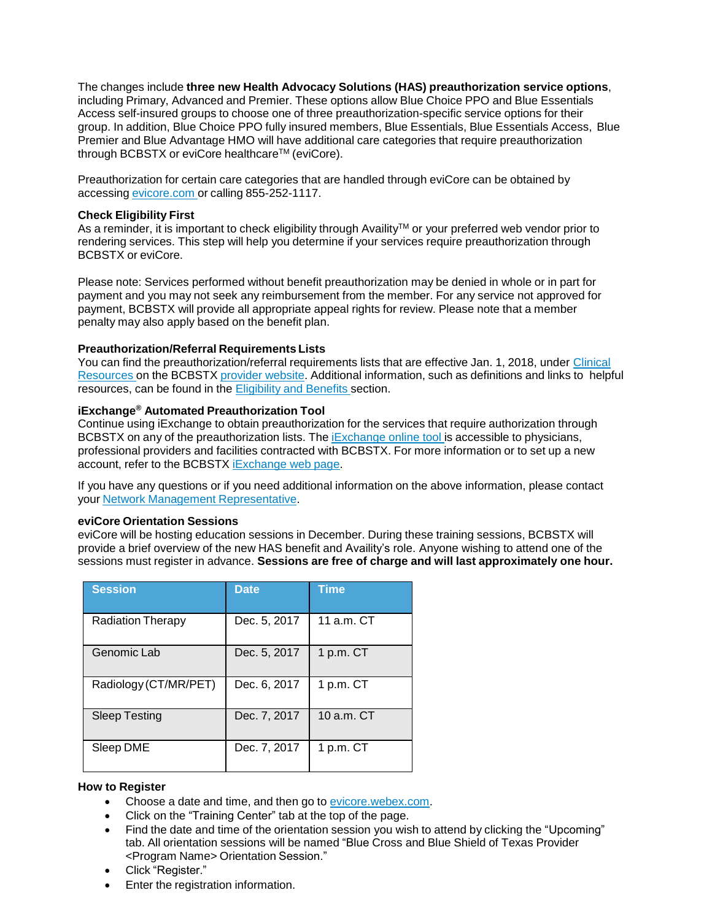The changes include **three new Health Advocacy Solutions (HAS) preauthorization service options**, including Primary, Advanced and Premier. These options allow Blue Choice PPO and Blue Essentials Access self-insured groups to choose one of three preauthorization-specific service options for their group. In addition, Blue Choice PPO fully insured members, Blue Essentials, Blue Essentials Access, Blue Premier and Blue Advantage HMO will have additional care categories that require preauthorization through BCBSTX or eviCore healthcare™ (eviCore).

Preauthorization for certain care categories that are handled through eviCore can be obtained by accessing evicore.com or calling 855-252-1117.

**Check Eligibility First**

As a reminder, it is important to check eligibility through Availity™ or your preferred web vendor prior to rendering services. This step will help you determine if your services require preauthorization through BCBSTX or eviCore.

Please note: Services performed without benefit preauthorization may be denied in whole or in part for payment and you may not seek any reimbursement from the member. For any service not approved for payment, BCBSTX will provide all appropriate appeal rights for review. Please note that a member penalty may also apply based on the benefit plan.

**Preauthorization/Referral Requirements Lists**

You can find the preauthorization/referral requirements lists that are effective Jan. 1, 2018, under Clinical Resources on the BCBSTX provider website. Additional information, such as definitions and links to helpful resources, can be found in the Eligibility and Benefits section.

**iExchange® Automated Preauthorization Tool**

Continue using iExchange to obtain preauthorization for the services that require authorization through BCBSTX on any of the preauthorization lists. The iExchange online tool is accessible to physicians, professional providers and facilities contracted with BCBSTX. For more information or to set up a new account, refer to the BCBSTX iExchange web page.

If you have any questions or if you need additional information on the above information, please contact your Network Management Representative.

**eviCore Orientation Sessions**

eviCore will be hosting education sessions in December. During these training sessions, BCBSTX will provide a brief overview of the new HAS benefit and Availity's role. Anyone wishing to attend one of the sessions must register in advance. **Sessions are free of charge and will last approximately one hour.**

| Session | Date | Time |
|---|---|---|
| Radiation Therapy | Dec. 5, 2017 | 11 a.m. CT |
| Genomic Lab | Dec. 5, 2017 | 1 p.m. CT |
| Radiology (CT/MR/PET) | Dec. 6, 2017 | 1 p.m. CT |
| Sleep Testing | Dec. 7, 2017 | 10 a.m. CT |
| Sleep DME | Dec. 7, 2017 | 1 p.m. CT |

**How to Register**

- Choose a date and time, and then go to evicore.webex.com.
- Click on the "Training Center" tab at the top of the page.
- Find the date and time of the orientation session you wish to attend by clicking the "Upcoming" tab. All orientation sessions will be named "Blue Cross and Blue Shield of Texas Provider <Program Name> Orientation Session."
- Click "Register."
- Enter the registration information.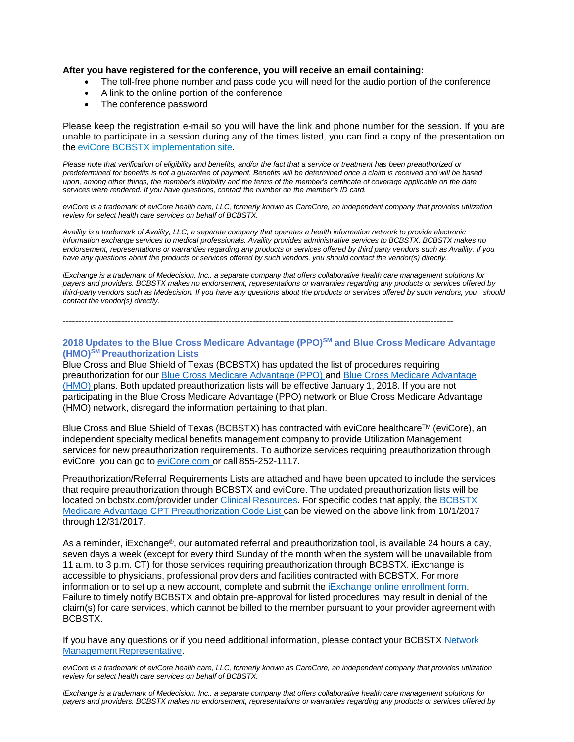**After you have registered for the conference, you will receive an email containing:**

- The toll-free phone number and pass code you will need for the audio portion of the conference
- A link to the online portion of the conference
- The conference password

Please keep the registration e-mail so you will have the link and phone number for the session. If you are unable to participate in a session during any of the times listed, you can find a copy of the presentation on the eviCore BCBSTX implementation site.

*Please note that verification of eligibility and benefits, and/or the fact that a service or treatment has been preauthorized or predetermined for benefits is not a guarantee of payment. Benefits will be determined once a claim is received and will be based upon, among other things, the member's eligibility and the terms of the member's certificate of coverage applicable on the date services were rendered. If you have questions, contact the number on the member's ID card.*

*eviCore is a trademark of eviCore health care, LLC, formerly known as CareCore, an independent company that provides utilization review for select health care services on behalf of BCBSTX.*

*Availity is a trademark of Availity, LLC, a separate company that operates a health information network to provide electronic information exchange services to medical professionals. Availity provides administrative services to BCBSTX. BCBSTX makes no endorsement, representations or warranties regarding any products or services offered by third party vendors such as Availity. If you have any questions about the products or services offered by such vendors, you should contact the vendor(s) directly.*

*iExchange is a trademark of Medecision, Inc., a separate company that offers collaborative health care management solutions for payers and providers. BCBSTX makes no endorsement, representations or warranties regarding any products or services offered by third-party vendors such as Medecision. If you have any questions about the products or services offered by such vendors, you should contact the vendor(s) directly.*

---

## 2018 Updates to the Blue Cross Medicare Advantage (PPO)SM and Blue Cross Medicare Advantage (HMO)SM Preauthorization Lists

Blue Cross and Blue Shield of Texas (BCBSTX) has updated the list of procedures requiring preauthorization for our Blue Cross Medicare Advantage (PPO) and Blue Cross Medicare Advantage (HMO) plans. Both updated preauthorization lists will be effective January 1, 2018. If you are not participating in the Blue Cross Medicare Advantage (PPO) network or Blue Cross Medicare Advantage (HMO) network, disregard the information pertaining to that plan.

Blue Cross and Blue Shield of Texas (BCBSTX) has contracted with eviCore healthcare™ (eviCore), an independent specialty medical benefits management company to provide Utilization Management services for new preauthorization requirements. To authorize services requiring preauthorization through eviCore, you can go to eviCore.com or call 855-252-1117.

Preauthorization/Referral Requirements Lists are attached and have been updated to include the services that require preauthorization through BCBSTX and eviCore. The updated preauthorization lists will be located on bcbstx.com/provider under Clinical Resources. For specific codes that apply, the BCBSTX Medicare Advantage CPT Preauthorization Code List can be viewed on the above link from 10/1/2017 through 12/31/2017.

As a reminder, iExchange®, our automated referral and preauthorization tool, is available 24 hours a day, seven days a week (except for every third Sunday of the month when the system will be unavailable from 11 a.m. to 3 p.m. CT) for those services requiring preauthorization through BCBSTX. iExchange is accessible to physicians, professional providers and facilities contracted with BCBSTX. For more information or to set up a new account, complete and submit the iExchange online enrollment form. Failure to timely notify BCBSTX and obtain pre-approval for listed procedures may result in denial of the claim(s) for care services, which cannot be billed to the member pursuant to your provider agreement with BCBSTX.

If you have any questions or if you need additional information, please contact your BCBSTX Network Management Representative.

*eviCore is a trademark of eviCore health care, LLC, formerly known as CareCore, an independent company that provides utilization review for select health care services on behalf of BCBSTX.*

*iExchange is a trademark of Medecision, Inc., a separate company that offers collaborative health care management solutions for payers and providers. BCBSTX makes no endorsement, representations or warranties regarding any products or services offered by*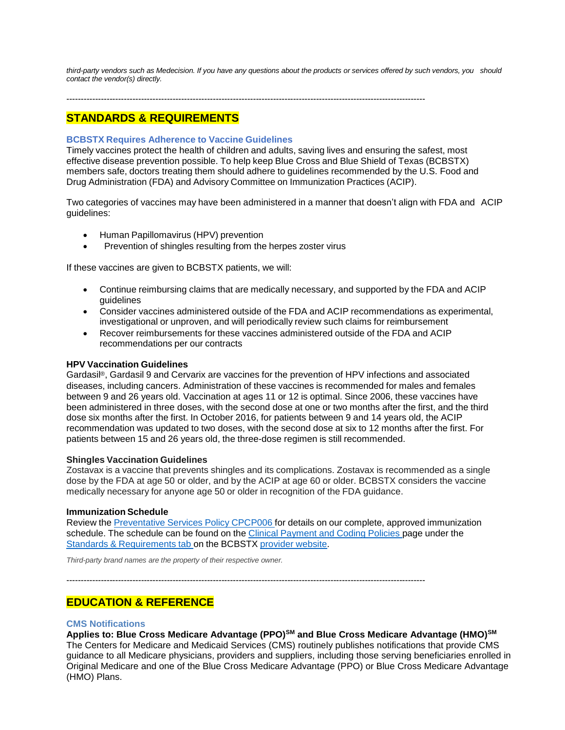*third-party vendors such as Medecision. If you have any questions about the products or services offered by such vendors, you should contact the vendor(s) directly.*

---

## STANDARDS & REQUIREMENTS

### BCBSTX Requires Adherence to Vaccine Guidelines

Timely vaccines protect the health of children and adults, saving lives and ensuring the safest, most effective disease prevention possible. To help keep Blue Cross and Blue Shield of Texas (BCBSTX) members safe, doctors treating them should adhere to guidelines recommended by the U.S. Food and Drug Administration (FDA) and Advisory Committee on Immunization Practices (ACIP).

Two categories of vaccines may have been administered in a manner that doesn't align with FDA and ACIP guidelines:

- Human Papillomavirus (HPV) prevention
- Prevention of shingles resulting from the herpes zoster virus

If these vaccines are given to BCBSTX patients, we will:

- Continue reimbursing claims that are medically necessary, and supported by the FDA and ACIP guidelines
- Consider vaccines administered outside of the FDA and ACIP recommendations as experimental, investigational or unproven, and will periodically review such claims for reimbursement
- Recover reimbursements for these vaccines administered outside of the FDA and ACIP recommendations per our contracts

**HPV Vaccination Guidelines**

Gardasil®, Gardasil 9 and Cervarix are vaccines for the prevention of HPV infections and associated diseases, including cancers. Administration of these vaccines is recommended for males and females between 9 and 26 years old. Vaccination at ages 11 or 12 is optimal. Since 2006, these vaccines have been administered in three doses, with the second dose at one or two months after the first, and the third dose six months after the first. In October 2016, for patients between 9 and 14 years old, the ACIP recommendation was updated to two doses, with the second dose at six to 12 months after the first. For patients between 15 and 26 years old, the three-dose regimen is still recommended.

**Shingles Vaccination Guidelines**

Zostavax is a vaccine that prevents shingles and its complications. Zostavax is recommended as a single dose by the FDA at age 50 or older, and by the ACIP at age 60 or older. BCBSTX considers the vaccine medically necessary for anyone age 50 or older in recognition of the FDA guidance.

**Immunization Schedule**

Review the [Preventative Services Policy CPCP006](#) for details on our complete, approved immunization schedule. The schedule can be found on the [Clinical Payment and Coding Policies](#) page under the [Standards & Requirements tab](#) on the BCBSTX [provider website](#).

*Third-party brand names are the property of their respective owner.*

---

## EDUCATION & REFERENCE

### CMS Notifications

**Applies to: Blue Cross Medicare Advantage (PPO)℠ and Blue Cross Medicare Advantage (HMO)℠**

The Centers for Medicare and Medicaid Services (CMS) routinely publishes notifications that provide CMS guidance to all Medicare physicians, providers and suppliers, including those serving beneficiaries enrolled in Original Medicare and one of the Blue Cross Medicare Advantage (PPO) or Blue Cross Medicare Advantage (HMO) Plans.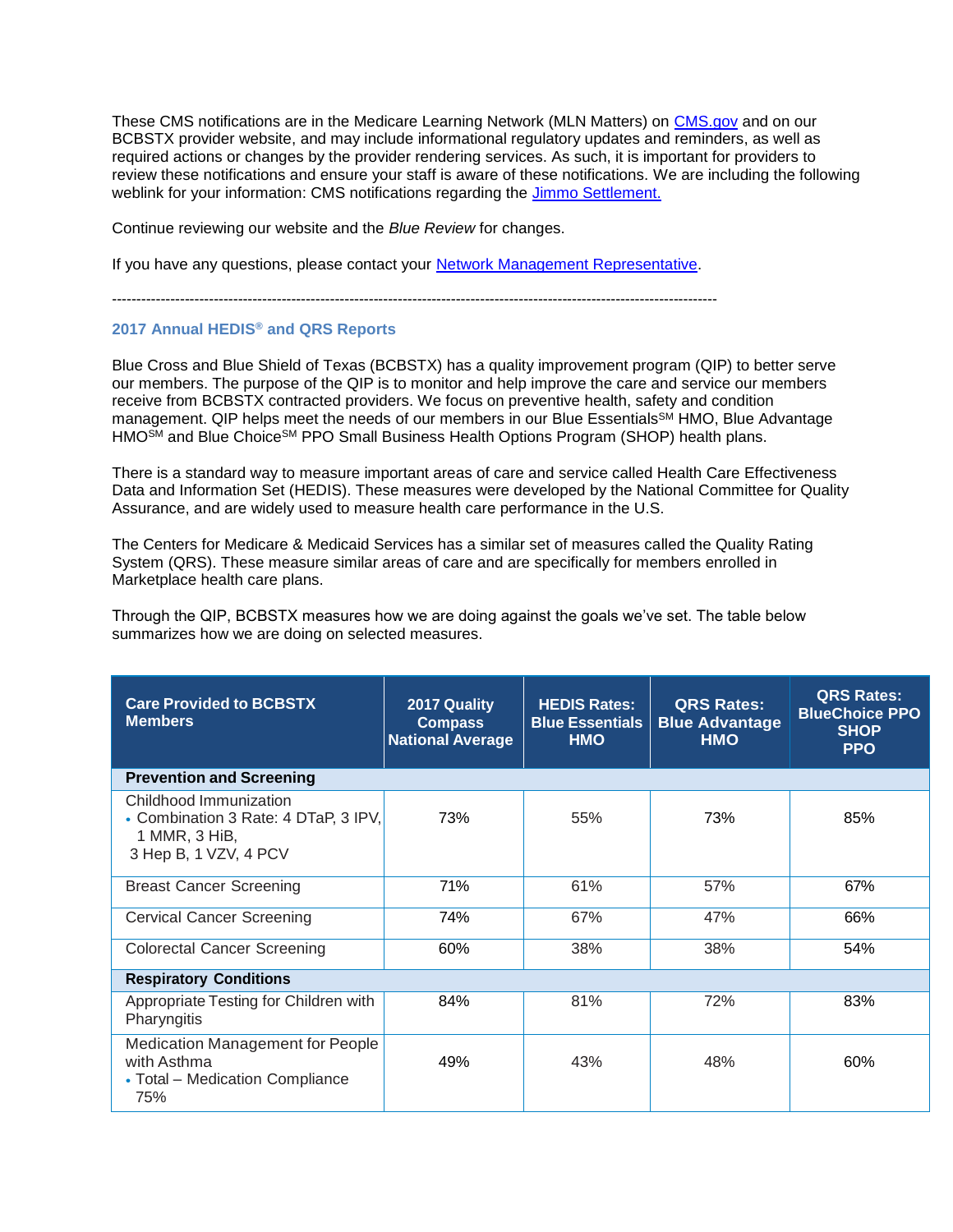These CMS notifications are in the Medicare Learning Network (MLN Matters) on [CMS.gov](CMS.gov) and on our BCBSTX provider website, and may include informational regulatory updates and reminders, as well as required actions or changes by the provider rendering services. As such, it is important for providers to review these notifications and ensure your staff is aware of these notifications. We are including the following weblink for your information: CMS notifications regarding the Jimmo Settlement.

Continue reviewing our website and the *Blue Review* for changes.

If you have any questions, please contact your Network Management Representative.

--------------------------------------------------------------------------------------------------------------------------

### 2017 Annual HEDIS® and QRS Reports

Blue Cross and Blue Shield of Texas (BCBSTX) has a quality improvement program (QIP) to better serve our members. The purpose of the QIP is to monitor and help improve the care and service our members receive from BCBSTX contracted providers. We focus on preventive health, safety and condition management. QIP helps meet the needs of our members in our Blue Essentials℠ HMO, Blue Advantage HMO℠ and Blue Choice℠ PPO Small Business Health Options Program (SHOP) health plans.

There is a standard way to measure important areas of care and service called Health Care Effectiveness Data and Information Set (HEDIS). These measures were developed by the National Committee for Quality Assurance, and are widely used to measure health care performance in the U.S.

The Centers for Medicare & Medicaid Services has a similar set of measures called the Quality Rating System (QRS). These measure similar areas of care and are specifically for members enrolled in Marketplace health care plans.

Through the QIP, BCBSTX measures how we are doing against the goals we've set. The table below summarizes how we are doing on selected measures.

| Care Provided to BCBSTX Members | 2017 Quality Compass National Average | HEDIS Rates: Blue Essentials HMO | QRS Rates: Blue Advantage HMO | QRS Rates: BlueChoice PPO SHOP PPO |
|---|---|---|---|---|
| **Prevention and Screening** | | | | |
| Childhood Immunization<br>• Combination 3 Rate: 4 DTaP, 3 IPV, 1 MMR, 3 HiB, 3 Hep B, 1 VZV, 4 PCV | 73% | 55% | 73% | 85% |
| Breast Cancer Screening | 71% | 61% | 57% | 67% |
| Cervical Cancer Screening | 74% | 67% | 47% | 66% |
| Colorectal Cancer Screening | 60% | 38% | 38% | 54% |
| **Respiratory Conditions** | | | | |
| Appropriate Testing for Children with Pharyngitis | 84% | 81% | 72% | 83% |
| Medication Management for People with Asthma<br>• Total – Medication Compliance 75% | 49% | 43% | 48% | 60% |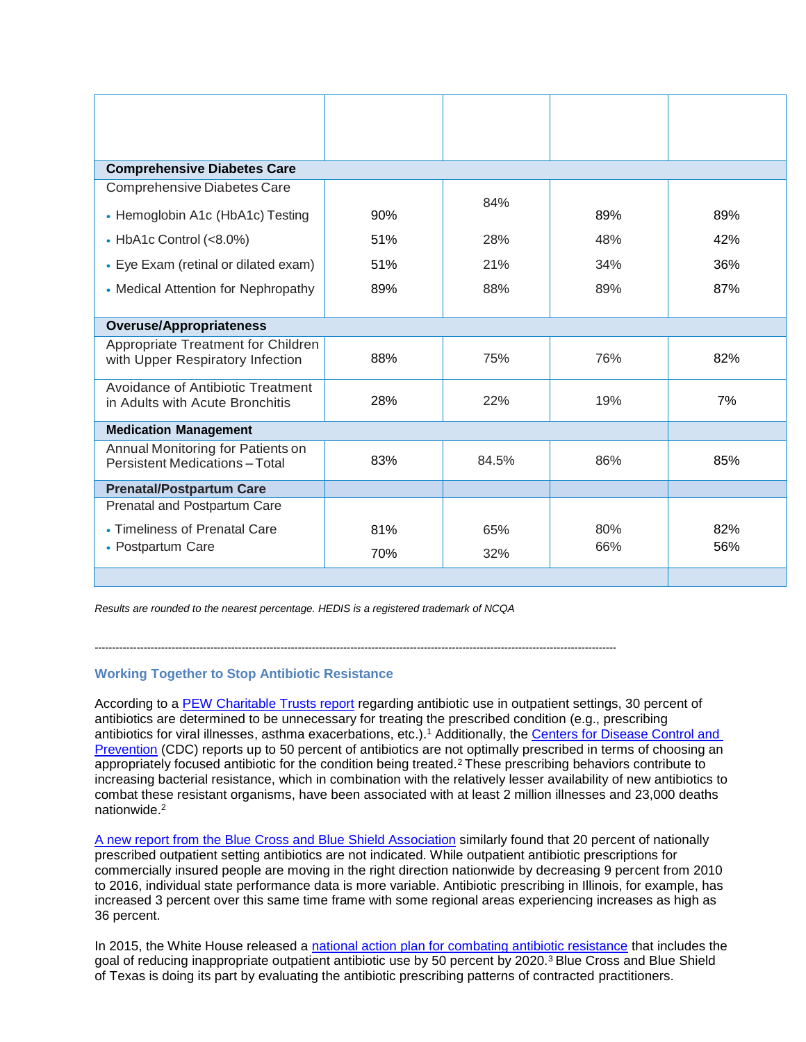| | | | | |
|---|---|---|---|---|
| **Comprehensive Diabetes Care** | | | | |
| Comprehensive Diabetes Care | | | | |
| • Hemoglobin A1c (HbA1c) Testing | 90% | 84% | 89% | 89% |
| • HbA1c Control (<8.0%) | 51% | 28% | 48% | 42% |
| • Eye Exam (retinal or dilated exam) | 51% | 21% | 34% | 36% |
| • Medical Attention for Nephropathy | 89% | 88% | 89% | 87% |
| **Overuse/Appropriateness** | | | | |
| Appropriate Treatment for Children with Upper Respiratory Infection | 88% | 75% | 76% | 82% |
| Avoidance of Antibiotic Treatment in Adults with Acute Bronchitis | 28% | 22% | 19% | 7% |
| **Medication Management** | | | | |
| Annual Monitoring for Patients on Persistent Medications – Total | 83% | 84.5% | 86% | 85% |
| **Prenatal/Postpartum Care** | | | | |
| Prenatal and Postpartum Care | | | | |
| • Timeliness of Prenatal Care | 81% | 65% | 80% | 82% |
| • Postpartum Care | 70% | 32% | 66% | 56% |

*Results are rounded to the nearest percentage. HEDIS is a registered trademark of NCQA*

---

### Working Together to Stop Antibiotic Resistance

According to a PEW Charitable Trusts report regarding antibiotic use in outpatient settings, 30 percent of antibiotics are determined to be unnecessary for treating the prescribed condition (e.g., prescribing antibiotics for viral illnesses, asthma exacerbations, etc.).[1] Additionally, the Centers for Disease Control and Prevention (CDC) reports up to 50 percent of antibiotics are not optimally prescribed in terms of choosing an appropriately focused antibiotic for the condition being treated.[2] These prescribing behaviors contribute to increasing bacterial resistance, which in combination with the relatively lesser availability of new antibiotics to combat these resistant organisms, have been associated with at least 2 million illnesses and 23,000 deaths nationwide.[2]

A new report from the Blue Cross and Blue Shield Association similarly found that 20 percent of nationally prescribed outpatient setting antibiotics are not indicated. While outpatient antibiotic prescriptions for commercially insured people are moving in the right direction nationwide by decreasing 9 percent from 2010 to 2016, individual state performance data is more variable. Antibiotic prescribing in Illinois, for example, has increased 3 percent over this same time frame with some regional areas experiencing increases as high as 36 percent.

In 2015, the White House released a national action plan for combating antibiotic resistance that includes the goal of reducing inappropriate outpatient antibiotic use by 50 percent by 2020.[3] Blue Cross and Blue Shield of Texas is doing its part by evaluating the antibiotic prescribing patterns of contracted practitioners.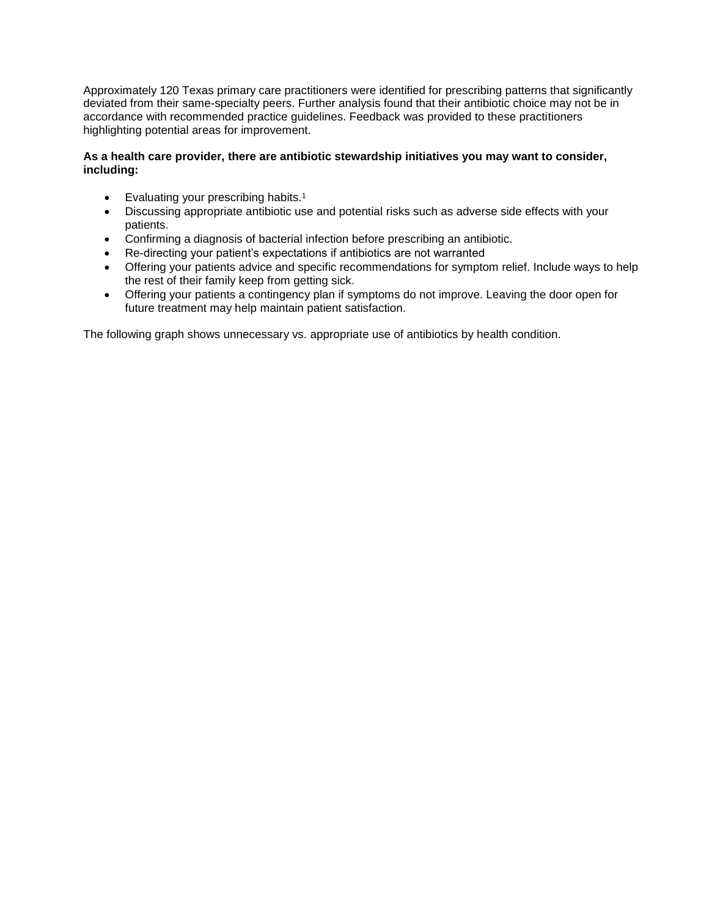Approximately 120 Texas primary care practitioners were identified for prescribing patterns that significantly deviated from their same-specialty peers. Further analysis found that their antibiotic choice may not be in accordance with recommended practice guidelines. Feedback was provided to these practitioners highlighting potential areas for improvement.

**As a health care provider, there are antibiotic stewardship initiatives you may want to consider, including:**

- Evaluating your prescribing habits.[1]
- Discussing appropriate antibiotic use and potential risks such as adverse side effects with your patients.
- Confirming a diagnosis of bacterial infection before prescribing an antibiotic.
- Re-directing your patient's expectations if antibiotics are not warranted
- Offering your patients advice and specific recommendations for symptom relief. Include ways to help the rest of their family keep from getting sick.
- Offering your patients a contingency plan if symptoms do not improve. Leaving the door open for future treatment may help maintain patient satisfaction.

The following graph shows unnecessary vs. appropriate use of antibiotics by health condition.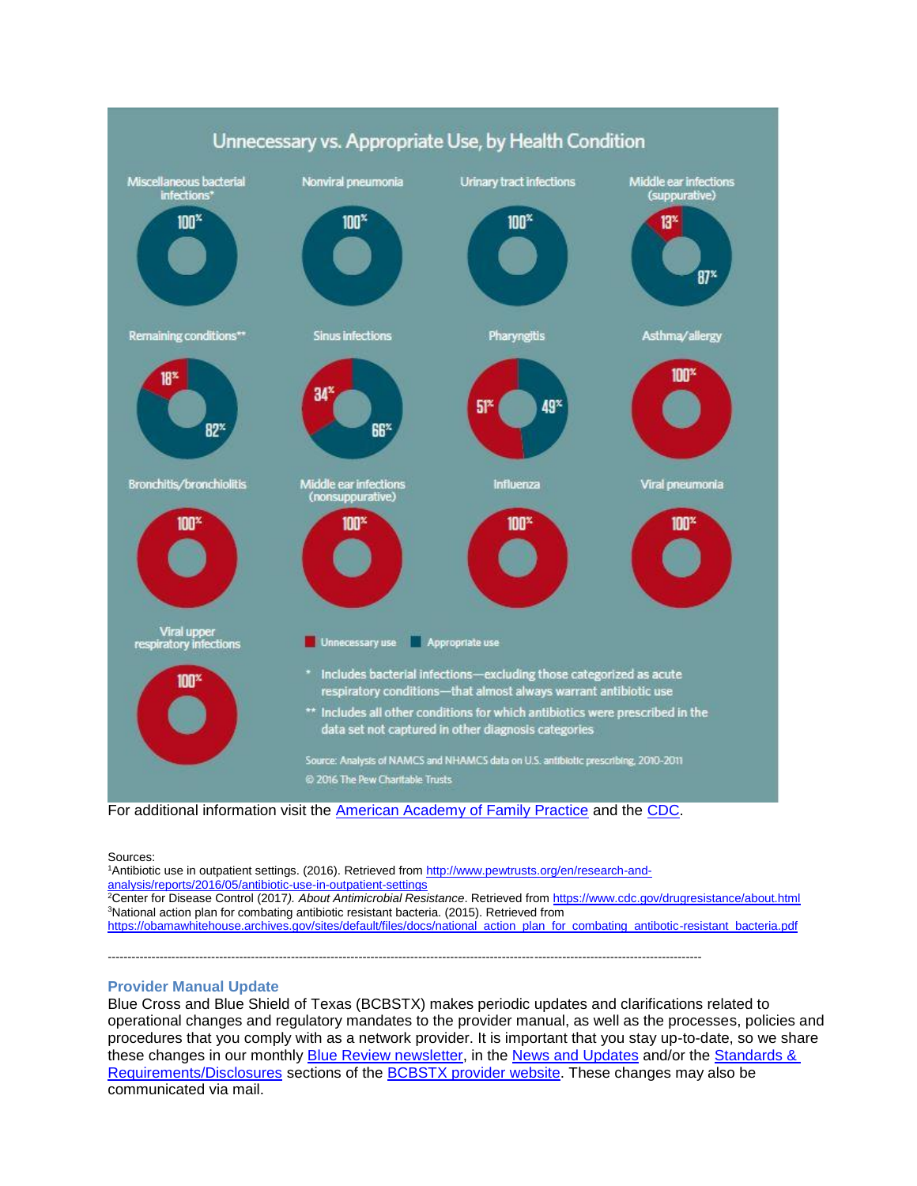## Unnecessary vs. Appropriate Use, by Health Condition

| Health Condition | Unnecessary use | Appropriate use |
| --- | --- | --- |
| Miscellaneous bacterial infections* | | 100% |
| Nonviral pneumonia | | 100% |
| Urinary tract infections | | 100% |
| Middle ear infections (suppurative) | 13% | 87% |
| Remaining conditions** | 18% | 82% |
| Sinus infections | 34% | 66% |
| Pharyngitis | 51% | 49% |
| Asthma/allergy | 100% | |
| Bronchitis/bronchiolitis | 100% | |
| Middle ear infections (nonsuppurative) | 100% | |
| Influenza | 100% | |
| Viral pneumonia | 100% | |
| Viral upper respiratory infections | 100% | |

\* Includes bacterial infections—excluding those categorized as acute respiratory conditions—that almost always warrant antibiotic use

\*\* Includes all other conditions for which antibiotics were prescribed in the data set not captured in other diagnosis categories

Source: Analysis of NAMCS and NHAMCS data on U.S. antibiotic prescribing, 2010-2011

© 2016 The Pew Charitable Trusts

For additional information visit the [American Academy of Family Practice]() and the [CDC]().

Sources:
[1]Antibiotic use in outpatient settings. (2016). Retrieved from http://www.pewtrusts.org/en/research-and-analysis/reports/2016/05/antibiotic-use-in-outpatient-settings
[2]Center for Disease Control (2017). *About Antimicrobial Resistance*. Retrieved from https://www.cdc.gov/drugresistance/about.html
[3]National action plan for combating antibiotic resistant bacteria. (2015). Retrieved from https://obamawhitehouse.archives.gov/sites/default/files/docs/national_action_plan_for_combating_antibotic-resistant_bacteria.pdf

---

### Provider Manual Update

Blue Cross and Blue Shield of Texas (BCBSTX) makes periodic updates and clarifications related to operational changes and regulatory mandates to the provider manual, as well as the processes, policies and procedures that you comply with as a network provider. It is important that you stay up-to-date, so we share these changes in our monthly [Blue Review newsletter](), in the [News and Updates]() and/or the [Standards & Requirements/Disclosures]() sections of the [BCBSTX provider website](). These changes may also be communicated via mail.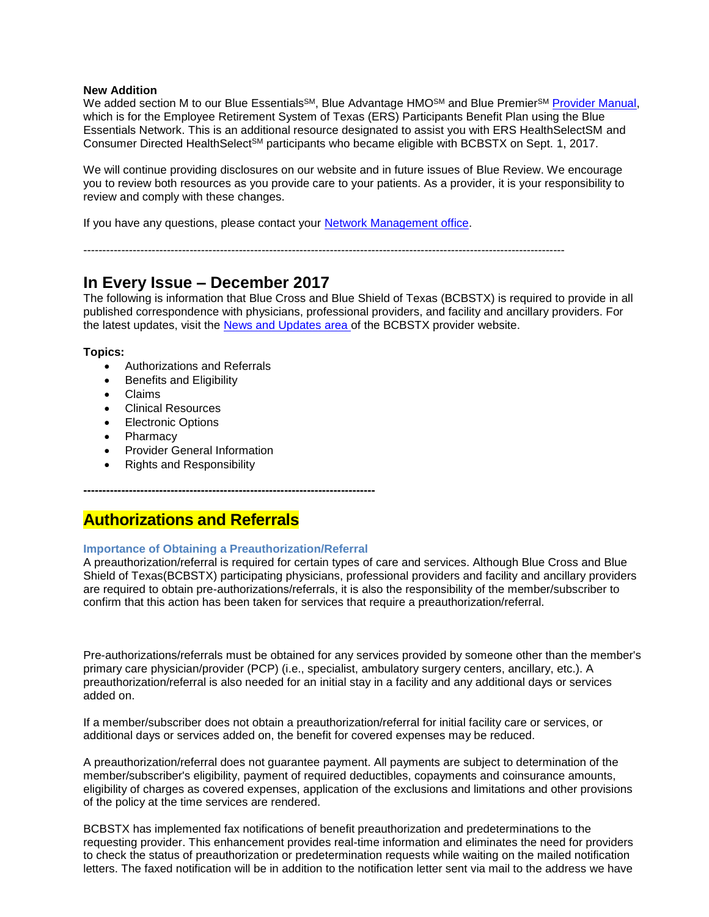**New Addition**
We added section M to our Blue Essentials℠, Blue Advantage HMO℠ and Blue Premier℠ Provider Manual, which is for the Employee Retirement System of Texas (ERS) Participants Benefit Plan using the Blue Essentials Network. This is an additional resource designated to assist you with ERS HealthSelectSM and Consumer Directed HealthSelect℠ participants who became eligible with BCBSTX on Sept. 1, 2017.

We will continue providing disclosures on our website and in future issues of Blue Review. We encourage you to review both resources as you provide care to your patients. As a provider, it is your responsibility to review and comply with these changes.

If you have any questions, please contact your Network Management office.

---

## In Every Issue – December 2017

The following is information that Blue Cross and Blue Shield of Texas (BCBSTX) is required to provide in all published correspondence with physicians, professional providers, and facility and ancillary providers. For the latest updates, visit the News and Updates area of the BCBSTX provider website.

**Topics:**

- Authorizations and Referrals
- Benefits and Eligibility
- Claims
- Clinical Resources
- Electronic Options
- Pharmacy
- Provider General Information
- Rights and Responsibility

---

## Authorizations and Referrals

### Importance of Obtaining a Preauthorization/Referral

A preauthorization/referral is required for certain types of care and services. Although Blue Cross and Blue Shield of Texas(BCBSTX) participating physicians, professional providers and facility and ancillary providers are required to obtain pre-authorizations/referrals, it is also the responsibility of the member/subscriber to confirm that this action has been taken for services that require a preauthorization/referral.

Pre-authorizations/referrals must be obtained for any services provided by someone other than the member's primary care physician/provider (PCP) (i.e., specialist, ambulatory surgery centers, ancillary, etc.). A preauthorization/referral is also needed for an initial stay in a facility and any additional days or services added on.

If a member/subscriber does not obtain a preauthorization/referral for initial facility care or services, or additional days or services added on, the benefit for covered expenses may be reduced.

A preauthorization/referral does not guarantee payment. All payments are subject to determination of the member/subscriber's eligibility, payment of required deductibles, copayments and coinsurance amounts, eligibility of charges as covered expenses, application of the exclusions and limitations and other provisions of the policy at the time services are rendered.

BCBSTX has implemented fax notifications of benefit preauthorization and predeterminations to the requesting provider. This enhancement provides real-time information and eliminates the need for providers to check the status of preauthorization or predetermination requests while waiting on the mailed notification letters. The faxed notification will be in addition to the notification letter sent via mail to the address we have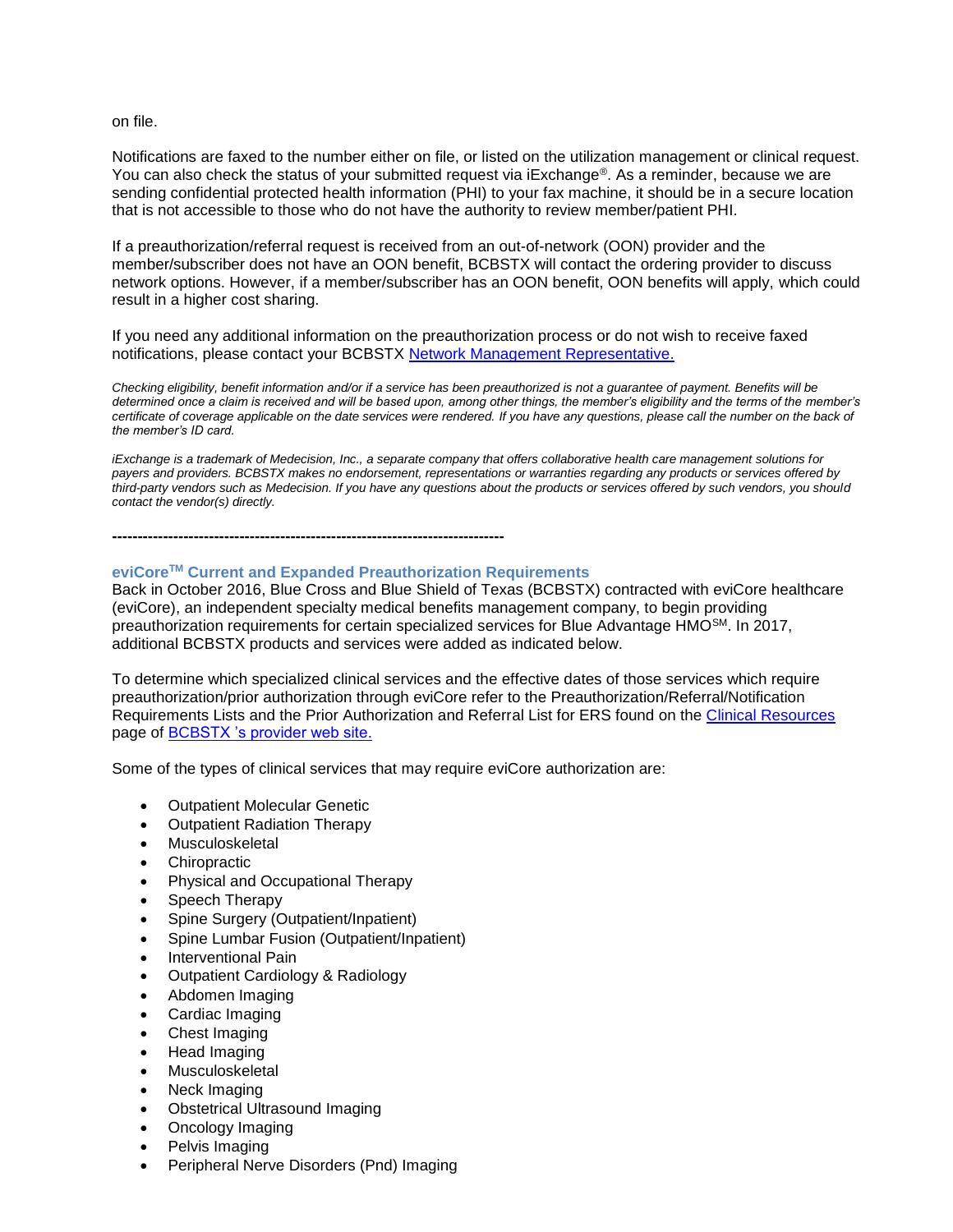on file.

Notifications are faxed to the number either on file, or listed on the utilization management or clinical request. You can also check the status of your submitted request via iExchange®. As a reminder, because we are sending confidential protected health information (PHI) to your fax machine, it should be in a secure location that is not accessible to those who do not have the authority to review member/patient PHI.

If a preauthorization/referral request is received from an out-of-network (OON) provider and the member/subscriber does not have an OON benefit, BCBSTX will contact the ordering provider to discuss network options. However, if a member/subscriber has an OON benefit, OON benefits will apply, which could result in a higher cost sharing.

If you need any additional information on the preauthorization process or do not wish to receive faxed notifications, please contact your BCBSTX Network Management Representative.

*Checking eligibility, benefit information and/or if a service has been preauthorized is not a guarantee of payment. Benefits will be determined once a claim is received and will be based upon, among other things, the member's eligibility and the terms of the member's certificate of coverage applicable on the date services were rendered. If you have any questions, please call the number on the back of the member's ID card.*

*iExchange is a trademark of Medecision, Inc., a separate company that offers collaborative health care management solutions for payers and providers. BCBSTX makes no endorsement, representations or warranties regarding any products or services offered by third-party vendors such as Medecision. If you have any questions about the products or services offered by such vendors, you should contact the vendor(s) directly.*

-----------------------------------------------------------------------------

### eviCore™ Current and Expanded Preauthorization Requirements

Back in October 2016, Blue Cross and Blue Shield of Texas (BCBSTX) contracted with eviCore healthcare (eviCore), an independent specialty medical benefits management company, to begin providing preauthorization requirements for certain specialized services for Blue Advantage HMO℠. In 2017, additional BCBSTX products and services were added as indicated below.

To determine which specialized clinical services and the effective dates of those services which require preauthorization/prior authorization through eviCore refer to the Preauthorization/Referral/Notification Requirements Lists and the Prior Authorization and Referral List for ERS found on the Clinical Resources page of BCBSTX 's provider web site.

Some of the types of clinical services that may require eviCore authorization are:

- Outpatient Molecular Genetic
- Outpatient Radiation Therapy
- Musculoskeletal
- Chiropractic
- Physical and Occupational Therapy
- Speech Therapy
- Spine Surgery (Outpatient/Inpatient)
- Spine Lumbar Fusion (Outpatient/Inpatient)
- Interventional Pain
- Outpatient Cardiology & Radiology
- Abdomen Imaging
- Cardiac Imaging
- Chest Imaging
- Head Imaging
- Musculoskeletal
- Neck Imaging
- Obstetrical Ultrasound Imaging
- Oncology Imaging
- Pelvis Imaging
- Peripheral Nerve Disorders (Pnd) Imaging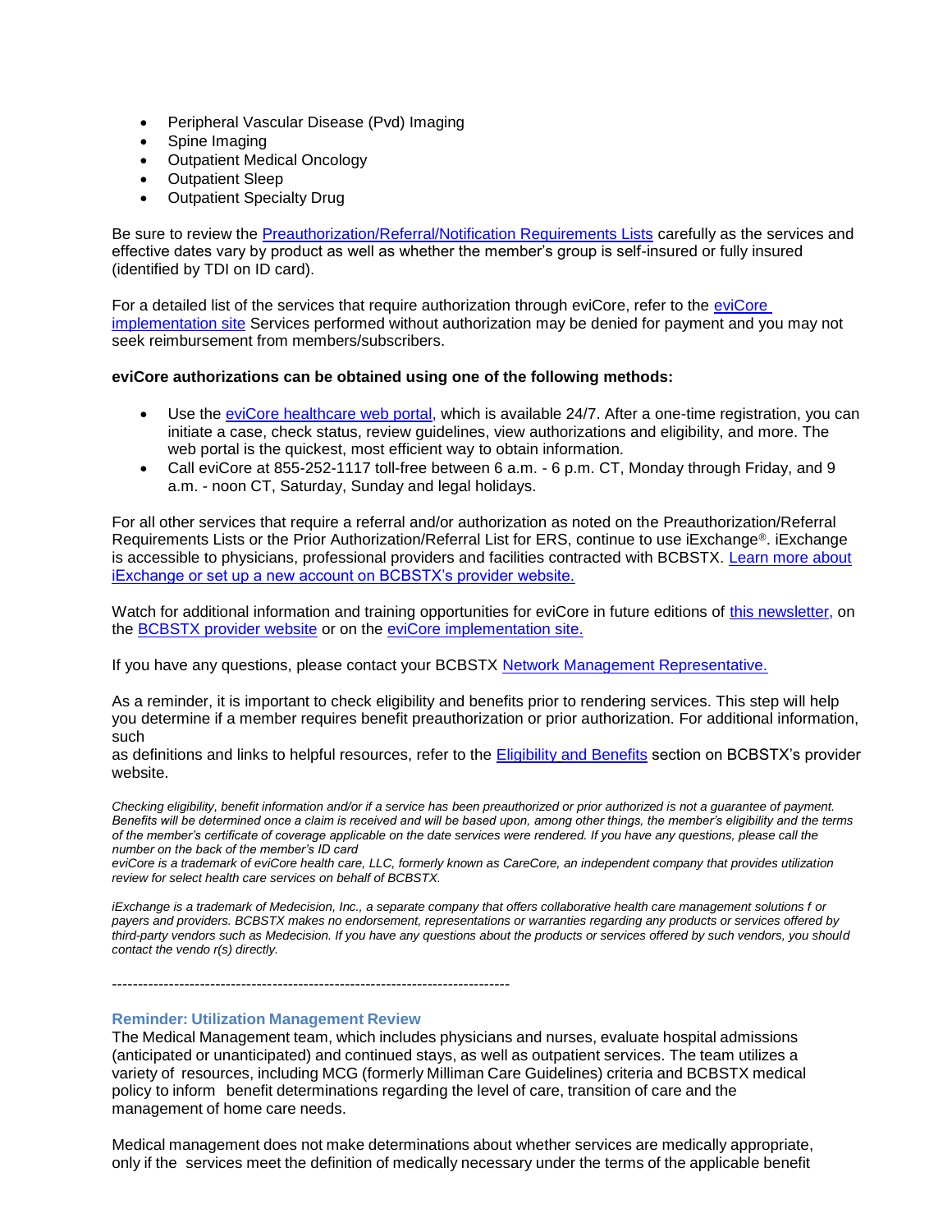- Peripheral Vascular Disease (Pvd) Imaging
- Spine Imaging
- Outpatient Medical Oncology
- Outpatient Sleep
- Outpatient Specialty Drug

Be sure to review the Preauthorization/Referral/Notification Requirements Lists carefully as the services and effective dates vary by product as well as whether the member's group is self-insured or fully insured (identified by TDI on ID card).

For a detailed list of the services that require authorization through eviCore, refer to the eviCore implementation site Services performed without authorization may be denied for payment and you may not seek reimbursement from members/subscribers.

**eviCore authorizations can be obtained using one of the following methods:**

- Use the eviCore healthcare web portal, which is available 24/7. After a one-time registration, you can initiate a case, check status, review guidelines, view authorizations and eligibility, and more. The web portal is the quickest, most efficient way to obtain information.
- Call eviCore at 855-252-1117 toll-free between 6 a.m. - 6 p.m. CT, Monday through Friday, and 9 a.m. - noon CT, Saturday, Sunday and legal holidays.

For all other services that require a referral and/or authorization as noted on the Preauthorization/Referral Requirements Lists or the Prior Authorization/Referral List for ERS, continue to use iExchange®. iExchange is accessible to physicians, professional providers and facilities contracted with BCBSTX. Learn more about iExchange or set up a new account on BCBSTX's provider website.

Watch for additional information and training opportunities for eviCore in future editions of this newsletter, on the BCBSTX provider website or on the eviCore implementation site.

If you have any questions, please contact your BCBSTX Network Management Representative.

As a reminder, it is important to check eligibility and benefits prior to rendering services. This step will help you determine if a member requires benefit preauthorization or prior authorization. For additional information, such as definitions and links to helpful resources, refer to the Eligibility and Benefits section on BCBSTX's provider website.

*Checking eligibility, benefit information and/or if a service has been preauthorized or prior authorized is not a guarantee of payment. Benefits will be determined once a claim is received and will be based upon, among other things, the member's eligibility and the terms of the member's certificate of coverage applicable on the date services were rendered. If you have any questions, please call the number on the back of the member's ID card*
*eviCore is a trademark of eviCore health care, LLC, formerly known as CareCore, an independent company that provides utilization review for select health care services on behalf of BCBSTX.*

*iExchange is a trademark of Medecision, Inc., a separate company that offers collaborative health care management solutions f or payers and providers. BCBSTX makes no endorsement, representations or warranties regarding any products or services offered by third-party vendors such as Medecision. If you have any questions about the products or services offered by such vendors, you should contact the vendo r(s) directly.*

---

### Reminder: Utilization Management Review

The Medical Management team, which includes physicians and nurses, evaluate hospital admissions (anticipated or unanticipated) and continued stays, as well as outpatient services. The team utilizes a variety of resources, including MCG (formerly Milliman Care Guidelines) criteria and BCBSTX medical policy to inform benefit determinations regarding the level of care, transition of care and the management of home care needs.

Medical management does not make determinations about whether services are medically appropriate, only if the services meet the definition of medically necessary under the terms of the applicable benefit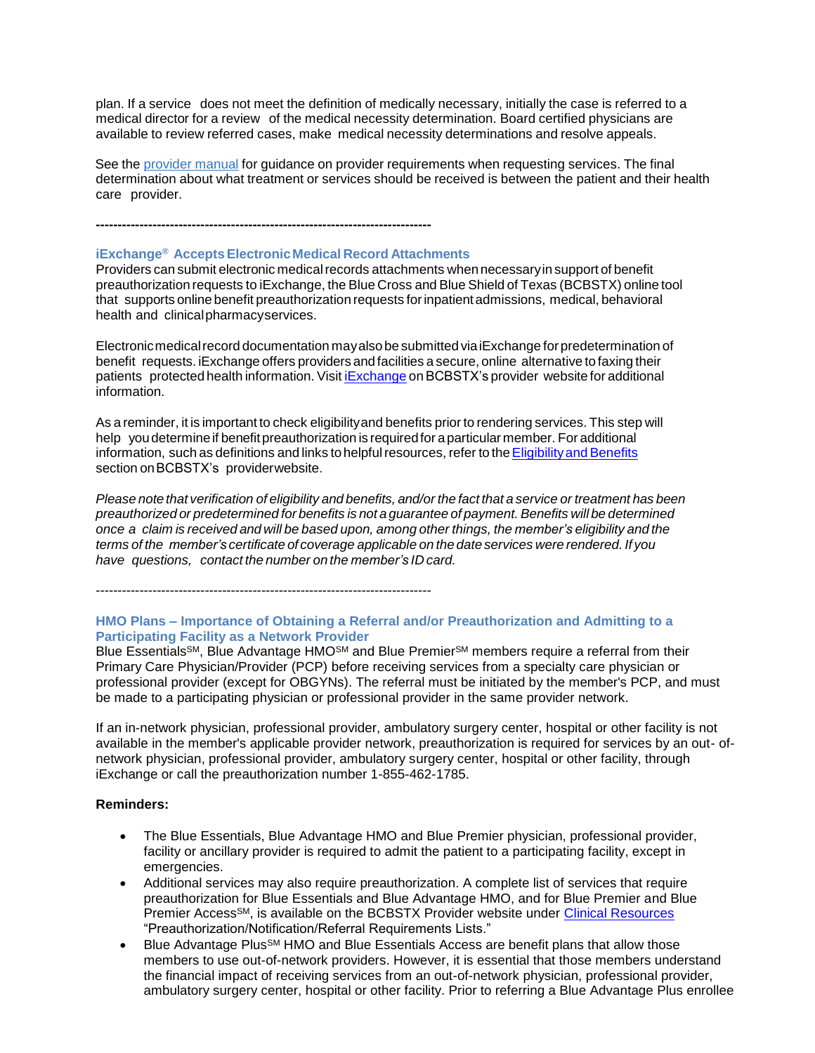plan. If a service does not meet the definition of medically necessary, initially the case is referred to a medical director for a review of the medical necessity determination. Board certified physicians are available to review referred cases, make medical necessity determinations and resolve appeals.

See the provider manual for guidance on provider requirements when requesting services. The final determination about what treatment or services should be received is between the patient and their health care provider.

---

### iExchange® Accepts Electronic Medical Record Attachments

Providers can submit electronic medical records attachments when necessary in support of benefit preauthorization requests to iExchange, the Blue Cross and Blue Shield of Texas (BCBSTX) online tool that supports online benefit preauthorization requests for inpatient admissions, medical, behavioral health and clinical pharmacy services.

Electronic medical record documentation may also be submitted via iExchange for predetermination of benefit requests. iExchange offers providers and facilities a secure, online alternative to faxing their patients protected health information. Visit iExchange on BCBSTX's provider website for additional information.

As a reminder, it is important to check eligibility and benefits prior to rendering services. This step will help you determine if benefit preauthorization is required for a particular member. For additional information, such as definitions and links to helpful resources, refer to the Eligibility and Benefits section on BCBSTX's provider website.

*Please note that verification of eligibility and benefits, and/or the fact that a service or treatment has been preauthorized or predetermined for benefits is not a guarantee of payment. Benefits will be determined once a claim is received and will be based upon, among other things, the member's eligibility and the terms of the member's certificate of coverage applicable on the date services were rendered. If you have questions, contact the number on the member's ID card.*

---

### HMO Plans – Importance of Obtaining a Referral and/or Preauthorization and Admitting to a Participating Facility as a Network Provider

Blue Essentials℠, Blue Advantage HMO℠ and Blue Premier℠ members require a referral from their Primary Care Physician/Provider (PCP) before receiving services from a specialty care physician or professional provider (except for OBGYNs). The referral must be initiated by the member's PCP, and must be made to a participating physician or professional provider in the same provider network.

If an in-network physician, professional provider, ambulatory surgery center, hospital or other facility is not available in the member's applicable provider network, preauthorization is required for services by an out- of-network physician, professional provider, ambulatory surgery center, hospital or other facility, through iExchange or call the preauthorization number 1-855-462-1785.

**Reminders:**

- The Blue Essentials, Blue Advantage HMO and Blue Premier physician, professional provider, facility or ancillary provider is required to admit the patient to a participating facility, except in emergencies.
- Additional services may also require preauthorization. A complete list of services that require preauthorization for Blue Essentials and Blue Advantage HMO, and for Blue Premier and Blue Premier Access℠, is available on the BCBSTX Provider website under Clinical Resources "Preauthorization/Notification/Referral Requirements Lists."
- Blue Advantage Plus℠ HMO and Blue Essentials Access are benefit plans that allow those members to use out-of-network providers. However, it is essential that those members understand the financial impact of receiving services from an out-of-network physician, professional provider, ambulatory surgery center, hospital or other facility. Prior to referring a Blue Advantage Plus enrollee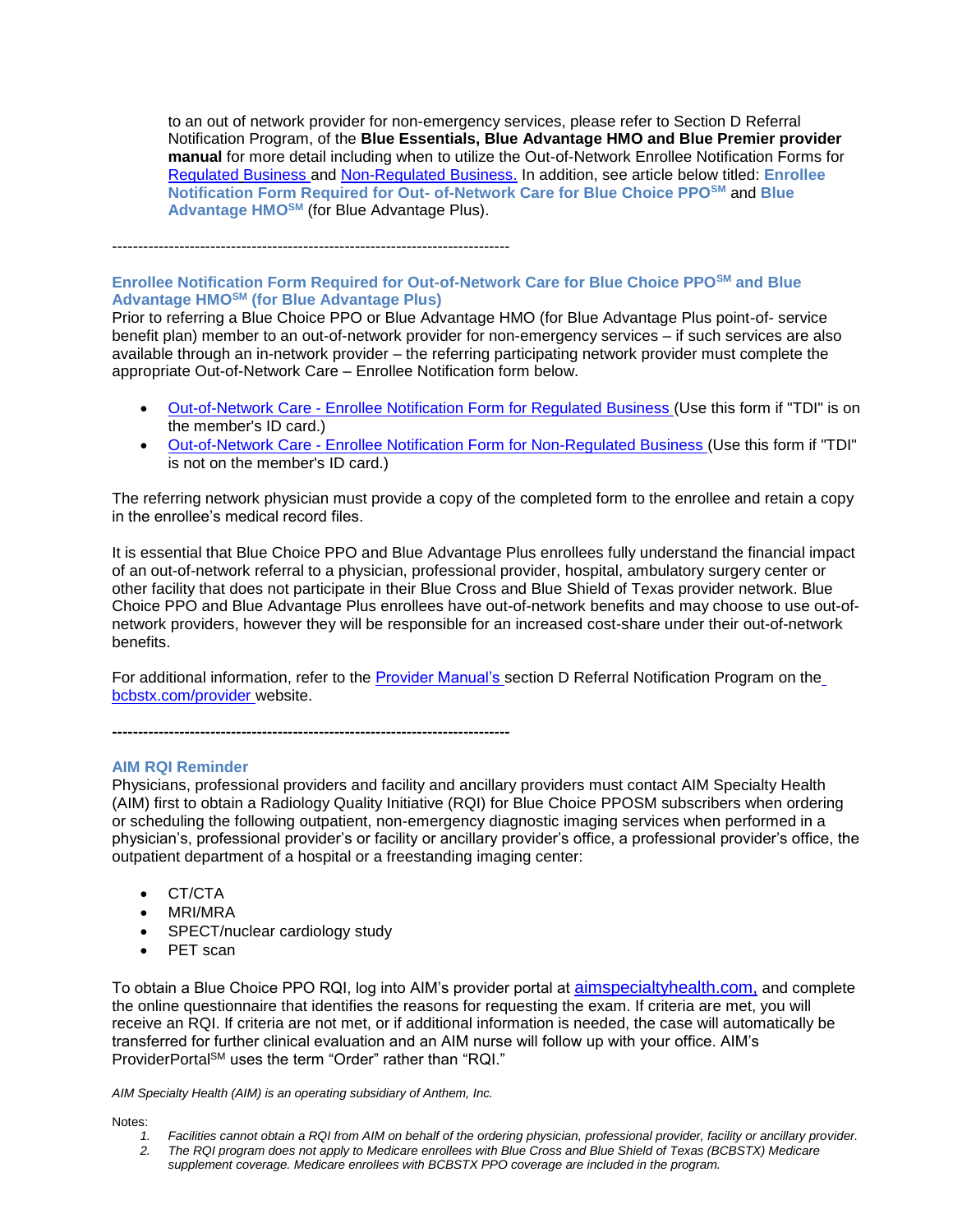to an out of network provider for non-emergency services, please refer to Section D Referral Notification Program, of the **Blue Essentials, Blue Advantage HMO and Blue Premier provider manual** for more detail including when to utilize the Out-of-Network Enrollee Notification Forms for Regulated Business and Non-Regulated Business. In addition, see article below titled: **Enrollee Notification Form Required for Out- of-Network Care for Blue Choice PPO℠** and **Blue Advantage HMO℠** (for Blue Advantage Plus).

---

### Enrollee Notification Form Required for Out-of-Network Care for Blue Choice PPO℠ and Blue Advantage HMO℠ (for Blue Advantage Plus)

Prior to referring a Blue Choice PPO or Blue Advantage HMO (for Blue Advantage Plus point-of- service benefit plan) member to an out-of-network provider for non-emergency services – if such services are also available through an in-network provider – the referring participating network provider must complete the appropriate Out-of-Network Care – Enrollee Notification form below.

- Out-of-Network Care - Enrollee Notification Form for Regulated Business (Use this form if "TDI" is on the member's ID card.)
- Out-of-Network Care - Enrollee Notification Form for Non-Regulated Business (Use this form if "TDI" is not on the member's ID card.)

The referring network physician must provide a copy of the completed form to the enrollee and retain a copy in the enrollee's medical record files.

It is essential that Blue Choice PPO and Blue Advantage Plus enrollees fully understand the financial impact of an out-of-network referral to a physician, professional provider, hospital, ambulatory surgery center or other facility that does not participate in their Blue Cross and Blue Shield of Texas provider network. Blue Choice PPO and Blue Advantage Plus enrollees have out-of-network benefits and may choose to use out-of-network providers, however they will be responsible for an increased cost-share under their out-of-network benefits.

For additional information, refer to the Provider Manual's section D Referral Notification Program on the bcbstx.com/provider website.

---

### AIM RQI Reminder

Physicians, professional providers and facility and ancillary providers must contact AIM Specialty Health (AIM) first to obtain a Radiology Quality Initiative (RQI) for Blue Choice PPOSM subscribers when ordering or scheduling the following outpatient, non-emergency diagnostic imaging services when performed in a physician's, professional provider's or facility or ancillary provider's office, a professional provider's office, the outpatient department of a hospital or a freestanding imaging center:

- CT/CTA
- MRI/MRA
- SPECT/nuclear cardiology study
- PET scan

To obtain a Blue Choice PPO RQI, log into AIM's provider portal at aimspecialtyhealth.com, and complete the online questionnaire that identifies the reasons for requesting the exam. If criteria are met, you will receive an RQI. If criteria are not met, or if additional information is needed, the case will automatically be transferred for further clinical evaluation and an AIM nurse will follow up with your office. AIM's ProviderPortal℠ uses the term "Order" rather than "RQI."

*AIM Specialty Health (AIM) is an operating subsidiary of Anthem, Inc.*

Notes:

1. *Facilities cannot obtain a RQI from AIM on behalf of the ordering physician, professional provider, facility or ancillary provider.*
2. *The RQI program does not apply to Medicare enrollees with Blue Cross and Blue Shield of Texas (BCBSTX) Medicare supplement coverage. Medicare enrollees with BCBSTX PPO coverage are included in the program.*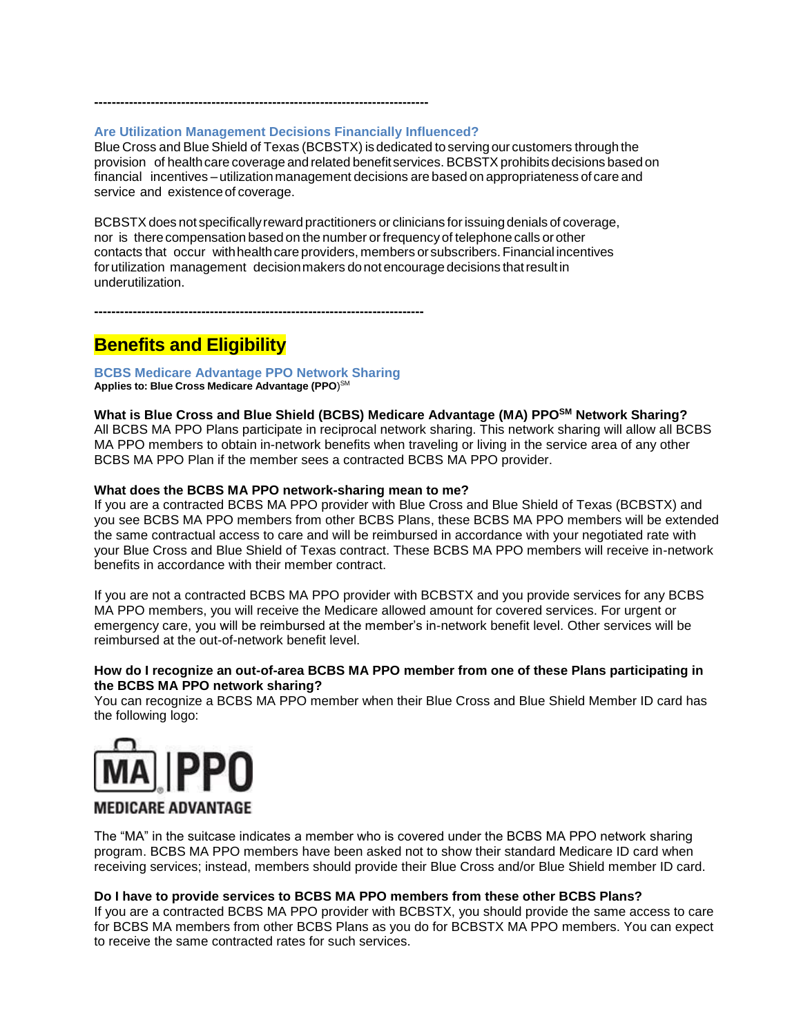---------------------------------------------------------------------------

### Are Utilization Management Decisions Financially Influenced?

Blue Cross and Blue Shield of Texas (BCBSTX) is dedicated to serving our customers through the provision of health care coverage and related benefit services. BCBSTX prohibits decisions based on financial incentives – utilization management decisions are based on appropriateness of care and service and existence of coverage.

BCBSTX does not specifically reward practitioners or clinicians for issuing denials of coverage, nor is there compensation based on the number or frequency of telephone calls or other contacts that occur with health care providers, members or subscribers. Financial incentives for utilization management decision makers do not encourage decisions that result in underutilization.

---------------------------------------------------------------------------

## Benefits and Eligibility

### BCBS Medicare Advantage PPO Network Sharing

**Applies to: Blue Cross Medicare Advantage (PPO)**SM

**What is Blue Cross and Blue Shield (BCBS) Medicare Advantage (MA) PPOSM Network Sharing?**
All BCBS MA PPO Plans participate in reciprocal network sharing. This network sharing will allow all BCBS MA PPO members to obtain in-network benefits when traveling or living in the service area of any other BCBS MA PPO Plan if the member sees a contracted BCBS MA PPO provider.

**What does the BCBS MA PPO network-sharing mean to me?**
If you are a contracted BCBS MA PPO provider with Blue Cross and Blue Shield of Texas (BCBSTX) and you see BCBS MA PPO members from other BCBS Plans, these BCBS MA PPO members will be extended the same contractual access to care and will be reimbursed in accordance with your negotiated rate with your Blue Cross and Blue Shield of Texas contract. These BCBS MA PPO members will receive in-network benefits in accordance with their member contract.

If you are not a contracted BCBS MA PPO provider with BCBSTX and you provide services for any BCBS MA PPO members, you will receive the Medicare allowed amount for covered services. For urgent or emergency care, you will be reimbursed at the member's in-network benefit level. Other services will be reimbursed at the out-of-network benefit level.

**How do I recognize an out-of-area BCBS MA PPO member from one of these Plans participating in the BCBS MA PPO network sharing?**
You can recognize a BCBS MA PPO member when their Blue Cross and Blue Shield Member ID card has the following logo:

MA | PPO
MEDICARE ADVANTAGE

The "MA" in the suitcase indicates a member who is covered under the BCBS MA PPO network sharing program. BCBS MA PPO members have been asked not to show their standard Medicare ID card when receiving services; instead, members should provide their Blue Cross and/or Blue Shield member ID card.

**Do I have to provide services to BCBS MA PPO members from these other BCBS Plans?**
If you are a contracted BCBS MA PPO provider with BCBSTX, you should provide the same access to care for BCBS MA members from other BCBS Plans as you do for BCBSTX MA PPO members. You can expect to receive the same contracted rates for such services.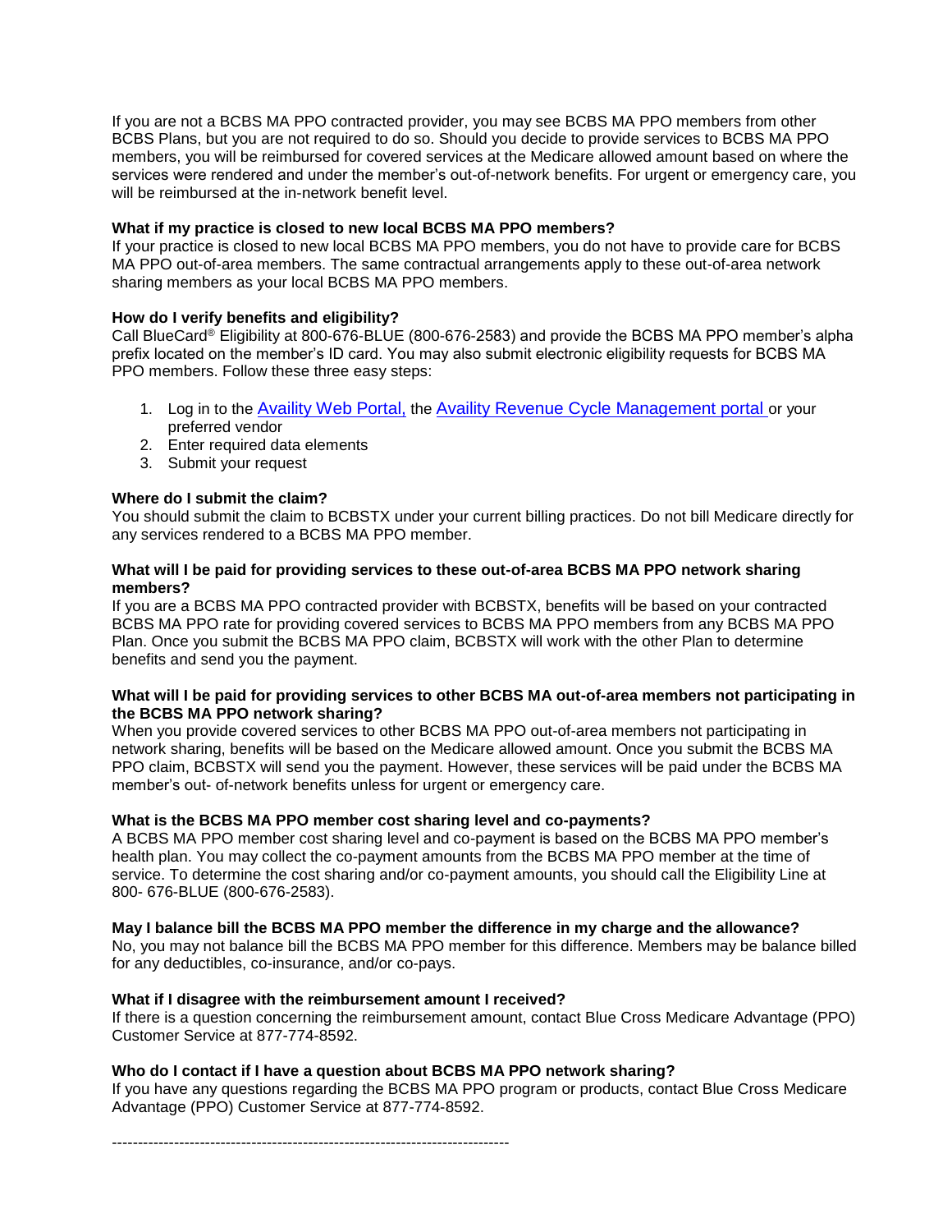If you are not a BCBS MA PPO contracted provider, you may see BCBS MA PPO members from other BCBS Plans, but you are not required to do so. Should you decide to provide services to BCBS MA PPO members, you will be reimbursed for covered services at the Medicare allowed amount based on where the services were rendered and under the member's out-of-network benefits. For urgent or emergency care, you will be reimbursed at the in-network benefit level.

**What if my practice is closed to new local BCBS MA PPO members?**
If your practice is closed to new local BCBS MA PPO members, you do not have to provide care for BCBS MA PPO out-of-area members. The same contractual arrangements apply to these out-of-area network sharing members as your local BCBS MA PPO members.

**How do I verify benefits and eligibility?**
Call BlueCard® Eligibility at 800-676-BLUE (800-676-2583) and provide the BCBS MA PPO member's alpha prefix located on the member's ID card. You may also submit electronic eligibility requests for BCBS MA PPO members. Follow these three easy steps:

1. Log in to the Availity Web Portal, the Availity Revenue Cycle Management portal or your preferred vendor
2. Enter required data elements
3. Submit your request

**Where do I submit the claim?**
You should submit the claim to BCBSTX under your current billing practices. Do not bill Medicare directly for any services rendered to a BCBS MA PPO member.

**What will I be paid for providing services to these out-of-area BCBS MA PPO network sharing members?**
If you are a BCBS MA PPO contracted provider with BCBSTX, benefits will be based on your contracted BCBS MA PPO rate for providing covered services to BCBS MA PPO members from any BCBS MA PPO Plan. Once you submit the BCBS MA PPO claim, BCBSTX will work with the other Plan to determine benefits and send you the payment.

**What will I be paid for providing services to other BCBS MA out-of-area members not participating in the BCBS MA PPO network sharing?**
When you provide covered services to other BCBS MA PPO out-of-area members not participating in network sharing, benefits will be based on the Medicare allowed amount. Once you submit the BCBS MA PPO claim, BCBSTX will send you the payment. However, these services will be paid under the BCBS MA member's out- of-network benefits unless for urgent or emergency care.

**What is the BCBS MA PPO member cost sharing level and co-payments?**
A BCBS MA PPO member cost sharing level and co-payment is based on the BCBS MA PPO member's health plan. You may collect the co-payment amounts from the BCBS MA PPO member at the time of service. To determine the cost sharing and/or co-payment amounts, you should call the Eligibility Line at 800- 676-BLUE (800-676-2583).

**May I balance bill the BCBS MA PPO member the difference in my charge and the allowance?**
No, you may not balance bill the BCBS MA PPO member for this difference. Members may be balance billed for any deductibles, co-insurance, and/or co-pays.

**What if I disagree with the reimbursement amount I received?**
If there is a question concerning the reimbursement amount, contact Blue Cross Medicare Advantage (PPO) Customer Service at 877-774-8592.

**Who do I contact if I have a question about BCBS MA PPO network sharing?**
If you have any questions regarding the BCBS MA PPO program or products, contact Blue Cross Medicare Advantage (PPO) Customer Service at 877-774-8592.

---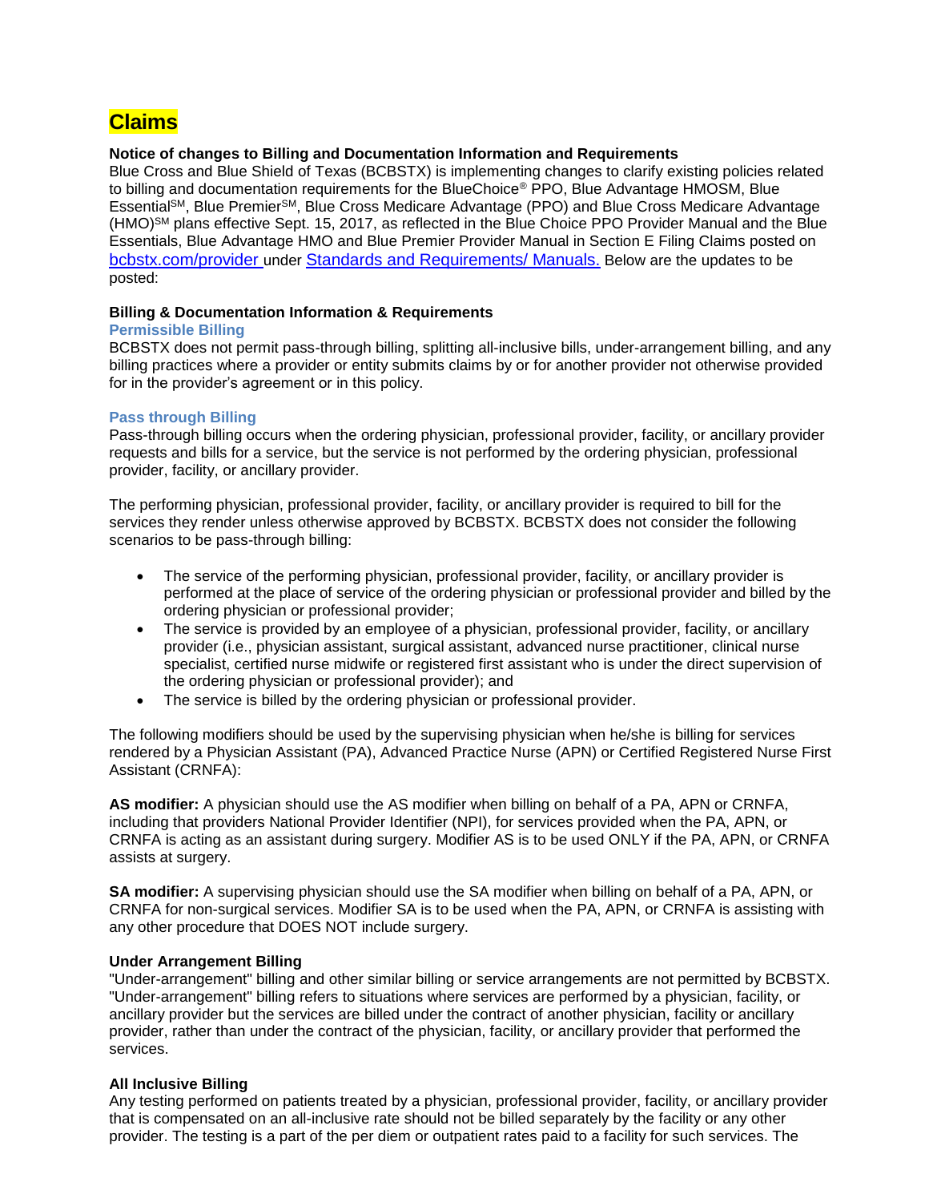# Claims

**Notice of changes to Billing and Documentation Information and Requirements**

Blue Cross and Blue Shield of Texas (BCBSTX) is implementing changes to clarify existing policies related to billing and documentation requirements for the BlueChoice® PPO, Blue Advantage HMOSM, Blue Essential℠, Blue Premier℠, Blue Cross Medicare Advantage (PPO) and Blue Cross Medicare Advantage (HMO)℠ plans effective Sept. 15, 2017, as reflected in the Blue Choice PPO Provider Manual and the Blue Essentials, Blue Advantage HMO and Blue Premier Provider Manual in Section E Filing Claims posted on bcbstx.com/provider under Standards and Requirements/ Manuals. Below are the updates to be posted:

**Billing & Documentation Information & Requirements**

### Permissible Billing

BCBSTX does not permit pass-through billing, splitting all-inclusive bills, under-arrangement billing, and any billing practices where a provider or entity submits claims by or for another provider not otherwise provided for in the provider's agreement or in this policy.

### Pass through Billing

Pass-through billing occurs when the ordering physician, professional provider, facility, or ancillary provider requests and bills for a service, but the service is not performed by the ordering physician, professional provider, facility, or ancillary provider.

The performing physician, professional provider, facility, or ancillary provider is required to bill for the services they render unless otherwise approved by BCBSTX. BCBSTX does not consider the following scenarios to be pass-through billing:

- The service of the performing physician, professional provider, facility, or ancillary provider is performed at the place of service of the ordering physician or professional provider and billed by the ordering physician or professional provider;
- The service is provided by an employee of a physician, professional provider, facility, or ancillary provider (i.e., physician assistant, surgical assistant, advanced nurse practitioner, clinical nurse specialist, certified nurse midwife or registered first assistant who is under the direct supervision of the ordering physician or professional provider); and
- The service is billed by the ordering physician or professional provider.

The following modifiers should be used by the supervising physician when he/she is billing for services rendered by a Physician Assistant (PA), Advanced Practice Nurse (APN) or Certified Registered Nurse First Assistant (CRNFA):

**AS modifier:** A physician should use the AS modifier when billing on behalf of a PA, APN or CRNFA, including that providers National Provider Identifier (NPI), for services provided when the PA, APN, or CRNFA is acting as an assistant during surgery. Modifier AS is to be used ONLY if the PA, APN, or CRNFA assists at surgery.

**SA modifier:** A supervising physician should use the SA modifier when billing on behalf of a PA, APN, or CRNFA for non-surgical services. Modifier SA is to be used when the PA, APN, or CRNFA is assisting with any other procedure that DOES NOT include surgery.

**Under Arrangement Billing**

"Under-arrangement" billing and other similar billing or service arrangements are not permitted by BCBSTX. "Under-arrangement" billing refers to situations where services are performed by a physician, facility, or ancillary provider but the services are billed under the contract of another physician, facility or ancillary provider, rather than under the contract of the physician, facility, or ancillary provider that performed the services.

**All Inclusive Billing**

Any testing performed on patients treated by a physician, professional provider, facility, or ancillary provider that is compensated on an all-inclusive rate should not be billed separately by the facility or any other provider. The testing is a part of the per diem or outpatient rates paid to a facility for such services. The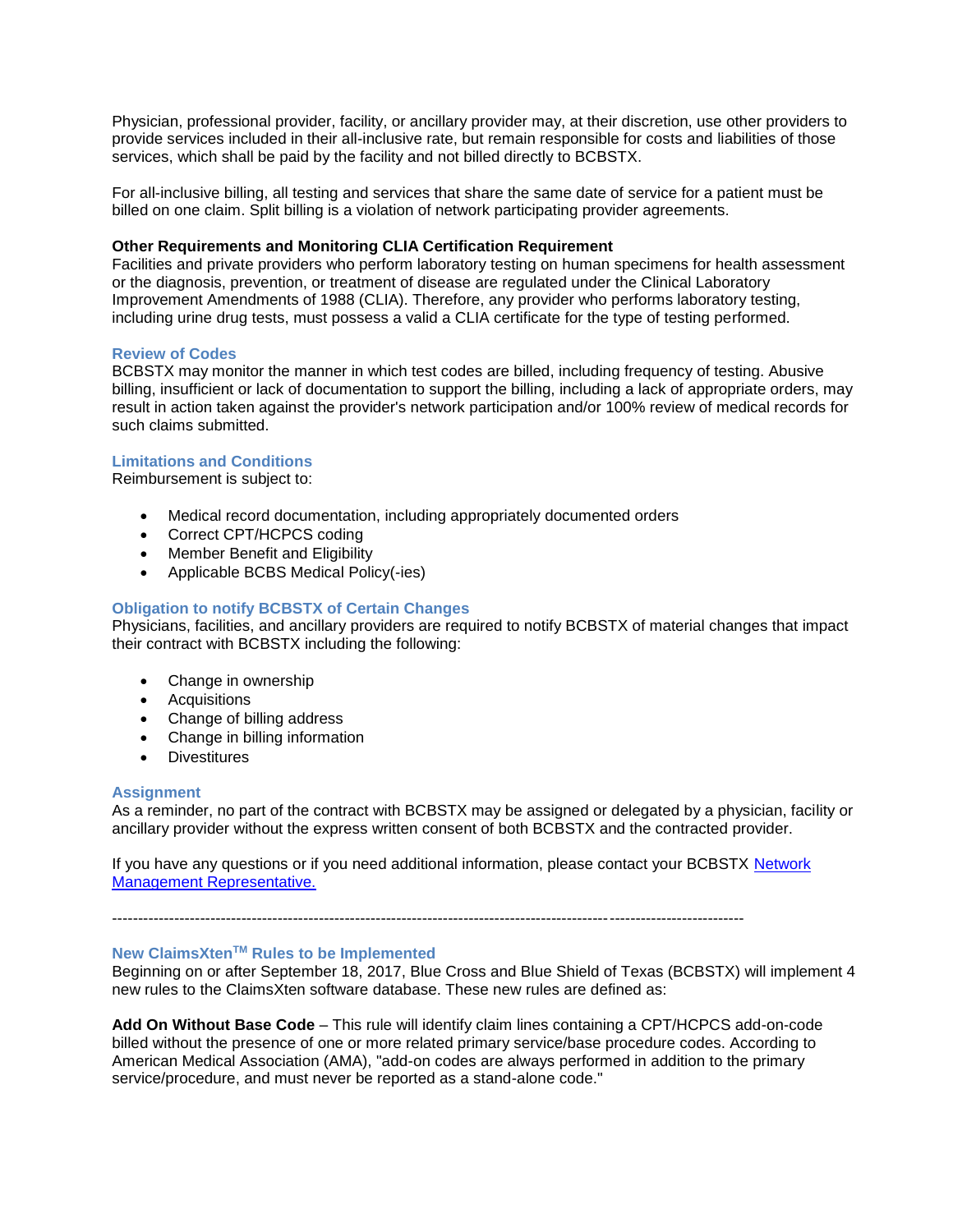Physician, professional provider, facility, or ancillary provider may, at their discretion, use other providers to provide services included in their all-inclusive rate, but remain responsible for costs and liabilities of those services, which shall be paid by the facility and not billed directly to BCBSTX.

For all-inclusive billing, all testing and services that share the same date of service for a patient must be billed on one claim. Split billing is a violation of network participating provider agreements.

**Other Requirements and Monitoring CLIA Certification Requirement**
Facilities and private providers who perform laboratory testing on human specimens for health assessment or the diagnosis, prevention, or treatment of disease are regulated under the Clinical Laboratory Improvement Amendments of 1988 (CLIA). Therefore, any provider who performs laboratory testing, including urine drug tests, must possess a valid a CLIA certificate for the type of testing performed.

### Review of Codes

BCBSTX may monitor the manner in which test codes are billed, including frequency of testing. Abusive billing, insufficient or lack of documentation to support the billing, including a lack of appropriate orders, may result in action taken against the provider's network participation and/or 100% review of medical records for such claims submitted.

### Limitations and Conditions

Reimbursement is subject to:

- Medical record documentation, including appropriately documented orders
- Correct CPT/HCPCS coding
- Member Benefit and Eligibility
- Applicable BCBS Medical Policy(-ies)

### Obligation to notify BCBSTX of Certain Changes

Physicians, facilities, and ancillary providers are required to notify BCBSTX of material changes that impact their contract with BCBSTX including the following:

- Change in ownership
- Acquisitions
- Change of billing address
- Change in billing information
- Divestitures

### Assignment

As a reminder, no part of the contract with BCBSTX may be assigned or delegated by a physician, facility or ancillary provider without the express written consent of both BCBSTX and the contracted provider.

If you have any questions or if you need additional information, please contact your BCBSTX Network Management Representative.

---

### New ClaimsXten™ Rules to be Implemented

Beginning on or after September 18, 2017, Blue Cross and Blue Shield of Texas (BCBSTX) will implement 4 new rules to the ClaimsXten software database. These new rules are defined as:

**Add On Without Base Code** – This rule will identify claim lines containing a CPT/HCPCS add-on-code billed without the presence of one or more related primary service/base procedure codes. According to American Medical Association (AMA), "add-on codes are always performed in addition to the primary service/procedure, and must never be reported as a stand-alone code."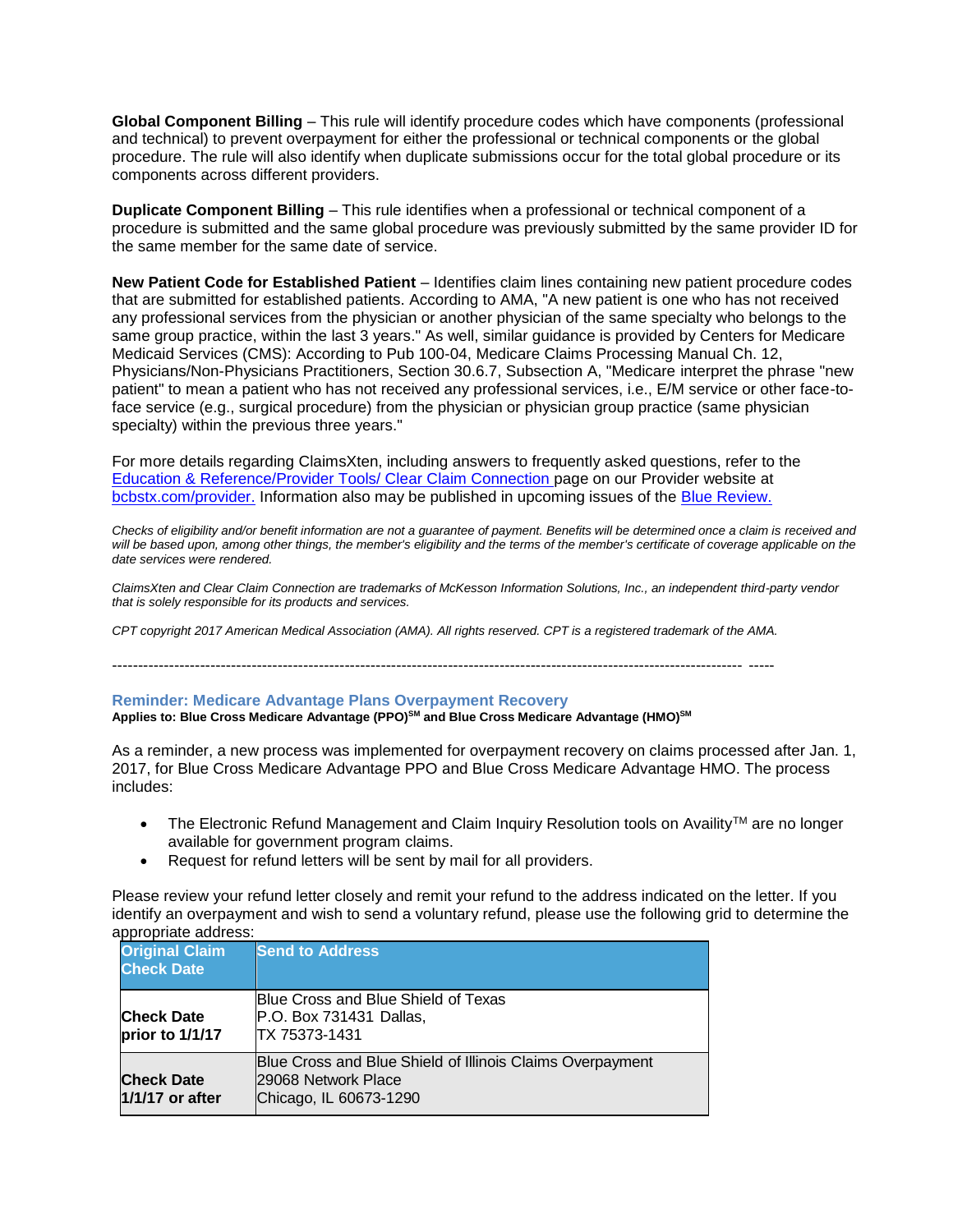**Global Component Billing** – This rule will identify procedure codes which have components (professional and technical) to prevent overpayment for either the professional or technical components or the global procedure. The rule will also identify when duplicate submissions occur for the total global procedure or its components across different providers.

**Duplicate Component Billing** – This rule identifies when a professional or technical component of a procedure is submitted and the same global procedure was previously submitted by the same provider ID for the same member for the same date of service.

**New Patient Code for Established Patient** – Identifies claim lines containing new patient procedure codes that are submitted for established patients. According to AMA, "A new patient is one who has not received any professional services from the physician or another physician of the same specialty who belongs to the same group practice, within the last 3 years." As well, similar guidance is provided by Centers for Medicare Medicaid Services (CMS): According to Pub 100-04, Medicare Claims Processing Manual Ch. 12, Physicians/Non-Physicians Practitioners, Section 30.6.7, Subsection A, "Medicare interpret the phrase "new patient" to mean a patient who has not received any professional services, i.e., E/M service or other face-to-face service (e.g., surgical procedure) from the physician or physician group practice (same physician specialty) within the previous three years."

For more details regarding ClaimsXten, including answers to frequently asked questions, refer to the Education & Reference/Provider Tools/ Clear Claim Connection page on our Provider website at bcbstx.com/provider. Information also may be published in upcoming issues of the Blue Review.

*Checks of eligibility and/or benefit information are not a guarantee of payment. Benefits will be determined once a claim is received and will be based upon, among other things, the member's eligibility and the terms of the member's certificate of coverage applicable on the date services were rendered.*

*ClaimsXten and Clear Claim Connection are trademarks of McKesson Information Solutions, Inc., an independent third-party vendor that is solely responsible for its products and services.*

*CPT copyright 2017 American Medical Association (AMA). All rights reserved. CPT is a registered trademark of the AMA.*

---

## Reminder: Medicare Advantage Plans Overpayment Recovery

**Applies to: Blue Cross Medicare Advantage (PPO)SM and Blue Cross Medicare Advantage (HMO)SM**

As a reminder, a new process was implemented for overpayment recovery on claims processed after Jan. 1, 2017, for Blue Cross Medicare Advantage PPO and Blue Cross Medicare Advantage HMO. The process includes:

- The Electronic Refund Management and Claim Inquiry Resolution tools on AvailityTM are no longer available for government program claims.
- Request for refund letters will be sent by mail for all providers.

Please review your refund letter closely and remit your refund to the address indicated on the letter. If you identify an overpayment and wish to send a voluntary refund, please use the following grid to determine the appropriate address:

| Original Claim Check Date | Send to Address |
|---|---|
| **Check Date prior to 1/1/17** | Blue Cross and Blue Shield of Texas<br>P.O. Box 731431 Dallas,<br>TX 75373-1431 |
| **Check Date 1/1/17 or after** | Blue Cross and Blue Shield of Illinois Claims Overpayment<br>29068 Network Place<br>Chicago, IL 60673-1290 |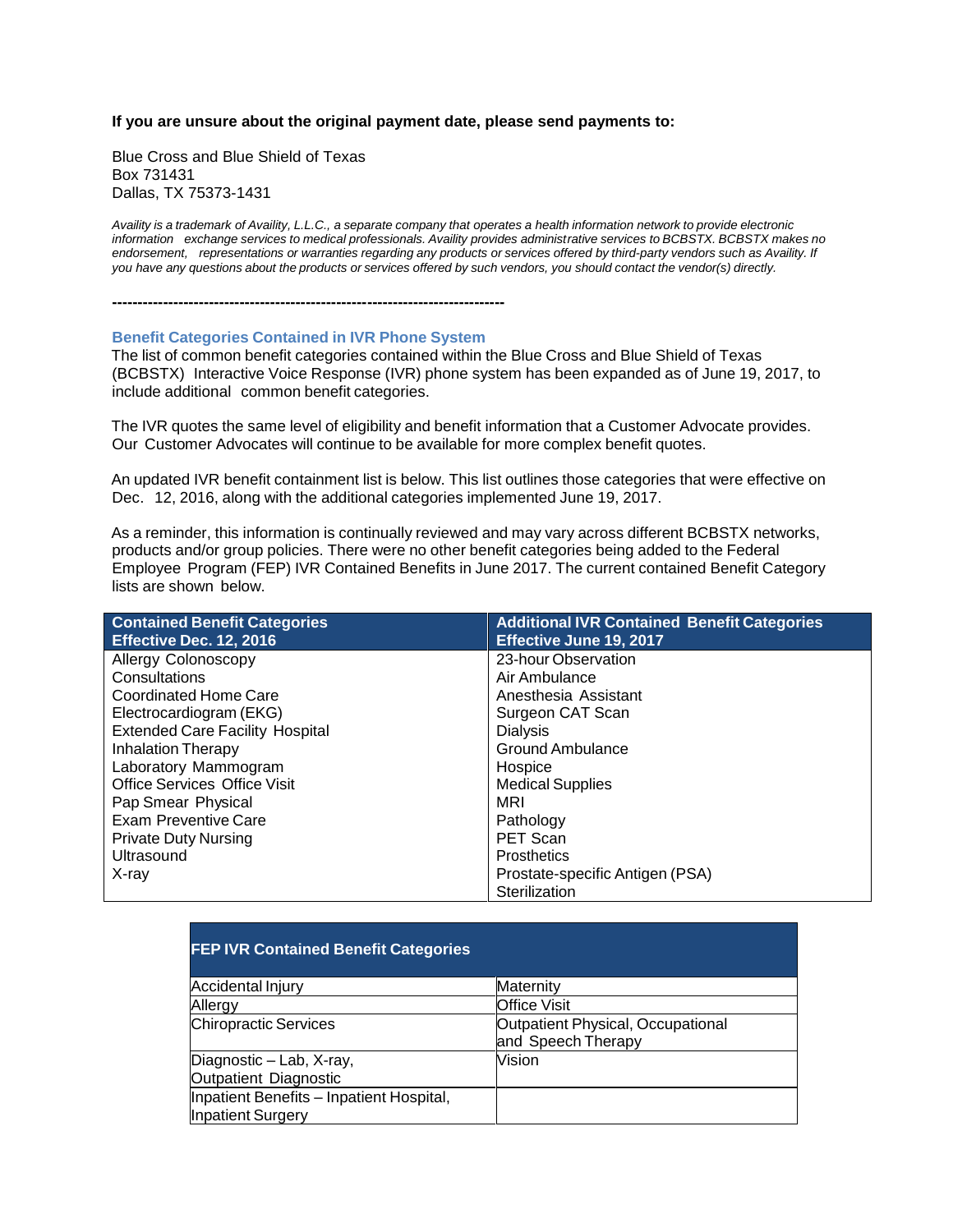**If you are unsure about the original payment date, please send payments to:**

Blue Cross and Blue Shield of Texas
Box 731431
Dallas, TX 75373-1431

*Availity is a trademark of Availity, L.L.C., a separate company that operates a health information network to provide electronic information exchange services to medical professionals. Availity provides administrative services to BCBSTX. BCBSTX makes no endorsement, representations or warranties regarding any products or services offered by third-party vendors such as Availity. If you have any questions about the products or services offered by such vendors, you should contact the vendor(s) directly.*

---

### Benefit Categories Contained in IVR Phone System

The list of common benefit categories contained within the Blue Cross and Blue Shield of Texas (BCBSTX) Interactive Voice Response (IVR) phone system has been expanded as of June 19, 2017, to include additional common benefit categories.

The IVR quotes the same level of eligibility and benefit information that a Customer Advocate provides. Our Customer Advocates will continue to be available for more complex benefit quotes.

An updated IVR benefit containment list is below. This list outlines those categories that were effective on Dec. 12, 2016, along with the additional categories implemented June 19, 2017.

As a reminder, this information is continually reviewed and may vary across different BCBSTX networks, products and/or group policies. There were no other benefit categories being added to the Federal Employee Program (FEP) IVR Contained Benefits in June 2017. The current contained Benefit Category lists are shown below.

| Contained Benefit Categories Effective Dec. 12, 2016 | Additional IVR Contained Benefit Categories Effective June 19, 2017 |
|---|---|
| Allergy Colonoscopy | 23-hour Observation |
| Consultations | Air Ambulance |
| Coordinated Home Care | Anesthesia Assistant |
| Electrocardiogram (EKG) | Surgeon CAT Scan |
| Extended Care Facility Hospital | Dialysis |
| Inhalation Therapy | Ground Ambulance |
| Laboratory Mammogram | Hospice |
| Office Services Office Visit | Medical Supplies |
| Pap Smear Physical | MRI |
| Exam Preventive Care | Pathology |
| Private Duty Nursing | PET Scan |
| Ultrasound | Prosthetics |
| X-ray | Prostate-specific Antigen (PSA) |
| | Sterilization |

| FEP IVR Contained Benefit Categories | |
|---|---|
| Accidental Injury | Maternity |
| Allergy | Office Visit |
| Chiropractic Services | Outpatient Physical, Occupational and Speech Therapy |
| Diagnostic – Lab, X-ray, Outpatient Diagnostic | Vision |
| Inpatient Benefits – Inpatient Hospital, Inpatient Surgery | |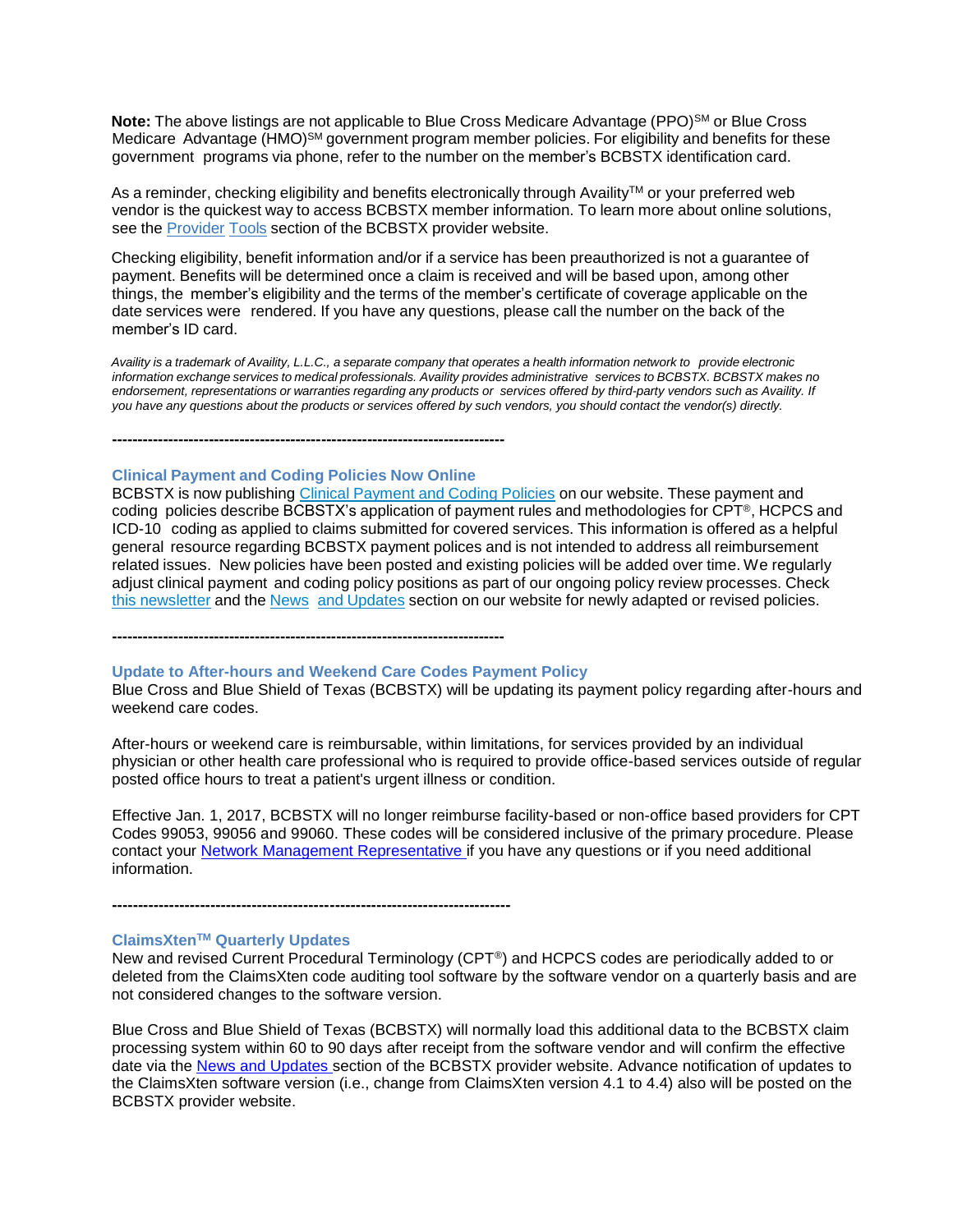**Note:** The above listings are not applicable to Blue Cross Medicare Advantage (PPO)℠ or Blue Cross Medicare Advantage (HMO)℠ government program member policies. For eligibility and benefits for these government programs via phone, refer to the number on the member's BCBSTX identification card.

As a reminder, checking eligibility and benefits electronically through Availity™ or your preferred web vendor is the quickest way to access BCBSTX member information. To learn more about online solutions, see the Provider Tools section of the BCBSTX provider website.

Checking eligibility, benefit information and/or if a service has been preauthorized is not a guarantee of payment. Benefits will be determined once a claim is received and will be based upon, among other things, the member's eligibility and the terms of the member's certificate of coverage applicable on the date services were rendered. If you have any questions, please call the number on the back of the member's ID card.

*Availity is a trademark of Availity, L.L.C., a separate company that operates a health information network to provide electronic information exchange services to medical professionals. Availity provides administrative services to BCBSTX. BCBSTX makes no endorsement, representations or warranties regarding any products or services offered by third-party vendors such as Availity. If you have any questions about the products or services offered by such vendors, you should contact the vendor(s) directly.*

**------------------------------------------------------------------------------**

### Clinical Payment and Coding Policies Now Online

BCBSTX is now publishing Clinical Payment and Coding Policies on our website. These payment and coding policies describe BCBSTX's application of payment rules and methodologies for CPT®, HCPCS and ICD-10 coding as applied to claims submitted for covered services. This information is offered as a helpful general resource regarding BCBSTX payment polices and is not intended to address all reimbursement related issues. New policies have been posted and existing policies will be added over time. We regularly adjust clinical payment and coding policy positions as part of our ongoing policy review processes. Check this newsletter and the News and Updates section on our website for newly adapted or revised policies.

**------------------------------------------------------------------------------**

### Update to After-hours and Weekend Care Codes Payment Policy

Blue Cross and Blue Shield of Texas (BCBSTX) will be updating its payment policy regarding after-hours and weekend care codes.

After-hours or weekend care is reimbursable, within limitations, for services provided by an individual physician or other health care professional who is required to provide office-based services outside of regular posted office hours to treat a patient's urgent illness or condition.

Effective Jan. 1, 2017, BCBSTX will no longer reimburse facility-based or non-office based providers for CPT Codes 99053, 99056 and 99060. These codes will be considered inclusive of the primary procedure. Please contact your Network Management Representative if you have any questions or if you need additional information.

**------------------------------------------------------------------------------**

### ClaimsXten™ Quarterly Updates

New and revised Current Procedural Terminology (CPT®) and HCPCS codes are periodically added to or deleted from the ClaimsXten code auditing tool software by the software vendor on a quarterly basis and are not considered changes to the software version.

Blue Cross and Blue Shield of Texas (BCBSTX) will normally load this additional data to the BCBSTX claim processing system within 60 to 90 days after receipt from the software vendor and will confirm the effective date via the News and Updates section of the BCBSTX provider website. Advance notification of updates to the ClaimsXten software version (i.e., change from ClaimsXten version 4.1 to 4.4) also will be posted on the BCBSTX provider website.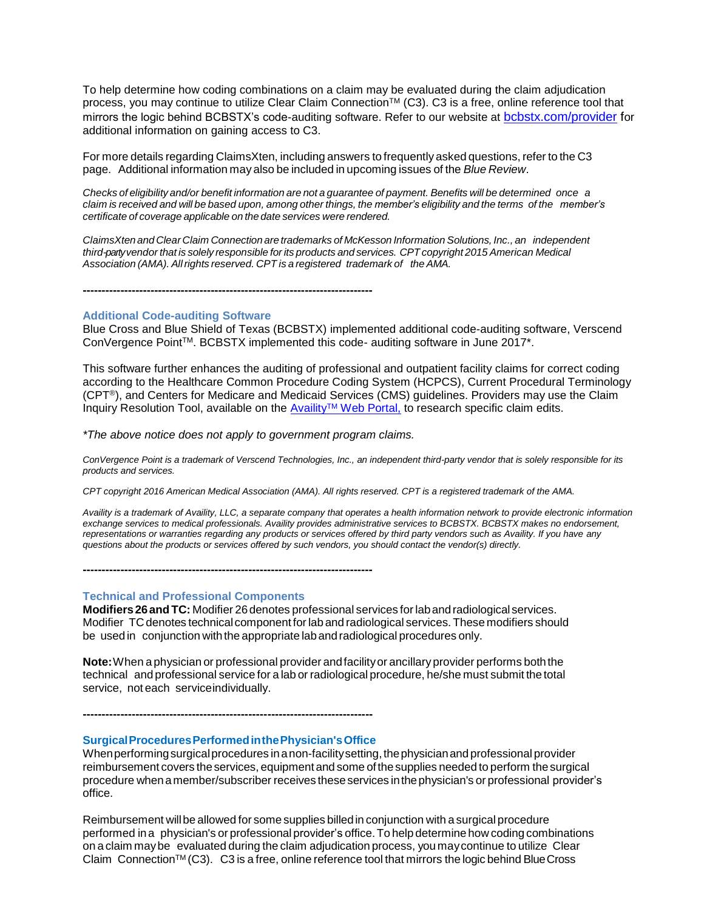To help determine how coding combinations on a claim may be evaluated during the claim adjudication process, you may continue to utilize Clear Claim Connection™ (C3). C3 is a free, online reference tool that mirrors the logic behind BCBSTX's code-auditing software. Refer to our website at [bcbstx.com/provider](bcbstx.com/provider) for additional information on gaining access to C3.

For more details regarding ClaimsXten, including answers to frequently asked questions, refer to the C3 page. Additional information may also be included in upcoming issues of the *Blue Review*.

*Checks of eligibility and/or benefit information are not a guarantee of payment. Benefits will be determined once a claim is received and will be based upon, among other things, the member's eligibility and the terms of the member's certificate of coverage applicable on the date services were rendered.*

*ClaimsXten and Clear Claim Connection are trademarks of McKesson Information Solutions, Inc., an independent third-party vendor that is solely responsible for its products and services. CPT copyright 2015 American Medical Association (AMA). All rights reserved. CPT is a registered trademark of the AMA.*

------------------------------------------------------------------------------

### Additional Code-auditing Software

Blue Cross and Blue Shield of Texas (BCBSTX) implemented additional code-auditing software, Verscend ConVergence Point™. BCBSTX implemented this code- auditing software in June 2017*.

This software further enhances the auditing of professional and outpatient facility claims for correct coding according to the Healthcare Common Procedure Coding System (HCPCS), Current Procedural Terminology (CPT®), and Centers for Medicare and Medicaid Services (CMS) guidelines. Providers may use the Claim Inquiry Resolution Tool, available on the Availity™ Web Portal, to research specific claim edits.

*\*The above notice does not apply to government program claims.*

*ConVergence Point is a trademark of Verscend Technologies, Inc., an independent third-party vendor that is solely responsible for its products and services.*

*CPT copyright 2016 American Medical Association (AMA). All rights reserved. CPT is a registered trademark of the AMA.*

*Availity is a trademark of Availity, LLC, a separate company that operates a health information network to provide electronic information exchange services to medical professionals. Availity provides administrative services to BCBSTX. BCBSTX makes no endorsement, representations or warranties regarding any products or services offered by third party vendors such as Availity. If you have any questions about the products or services offered by such vendors, you should contact the vendor(s) directly.*

------------------------------------------------------------------------------

### Technical and Professional Components

**Modifiers 26 and TC:** Modifier 26 denotes professional services for lab and radiological services. Modifier TC denotes technical component for lab and radiological services. These modifiers should be used in conjunction with the appropriate lab and radiological procedures only.

**Note:** When a physician or professional provider and facility or ancillary provider performs both the technical and professional service for a lab or radiological procedure, he/she must submit the total service, not each service individually.

------------------------------------------------------------------------------

### Surgical Procedures Performed in the Physician's Office

When performing surgical procedures in a non-facility setting, the physician and professional provider reimbursement covers the services, equipment and some of the supplies needed to perform the surgical procedure when a member/subscriber receives these services in the physician's or professional provider's office.

Reimbursement will be allowed for some supplies billed in conjunction with a surgical procedure performed in a physician's or professional provider's office. To help determine how coding combinations on a claim may be evaluated during the claim adjudication process, you may continue to utilize Clear Claim Connection™ (C3). C3 is a free, online reference tool that mirrors the logic behind Blue Cross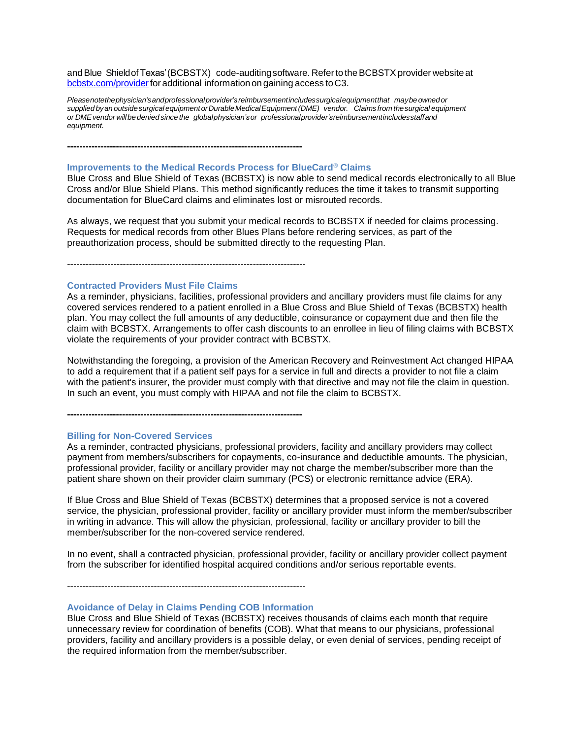and Blue Shield of Texas' (BCBSTX) code-auditing software. Refer to the BCBSTX provider website at [bcbstx.com/provider](bcbstx.com/provider) for additional information on gaining access to C3.

*Please note the physician's and professional provider's reimbursement includes surgical equipment that may be owned or supplied by an outside surgical equipment or Durable Medical Equipment (DME) vendor. Claims from the surgical equipment or DME vendor will be denied since the global physician's or professional provider's reimbursement includes staff and equipment.*

---

### Improvements to the Medical Records Process for BlueCard® Claims

Blue Cross and Blue Shield of Texas (BCBSTX) is now able to send medical records electronically to all Blue Cross and/or Blue Shield Plans. This method significantly reduces the time it takes to transmit supporting documentation for BlueCard claims and eliminates lost or misrouted records.

As always, we request that you submit your medical records to BCBSTX if needed for claims processing. Requests for medical records from other Blues Plans before rendering services, as part of the preauthorization process, should be submitted directly to the requesting Plan.

---

### Contracted Providers Must File Claims

As a reminder, physicians, facilities, professional providers and ancillary providers must file claims for any covered services rendered to a patient enrolled in a Blue Cross and Blue Shield of Texas (BCBSTX) health plan. You may collect the full amounts of any deductible, coinsurance or copayment due and then file the claim with BCBSTX. Arrangements to offer cash discounts to an enrollee in lieu of filing claims with BCBSTX violate the requirements of your provider contract with BCBSTX.

Notwithstanding the foregoing, a provision of the American Recovery and Reinvestment Act changed HIPAA to add a requirement that if a patient self pays for a service in full and directs a provider to not file a claim with the patient's insurer, the provider must comply with that directive and may not file the claim in question. In such an event, you must comply with HIPAA and not file the claim to BCBSTX.

---

### Billing for Non-Covered Services

As a reminder, contracted physicians, professional providers, facility and ancillary providers may collect payment from members/subscribers for copayments, co-insurance and deductible amounts. The physician, professional provider, facility or ancillary provider may not charge the member/subscriber more than the patient share shown on their provider claim summary (PCS) or electronic remittance advice (ERA).

If Blue Cross and Blue Shield of Texas (BCBSTX) determines that a proposed service is not a covered service, the physician, professional provider, facility or ancillary provider must inform the member/subscriber in writing in advance. This will allow the physician, professional, facility or ancillary provider to bill the member/subscriber for the non-covered service rendered.

In no event, shall a contracted physician, professional provider, facility or ancillary provider collect payment from the subscriber for identified hospital acquired conditions and/or serious reportable events.

---

### Avoidance of Delay in Claims Pending COB Information

Blue Cross and Blue Shield of Texas (BCBSTX) receives thousands of claims each month that require unnecessary review for coordination of benefits (COB). What that means to our physicians, professional providers, facility and ancillary providers is a possible delay, or even denial of services, pending receipt of the required information from the member/subscriber.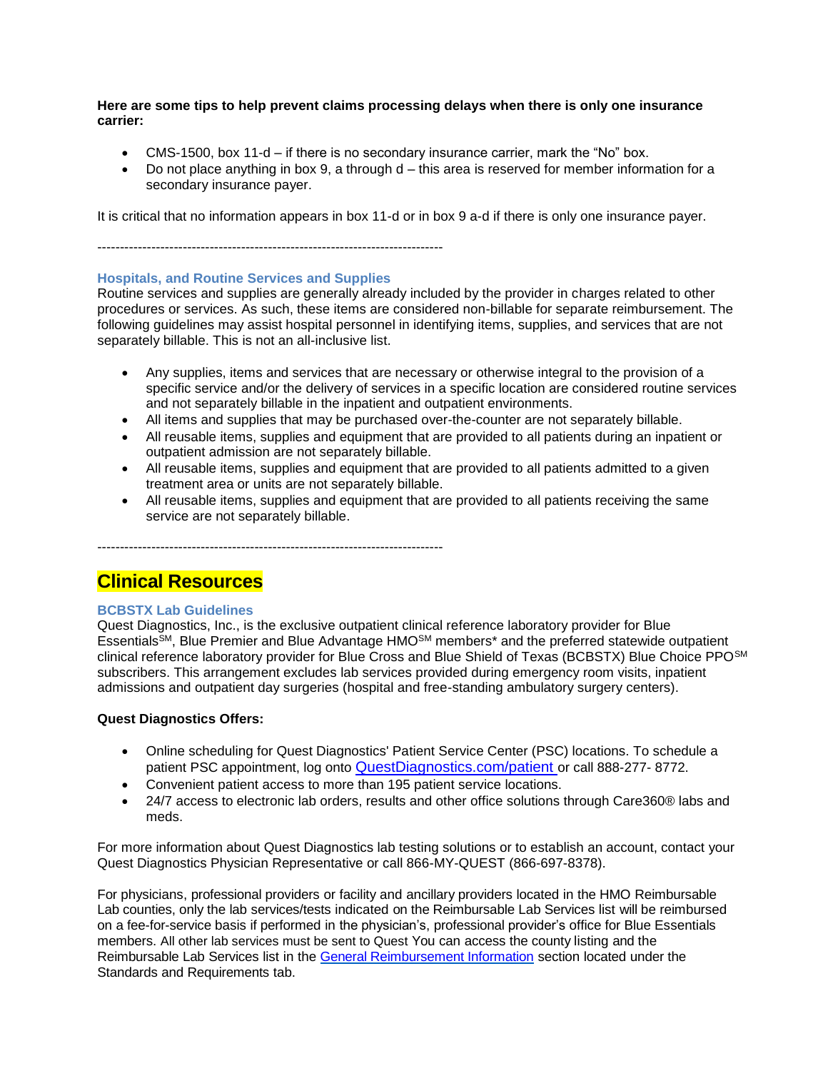**Here are some tips to help prevent claims processing delays when there is only one insurance carrier:**

- CMS-1500, box 11-d – if there is no secondary insurance carrier, mark the “No” box.
- Do not place anything in box 9, a through d – this area is reserved for member information for a secondary insurance payer.

It is critical that no information appears in box 11-d or in box 9 a-d if there is only one insurance payer.

----------------------------------------------------------------------------

### Hospitals, and Routine Services and Supplies

Routine services and supplies are generally already included by the provider in charges related to other procedures or services. As such, these items are considered non-billable for separate reimbursement. The following guidelines may assist hospital personnel in identifying items, supplies, and services that are not separately billable. This is not an all-inclusive list.

- Any supplies, items and services that are necessary or otherwise integral to the provision of a specific service and/or the delivery of services in a specific location are considered routine services and not separately billable in the inpatient and outpatient environments.
- All items and supplies that may be purchased over-the-counter are not separately billable.
- All reusable items, supplies and equipment that are provided to all patients during an inpatient or outpatient admission are not separately billable.
- All reusable items, supplies and equipment that are provided to all patients admitted to a given treatment area or units are not separately billable.
- All reusable items, supplies and equipment that are provided to all patients receiving the same service are not separately billable.

----------------------------------------------------------------------------

## Clinical Resources

### BCBSTX Lab Guidelines

Quest Diagnostics, Inc., is the exclusive outpatient clinical reference laboratory provider for Blue Essentials℠, Blue Premier and Blue Advantage HMO℠ members* and the preferred statewide outpatient clinical reference laboratory provider for Blue Cross and Blue Shield of Texas (BCBSTX) Blue Choice PPO℠ subscribers. This arrangement excludes lab services provided during emergency room visits, inpatient admissions and outpatient day surgeries (hospital and free-standing ambulatory surgery centers).

**Quest Diagnostics Offers:**

- Online scheduling for Quest Diagnostics' Patient Service Center (PSC) locations. To schedule a patient PSC appointment, log onto [QuestDiagnostics.com/patient](QuestDiagnostics.com/patient) or call 888-277- 8772.
- Convenient patient access to more than 195 patient service locations.
- 24/7 access to electronic lab orders, results and other office solutions through Care360® labs and meds.

For more information about Quest Diagnostics lab testing solutions or to establish an account, contact your Quest Diagnostics Physician Representative or call 866-MY-QUEST (866-697-8378).

For physicians, professional providers or facility and ancillary providers located in the HMO Reimbursable Lab counties, only the lab services/tests indicated on the Reimbursable Lab Services list will be reimbursed on a fee-for-service basis if performed in the physician’s, professional provider’s office for Blue Essentials members. All other lab services must be sent to Quest You can access the county listing and the Reimbursable Lab Services list in the General Reimbursement Information section located under the Standards and Requirements tab.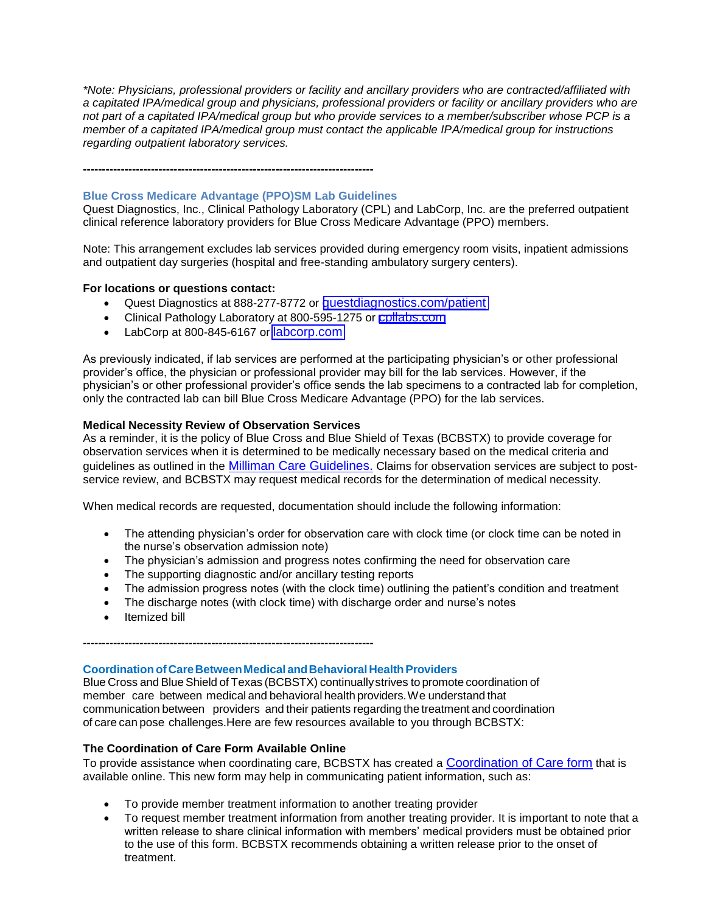*\*Note: Physicians, professional providers or facility and ancillary providers who are contracted/affiliated with a capitated IPA/medical group and physicians, professional providers or facility or ancillary providers who are not part of a capitated IPA/medical group but who provide services to a member/subscriber whose PCP is a member of a capitated IPA/medical group must contact the applicable IPA/medical group for instructions regarding outpatient laboratory services.*

---

### Blue Cross Medicare Advantage (PPO)SM Lab Guidelines

Quest Diagnostics, Inc., Clinical Pathology Laboratory (CPL) and LabCorp, Inc. are the preferred outpatient clinical reference laboratory providers for Blue Cross Medicare Advantage (PPO) members.

Note: This arrangement excludes lab services provided during emergency room visits, inpatient admissions and outpatient day surgeries (hospital and free-standing ambulatory surgery centers).

**For locations or questions contact:**

- Quest Diagnostics at 888-277-8772 or questdiagnostics.com/patient
- Clinical Pathology Laboratory at 800-595-1275 or cpllabs.com
- LabCorp at 800-845-6167 or labcorp.com

As previously indicated, if lab services are performed at the participating physician's or other professional provider's office, the physician or professional provider may bill for the lab services. However, if the physician's or other professional provider's office sends the lab specimens to a contracted lab for completion, only the contracted lab can bill Blue Cross Medicare Advantage (PPO) for the lab services.

**Medical Necessity Review of Observation Services**

As a reminder, it is the policy of Blue Cross and Blue Shield of Texas (BCBSTX) to provide coverage for observation services when it is determined to be medically necessary based on the medical criteria and guidelines as outlined in the Milliman Care Guidelines. Claims for observation services are subject to post-service review, and BCBSTX may request medical records for the determination of medical necessity.

When medical records are requested, documentation should include the following information:

- The attending physician's order for observation care with clock time (or clock time can be noted in the nurse's observation admission note)
- The physician's admission and progress notes confirming the need for observation care
- The supporting diagnostic and/or ancillary testing reports
- The admission progress notes (with the clock time) outlining the patient's condition and treatment
- The discharge notes (with clock time) with discharge order and nurse's notes
- Itemized bill

---

### Coordination of Care Between Medical and Behavioral Health Providers

Blue Cross and Blue Shield of Texas (BCBSTX) continually strives to promote coordination of member care between medical and behavioral health providers. We understand that communication between providers and their patients regarding the treatment and coordination of care can pose challenges. Here are few resources available to you through BCBSTX:

**The Coordination of Care Form Available Online**

To provide assistance when coordinating care, BCBSTX has created a Coordination of Care form that is available online. This new form may help in communicating patient information, such as:

- To provide member treatment information to another treating provider
- To request member treatment information from another treating provider. It is important to note that a written release to share clinical information with members' medical providers must be obtained prior to the use of this form. BCBSTX recommends obtaining a written release prior to the onset of treatment.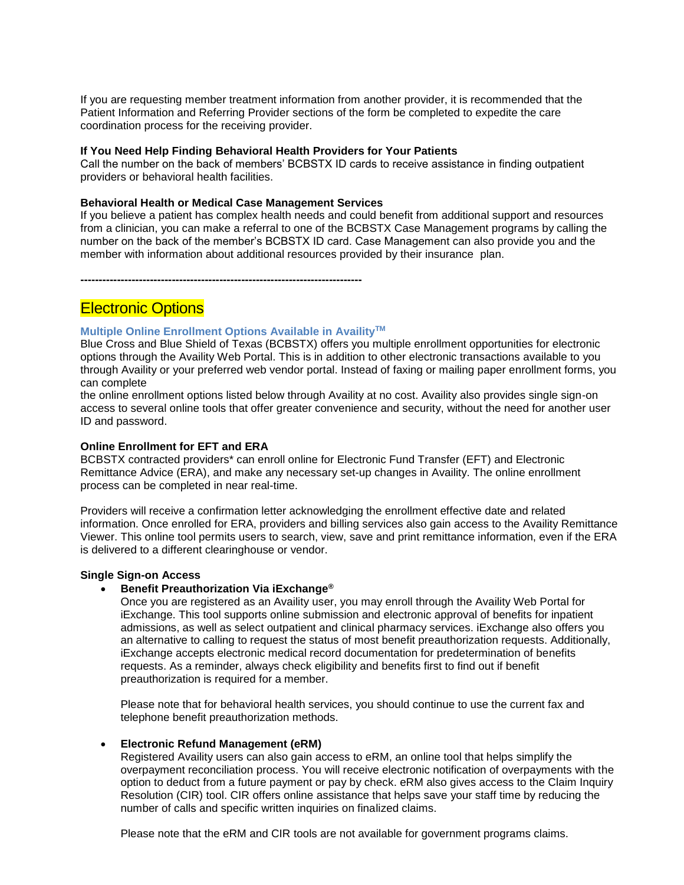If you are requesting member treatment information from another provider, it is recommended that the Patient Information and Referring Provider sections of the form be completed to expedite the care coordination process for the receiving provider.

**If You Need Help Finding Behavioral Health Providers for Your Patients**
Call the number on the back of members' BCBSTX ID cards to receive assistance in finding outpatient providers or behavioral health facilities.

**Behavioral Health or Medical Case Management Services**
If you believe a patient has complex health needs and could benefit from additional support and resources from a clinician, you can make a referral to one of the BCBSTX Case Management programs by calling the number on the back of the member's BCBSTX ID card. Case Management can also provide you and the member with information about additional resources provided by their insurance plan.

---

## Electronic Options

### Multiple Online Enrollment Options Available in Availity™

Blue Cross and Blue Shield of Texas (BCBSTX) offers you multiple enrollment opportunities for electronic options through the Availity Web Portal. This is in addition to other electronic transactions available to you through Availity or your preferred web vendor portal. Instead of faxing or mailing paper enrollment forms, you can complete
the online enrollment options listed below through Availity at no cost. Availity also provides single sign-on access to several online tools that offer greater convenience and security, without the need for another user ID and password.

**Online Enrollment for EFT and ERA**
BCBSTX contracted providers* can enroll online for Electronic Fund Transfer (EFT) and Electronic Remittance Advice (ERA), and make any necessary set-up changes in Availity. The online enrollment process can be completed in near real-time.

Providers will receive a confirmation letter acknowledging the enrollment effective date and related information. Once enrolled for ERA, providers and billing services also gain access to the Availity Remittance Viewer. This online tool permits users to search, view, save and print remittance information, even if the ERA is delivered to a different clearinghouse or vendor.

**Single Sign-on Access**

- **Benefit Preauthorization Via iExchange®**
  Once you are registered as an Availity user, you may enroll through the Availity Web Portal for iExchange. This tool supports online submission and electronic approval of benefits for inpatient admissions, as well as select outpatient and clinical pharmacy services. iExchange also offers you an alternative to calling to request the status of most benefit preauthorization requests. Additionally, iExchange accepts electronic medical record documentation for predetermination of benefits requests. As a reminder, always check eligibility and benefits first to find out if benefit preauthorization is required for a member.

  Please note that for behavioral health services, you should continue to use the current fax and telephone benefit preauthorization methods.

- **Electronic Refund Management (eRM)**
  Registered Availity users can also gain access to eRM, an online tool that helps simplify the overpayment reconciliation process. You will receive electronic notification of overpayments with the option to deduct from a future payment or pay by check. eRM also gives access to the Claim Inquiry Resolution (CIR) tool. CIR offers online assistance that helps save your staff time by reducing the number of calls and specific written inquiries on finalized claims.

  Please note that the eRM and CIR tools are not available for government programs claims.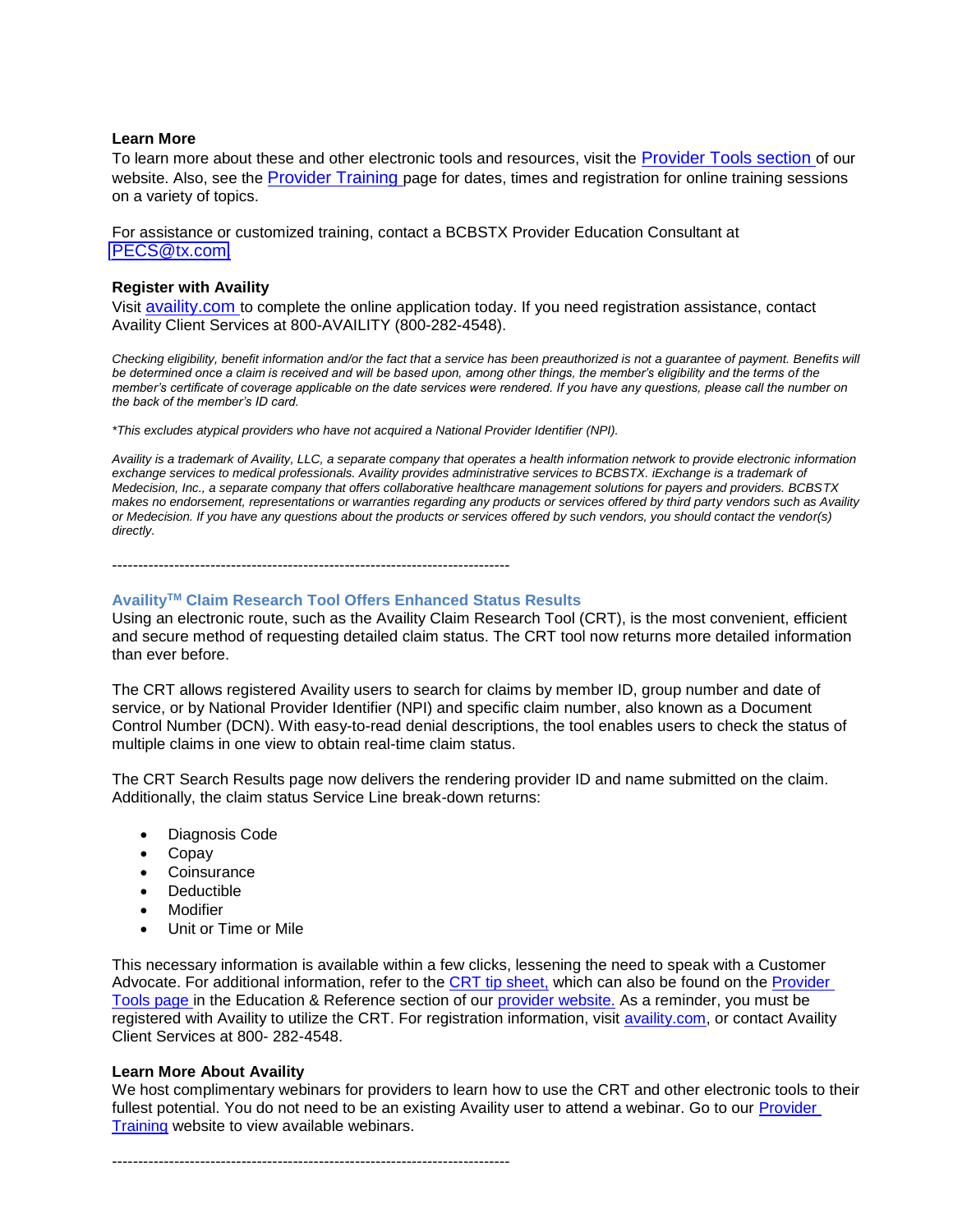**Learn More**

To learn more about these and other electronic tools and resources, visit the Provider Tools section of our website. Also, see the Provider Training page for dates, times and registration for online training sessions on a variety of topics.

For assistance or customized training, contact a BCBSTX Provider Education Consultant at PECS@tx.com

**Register with Availity**

Visit availity.com to complete the online application today. If you need registration assistance, contact Availity Client Services at 800-AVAILITY (800-282-4548).

*Checking eligibility, benefit information and/or the fact that a service has been preauthorized is not a guarantee of payment. Benefits will be determined once a claim is received and will be based upon, among other things, the member's eligibility and the terms of the member's certificate of coverage applicable on the date services were rendered. If you have any questions, please call the number on the back of the member's ID card.*

*\*This excludes atypical providers who have not acquired a National Provider Identifier (NPI).*

*Availity is a trademark of Availity, LLC, a separate company that operates a health information network to provide electronic information exchange services to medical professionals. Availity provides administrative services to BCBSTX. iExchange is a trademark of Medecision, Inc., a separate company that offers collaborative healthcare management solutions for payers and providers. BCBSTX makes no endorsement, representations or warranties regarding any products or services offered by third party vendors such as Availity or Medecision. If you have any questions about the products or services offered by such vendors, you should contact the vendor(s) directly.*

----------------------------------------------------------------------------

### Availity™ Claim Research Tool Offers Enhanced Status Results

Using an electronic route, such as the Availity Claim Research Tool (CRT), is the most convenient, efficient and secure method of requesting detailed claim status. The CRT tool now returns more detailed information than ever before.

The CRT allows registered Availity users to search for claims by member ID, group number and date of service, or by National Provider Identifier (NPI) and specific claim number, also known as a Document Control Number (DCN). With easy-to-read denial descriptions, the tool enables users to check the status of multiple claims in one view to obtain real-time claim status.

The CRT Search Results page now delivers the rendering provider ID and name submitted on the claim. Additionally, the claim status Service Line break-down returns:

- Diagnosis Code
- Copay
- Coinsurance
- Deductible
- Modifier
- Unit or Time or Mile

This necessary information is available within a few clicks, lessening the need to speak with a Customer Advocate. For additional information, refer to the CRT tip sheet, which can also be found on the Provider Tools page in the Education & Reference section of our provider website. As a reminder, you must be registered with Availity to utilize the CRT. For registration information, visit availity.com, or contact Availity Client Services at 800- 282-4548.

**Learn More About Availity**

We host complimentary webinars for providers to learn how to use the CRT and other electronic tools to their fullest potential. You do not need to be an existing Availity user to attend a webinar. Go to our Provider Training website to view available webinars.

----------------------------------------------------------------------------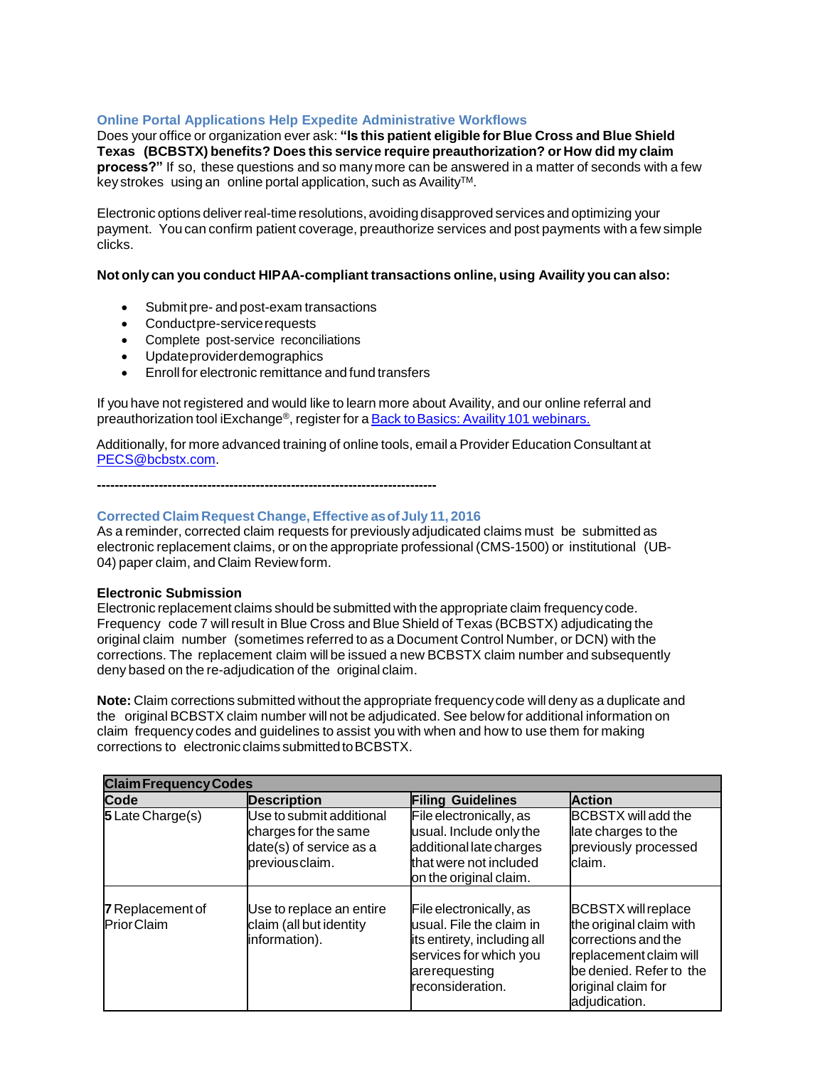## Online Portal Applications Help Expedite Administrative Workflows

Does your office or organization ever ask: **"Is this patient eligible for Blue Cross and Blue Shield Texas (BCBSTX) benefits? Does this service require preauthorization? or How did my claim process?"** If so, these questions and so many more can be answered in a matter of seconds with a few key strokes using an online portal application, such as Availity™.

Electronic options deliver real-time resolutions, avoiding disapproved services and optimizing your payment. You can confirm patient coverage, preauthorize services and post payments with a few simple clicks.

**Not only can you conduct HIPAA-compliant transactions online, using Availity you can also:**

- Submit pre- and post-exam transactions
- Conduct pre-service requests
- Complete post-service reconciliations
- Update provider demographics
- Enroll for electronic remittance and fund transfers

If you have not registered and would like to learn more about Availity, and our online referral and preauthorization tool iExchange®, register for a [Back to Basics: Availity 101 webinars.]

Additionally, for more advanced training of online tools, email a Provider Education Consultant at PECS@bcbstx.com.

---

## Corrected Claim Request Change, Effective as of July 11, 2016

As a reminder, corrected claim requests for previously adjudicated claims must be submitted as electronic replacement claims, or on the appropriate professional (CMS-1500) or institutional (UB-04) paper claim, and Claim Review form.

**Electronic Submission**

Electronic replacement claims should be submitted with the appropriate claim frequency code. Frequency code 7 will result in Blue Cross and Blue Shield of Texas (BCBSTX) adjudicating the original claim number (sometimes referred to as a Document Control Number, or DCN) with the corrections. The replacement claim will be issued a new BCBSTX claim number and subsequently deny based on the re-adjudication of the original claim.

**Note:** Claim corrections submitted without the appropriate frequency code will deny as a duplicate and the original BCBSTX claim number will not be adjudicated. See below for additional information on claim frequency codes and guidelines to assist you with when and how to use them for making corrections to electronic claims submitted to BCBSTX.

| **Claim Frequency Codes** | | | |
|---|---|---|---|
| **Code** | **Description** | **Filing Guidelines** | **Action** |
| **5** Late Charge(s) | Use to submit additional charges for the same date(s) of service as a previous claim. | File electronically, as usual. Include only the additional late charges that were not included on the original claim. | BCBSTX will add the late charges to the previously processed claim. |
| **7** Replacement of Prior Claim | Use to replace an entire claim (all but identity information). | File electronically, as usual. File the claim in its entirety, including all services for which you are requesting reconsideration. | BCBSTX will replace the original claim with corrections and the replacement claim will be denied. Refer to the original claim for adjudication. |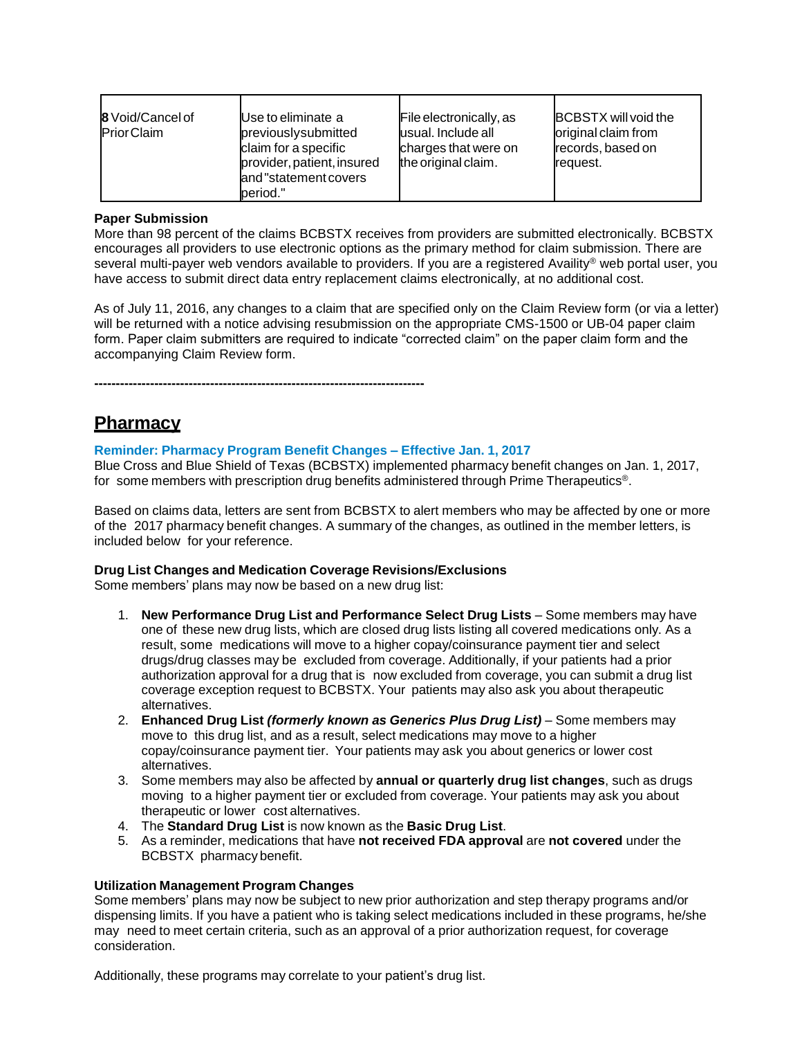| 8 Void/Cancel of Prior Claim | Use to eliminate a previously submitted claim for a specific provider, patient, insured and "statement covers period." | File electronically, as usual. Include all charges that were on the original claim. | BCBSTX will void the original claim from records, based on request. |
|---|---|---|---|

**Paper Submission**

More than 98 percent of the claims BCBSTX receives from providers are submitted electronically. BCBSTX encourages all providers to use electronic options as the primary method for claim submission. There are several multi-payer web vendors available to providers. If you are a registered Availity® web portal user, you have access to submit direct data entry replacement claims electronically, at no additional cost.

As of July 11, 2016, any changes to a claim that are specified only on the Claim Review form (or via a letter) will be returned with a notice advising resubmission on the appropriate CMS-1500 or UB-04 paper claim form. Paper claim submitters are required to indicate "corrected claim" on the paper claim form and the accompanying Claim Review form.

-----------------------------------------------------------------------------

## Pharmacy

### Reminder: Pharmacy Program Benefit Changes – Effective Jan. 1, 2017

Blue Cross and Blue Shield of Texas (BCBSTX) implemented pharmacy benefit changes on Jan. 1, 2017, for some members with prescription drug benefits administered through Prime Therapeutics®.

Based on claims data, letters are sent from BCBSTX to alert members who may be affected by one or more of the 2017 pharmacy benefit changes. A summary of the changes, as outlined in the member letters, is included below for your reference.

**Drug List Changes and Medication Coverage Revisions/Exclusions**

Some members' plans may now be based on a new drug list:

1. **New Performance Drug List and Performance Select Drug Lists** – Some members may have one of these new drug lists, which are closed drug lists listing all covered medications only. As a result, some medications will move to a higher copay/coinsurance payment tier and select drugs/drug classes may be excluded from coverage. Additionally, if your patients had a prior authorization approval for a drug that is now excluded from coverage, you can submit a drug list coverage exception request to BCBSTX. Your patients may also ask you about therapeutic alternatives.
2. **Enhanced Drug List *(formerly known as Generics Plus Drug List)*** – Some members may move to this drug list, and as a result, select medications may move to a higher copay/coinsurance payment tier. Your patients may ask you about generics or lower cost alternatives.
3. Some members may also be affected by **annual or quarterly drug list changes**, such as drugs moving to a higher payment tier or excluded from coverage. Your patients may ask you about therapeutic or lower cost alternatives.
4. The **Standard Drug List** is now known as the **Basic Drug List**.
5. As a reminder, medications that have **not received FDA approval** are **not covered** under the BCBSTX pharmacy benefit.

**Utilization Management Program Changes**

Some members' plans may now be subject to new prior authorization and step therapy programs and/or dispensing limits. If you have a patient who is taking select medications included in these programs, he/she may need to meet certain criteria, such as an approval of a prior authorization request, for coverage consideration.

Additionally, these programs may correlate to your patient's drug list.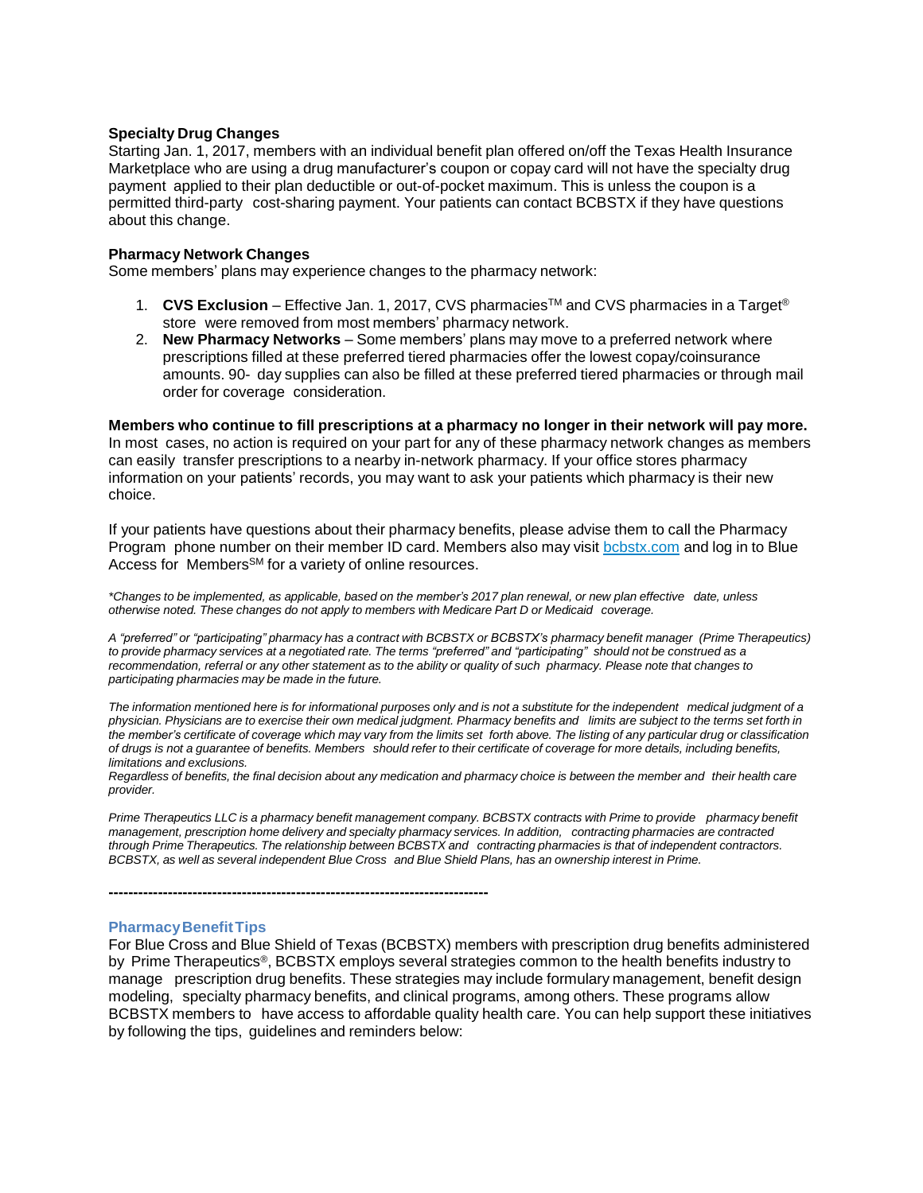### Specialty Drug Changes

Starting Jan. 1, 2017, members with an individual benefit plan offered on/off the Texas Health Insurance Marketplace who are using a drug manufacturer's coupon or copay card will not have the specialty drug payment applied to their plan deductible or out-of-pocket maximum. This is unless the coupon is a permitted third-party cost-sharing payment. Your patients can contact BCBSTX if they have questions about this change.

### Pharmacy Network Changes

Some members' plans may experience changes to the pharmacy network:

1. **CVS Exclusion** – Effective Jan. 1, 2017, CVS pharmacies™ and CVS pharmacies in a Target® store were removed from most members' pharmacy network.
2. **New Pharmacy Networks** – Some members' plans may move to a preferred network where prescriptions filled at these preferred tiered pharmacies offer the lowest copay/coinsurance amounts. 90- day supplies can also be filled at these preferred tiered pharmacies or through mail order for coverage consideration.

**Members who continue to fill prescriptions at a pharmacy no longer in their network will pay more.** In most cases, no action is required on your part for any of these pharmacy network changes as members can easily transfer prescriptions to a nearby in-network pharmacy. If your office stores pharmacy information on your patients' records, you may want to ask your patients which pharmacy is their new choice.

If your patients have questions about their pharmacy benefits, please advise them to call the Pharmacy Program phone number on their member ID card. Members also may visit [bcbstx.com](bcbstx.com) and log in to Blue Access for Members℠ for a variety of online resources.

*\*Changes to be implemented, as applicable, based on the member's 2017 plan renewal, or new plan effective date, unless otherwise noted. These changes do not apply to members with Medicare Part D or Medicaid coverage.*

*A "preferred" or "participating" pharmacy has a contract with BCBSTX or BCBSTX's pharmacy benefit manager (Prime Therapeutics) to provide pharmacy services at a negotiated rate. The terms "preferred" and "participating" should not be construed as a recommendation, referral or any other statement as to the ability or quality of such pharmacy. Please note that changes to participating pharmacies may be made in the future.*

*The information mentioned here is for informational purposes only and is not a substitute for the independent medical judgment of a physician. Physicians are to exercise their own medical judgment. Pharmacy benefits and limits are subject to the terms set forth in the member's certificate of coverage which may vary from the limits set forth above. The listing of any particular drug or classification of drugs is not a guarantee of benefits. Members should refer to their certificate of coverage for more details, including benefits, limitations and exclusions.*
*Regardless of benefits, the final decision about any medication and pharmacy choice is between the member and their health care provider.*

*Prime Therapeutics LLC is a pharmacy benefit management company. BCBSTX contracts with Prime to provide pharmacy benefit management, prescription home delivery and specialty pharmacy services. In addition, contracting pharmacies are contracted through Prime Therapeutics. The relationship between BCBSTX and contracting pharmacies is that of independent contractors. BCBSTX, as well as several independent Blue Cross and Blue Shield Plans, has an ownership interest in Prime.*

----------------------------------------------------------------------------

### Pharmacy Benefit Tips

For Blue Cross and Blue Shield of Texas (BCBSTX) members with prescription drug benefits administered by Prime Therapeutics®, BCBSTX employs several strategies common to the health benefits industry to manage prescription drug benefits. These strategies may include formulary management, benefit design modeling, specialty pharmacy benefits, and clinical programs, among others. These programs allow BCBSTX members to have access to affordable quality health care. You can help support these initiatives by following the tips, guidelines and reminders below: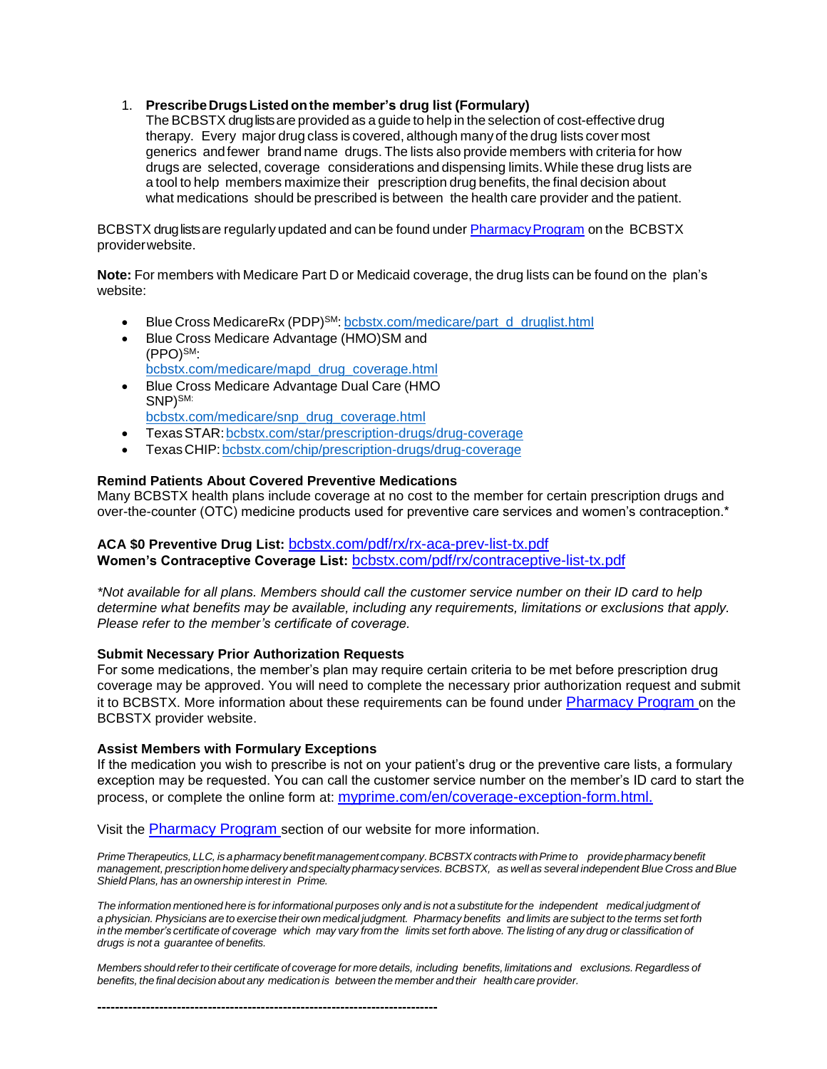1. **Prescribe Drugs Listed on the member's drug list (Formulary)**
   The BCBSTX drug lists are provided as a guide to help in the selection of cost-effective drug therapy. Every major drug class is covered, although many of the drug lists cover most generics and fewer brand name drugs. The lists also provide members with criteria for how drugs are selected, coverage considerations and dispensing limits. While these drug lists are a tool to help members maximize their prescription drug benefits, the final decision about what medications should be prescribed is between the health care provider and the patient.

BCBSTX drug lists are regularly updated and can be found under Pharmacy Program on the BCBSTX provider website.

**Note:** For members with Medicare Part D or Medicaid coverage, the drug lists can be found on the plan's website:

- Blue Cross MedicareRx (PDP)SM: bcbstx.com/medicare/part_d_druglist.html
- Blue Cross Medicare Advantage (HMO)SM and (PPO)SM: bcbstx.com/medicare/mapd_drug_coverage.html
- Blue Cross Medicare Advantage Dual Care (HMO SNP)SM: bcbstx.com/medicare/snp_drug_coverage.html
- Texas STAR: bcbstx.com/star/prescription-drugs/drug-coverage
- Texas CHIP: bcbstx.com/chip/prescription-drugs/drug-coverage

**Remind Patients About Covered Preventive Medications**
Many BCBSTX health plans include coverage at no cost to the member for certain prescription drugs and over-the-counter (OTC) medicine products used for preventive care services and women's contraception.*

**ACA $0 Preventive Drug List:** bcbstx.com/pdf/rx/rx-aca-prev-list-tx.pdf
**Women's Contraceptive Coverage List:** bcbstx.com/pdf/rx/contraceptive-list-tx.pdf

*\*Not available for all plans. Members should call the customer service number on their ID card to help determine what benefits may be available, including any requirements, limitations or exclusions that apply. Please refer to the member's certificate of coverage.*

**Submit Necessary Prior Authorization Requests**
For some medications, the member's plan may require certain criteria to be met before prescription drug coverage may be approved. You will need to complete the necessary prior authorization request and submit it to BCBSTX. More information about these requirements can be found under Pharmacy Program on the BCBSTX provider website.

**Assist Members with Formulary Exceptions**
If the medication you wish to prescribe is not on your patient's drug or the preventive care lists, a formulary exception may be requested. You can call the customer service number on the member's ID card to start the process, or complete the online form at: myprime.com/en/coverage-exception-form.html.

Visit the Pharmacy Program section of our website for more information.

*Prime Therapeutics, LLC, is a pharmacy benefit management company. BCBSTX contracts with Prime to provide pharmacy benefit management, prescription home delivery and specialty pharmacy services. BCBSTX, as well as several independent Blue Cross and Blue Shield Plans, has an ownership interest in Prime.*

*The information mentioned here is for informational purposes only and is not a substitute for the independent medical judgment of a physician. Physicians are to exercise their own medical judgment. Pharmacy benefits and limits are subject to the terms set forth in the member's certificate of coverage which may vary from the limits set forth above. The listing of any drug or classification of drugs is not a guarantee of benefits.*

*Members should refer to their certificate of coverage for more details, including benefits, limitations and exclusions. Regardless of benefits, the final decision about any medication is between the member and their health care provider.*

**------------------------------------------------------------------------------**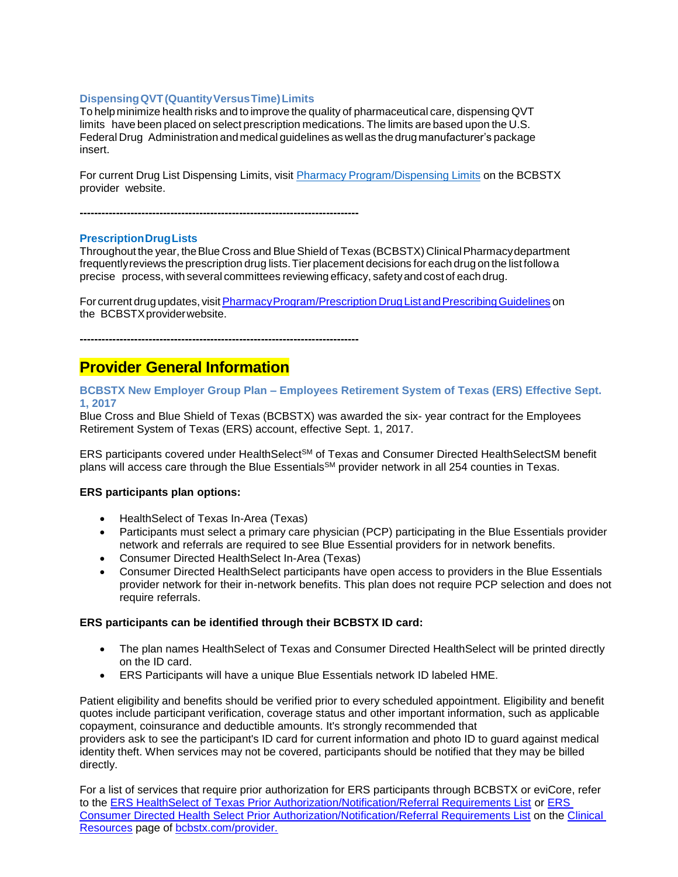### Dispensing QVT (Quantity Versus Time) Limits

To help minimize health risks and to improve the quality of pharmaceutical care, dispensing QVT limits have been placed on select prescription medications. The limits are based upon the U.S. Federal Drug Administration and medical guidelines as well as the drug manufacturer's package insert.

For current Drug List Dispensing Limits, visit [Pharmacy Program/Dispensing Limits]() on the BCBSTX provider website.

----------------------------------------------------------------------------

### Prescription Drug Lists

Throughout the year, the Blue Cross and Blue Shield of Texas (BCBSTX) Clinical Pharmacy department frequently reviews the prescription drug lists. Tier placement decisions for each drug on the list follow a precise process, with several committees reviewing efficacy, safety and cost of each drug.

For current drug updates, visit [Pharmacy Program/Prescription Drug List and Prescribing Guidelines]() on the BCBSTX provider website.

----------------------------------------------------------------------------

## Provider General Information

### BCBSTX New Employer Group Plan – Employees Retirement System of Texas (ERS) Effective Sept. 1, 2017

Blue Cross and Blue Shield of Texas (BCBSTX) was awarded the six- year contract for the Employees Retirement System of Texas (ERS) account, effective Sept. 1, 2017.

ERS participants covered under HealthSelect℠ of Texas and Consumer Directed HealthSelectSM benefit plans will access care through the Blue Essentials℠ provider network in all 254 counties in Texas.

**ERS participants plan options:**

- HealthSelect of Texas In-Area (Texas)
- Participants must select a primary care physician (PCP) participating in the Blue Essentials provider network and referrals are required to see Blue Essential providers for in network benefits.
- Consumer Directed HealthSelect In-Area (Texas)
- Consumer Directed HealthSelect participants have open access to providers in the Blue Essentials provider network for their in-network benefits. This plan does not require PCP selection and does not require referrals.

**ERS participants can be identified through their BCBSTX ID card:**

- The plan names HealthSelect of Texas and Consumer Directed HealthSelect will be printed directly on the ID card.
- ERS Participants will have a unique Blue Essentials network ID labeled HME.

Patient eligibility and benefits should be verified prior to every scheduled appointment. Eligibility and benefit quotes include participant verification, coverage status and other important information, such as applicable copayment, coinsurance and deductible amounts. It's strongly recommended that providers ask to see the participant's ID card for current information and photo ID to guard against medical identity theft. When services may not be covered, participants should be notified that they may be billed directly.

For a list of services that require prior authorization for ERS participants through BCBSTX or eviCore, refer to the [ERS HealthSelect of Texas Prior Authorization/Notification/Referral Requirements List]() or [ERS Consumer Directed Health Select Prior Authorization/Notification/Referral Requirements List]() on the [Clinical Resources]() page of [bcbstx.com/provider.]()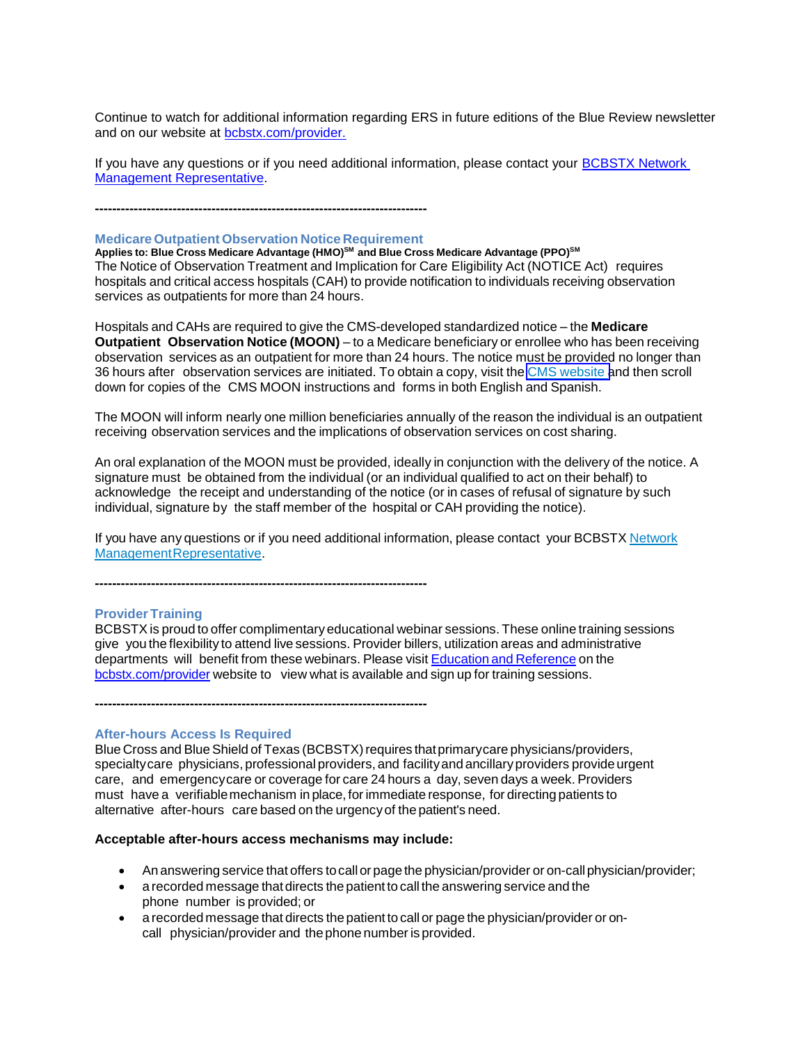Continue to watch for additional information regarding ERS in future editions of the Blue Review newsletter and on our website at bcbstx.com/provider.

If you have any questions or if you need additional information, please contact your BCBSTX Network Management Representative.

---

## Medicare Outpatient Observation Notice Requirement

**Applies to: Blue Cross Medicare Advantage (HMO)SM and Blue Cross Medicare Advantage (PPO)SM**

The Notice of Observation Treatment and Implication for Care Eligibility Act (NOTICE Act) requires hospitals and critical access hospitals (CAH) to provide notification to individuals receiving observation services as outpatients for more than 24 hours.

Hospitals and CAHs are required to give the CMS-developed standardized notice – the **Medicare Outpatient Observation Notice (MOON)** – to a Medicare beneficiary or enrollee who has been receiving observation services as an outpatient for more than 24 hours. The notice must be provided no longer than 36 hours after observation services are initiated. To obtain a copy, visit the CMS website and then scroll down for copies of the CMS MOON instructions and forms in both English and Spanish.

The MOON will inform nearly one million beneficiaries annually of the reason the individual is an outpatient receiving observation services and the implications of observation services on cost sharing.

An oral explanation of the MOON must be provided, ideally in conjunction with the delivery of the notice. A signature must be obtained from the individual (or an individual qualified to act on their behalf) to acknowledge the receipt and understanding of the notice (or in cases of refusal of signature by such individual, signature by the staff member of the hospital or CAH providing the notice).

If you have any questions or if you need additional information, please contact your BCBSTX Network Management Representative.

---

## Provider Training

BCBSTX is proud to offer complimentary educational webinar sessions. These online training sessions give you the flexibility to attend live sessions. Provider billers, utilization areas and administrative departments will benefit from these webinars. Please visit Education and Reference on the bcbstx.com/provider website to view what is available and sign up for training sessions.

---

## After-hours Access Is Required

Blue Cross and Blue Shield of Texas (BCBSTX) requires that primary care physicians/providers, specialty care physicians, professional providers, and facility and ancillary providers provide urgent care, and emergency care or coverage for care 24 hours a day, seven days a week. Providers must have a verifiable mechanism in place, for immediate response, for directing patients to alternative after-hours care based on the urgency of the patient's need.

**Acceptable after-hours access mechanisms may include:**

- An answering service that offers to call or page the physician/provider or on-call physician/provider;
- a recorded message that directs the patient to call the answering service and the phone number is provided; or
- a recorded message that directs the patient to call or page the physician/provider or on-call physician/provider and the phone number is provided.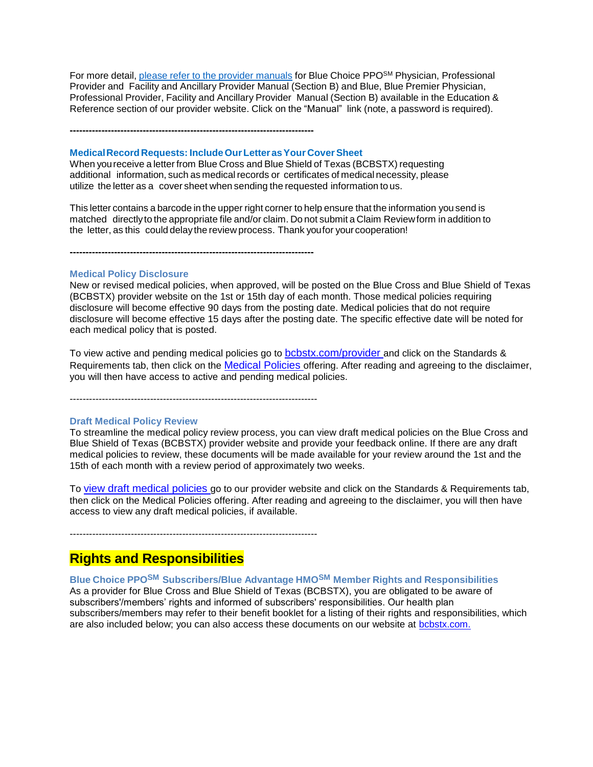For more detail, please refer to the provider manuals for Blue Choice PPO℠ Physician, Professional Provider and Facility and Ancillary Provider Manual (Section B) and Blue, Blue Premier Physician, Professional Provider, Facility and Ancillary Provider Manual (Section B) available in the Education & Reference section of our provider website. Click on the "Manual" link (note, a password is required).

-----------------------------------------------------------------------------

### Medical Record Requests: Include Our Letter as Your Cover Sheet

When you receive a letter from Blue Cross and Blue Shield of Texas (BCBSTX) requesting additional information, such as medical records or certificates of medical necessity, please utilize the letter as a cover sheet when sending the requested information to us.

This letter contains a barcode in the upper right corner to help ensure that the information you send is matched directly to the appropriate file and/or claim. Do not submit a Claim Review form in addition to the letter, as this could delay the review process. Thank you for your cooperation!

-----------------------------------------------------------------------------

### Medical Policy Disclosure

New or revised medical policies, when approved, will be posted on the Blue Cross and Blue Shield of Texas (BCBSTX) provider website on the 1st or 15th day of each month. Those medical policies requiring disclosure will become effective 90 days from the posting date. Medical policies that do not require disclosure will become effective 15 days after the posting date. The specific effective date will be noted for each medical policy that is posted.

To view active and pending medical policies go to bcbstx.com/provider and click on the Standards & Requirements tab, then click on the Medical Policies offering. After reading and agreeing to the disclaimer, you will then have access to active and pending medical policies.

-----------------------------------------------------------------------------

### Draft Medical Policy Review

To streamline the medical policy review process, you can view draft medical policies on the Blue Cross and Blue Shield of Texas (BCBSTX) provider website and provide your feedback online. If there are any draft medical policies to review, these documents will be made available for your review around the 1st and the 15th of each month with a review period of approximately two weeks.

To view draft medical policies go to our provider website and click on the Standards & Requirements tab, then click on the Medical Policies offering. After reading and agreeing to the disclaimer, you will then have access to view any draft medical policies, if available.

-----------------------------------------------------------------------------

## Rights and Responsibilities

### Blue Choice PPO℠ Subscribers/Blue Advantage HMO℠ Member Rights and Responsibilities

As a provider for Blue Cross and Blue Shield of Texas (BCBSTX), you are obligated to be aware of subscribers'/members' rights and informed of subscribers' responsibilities. Our health plan subscribers/members may refer to their benefit booklet for a listing of their rights and responsibilities, which are also included below; you can also access these documents on our website at bcbstx.com.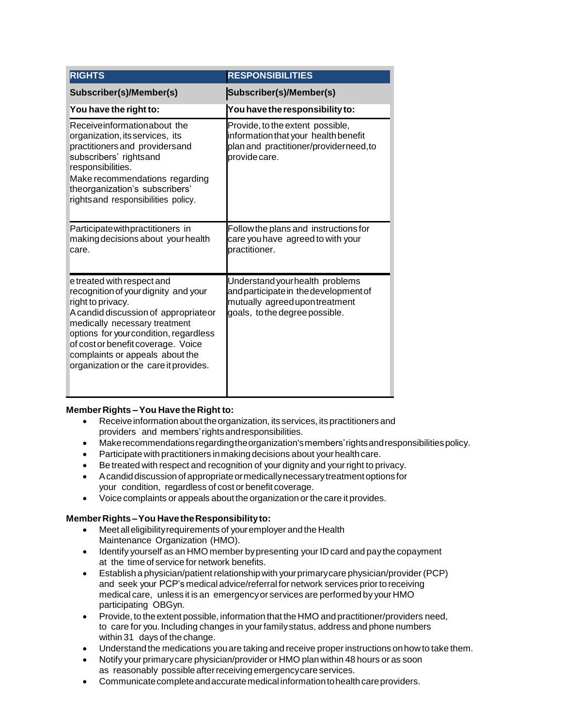| RIGHTS | RESPONSIBILITIES |
|---|---|
| **Subscriber(s)/Member(s)** | **Subscriber(s)/Member(s)** |
| **You have the right to:** | **You have the responsibility to:** |
| Receiveinformationabout the organization, itsservices, its practitioners and providersand subscribers' rightsand responsibilities. Make recommendations regarding theorganization's subscribers' rightsand responsibilities policy. | Provide, to the extent possible, informationthat your health benefit plan and practitioner/providerneed,to providecare. |
| Participatewithpractitioners in makingdecisions about yourhealth care. | Followthe plans and instructions for care youhave agreed to with your practitioner. |
| e treated with respect and recognition of your dignity and your right to privacy. Acandid discussion of appropriateor medically necessary treatment options for yourcondition, regardless of costor benefit coverage. Voice complaints or appeals about the organization or the care it provides. | Understand yourhealth problems andparticipatein thedevelopmentof mutually agreeduponttreatment goals, to the degree possible. |

**Member Rights – You Have the Right to:**

- Receive information about the organization, its services, its practitioners and providers and members' rights andresponsibilities.
- Makerecommendationsregardingtheorganization'smembers'rightsandresponsibilitiespolicy.
- Participate with practitioners inmakingdecisions about your health care.
- Be treated with respect and recognition of your dignity and your right to privacy.
- Acandid discussion of appropriate ormedicallynecessarytreatment options for your condition, regardless of cost or benefit coverage.
- Voice complaints or appeals about the organization or the care it provides.

**Member Rights – You Have the Responsibility to:**

- Meetall eligibilityrequirements of your employer and the Health Maintenance Organization (HMO).
- Identify yourself as an HMO member bypresenting your ID card and paythe copayment at the time of service for network benefits.
- Establish a physician/patient relationship with your primarycare physician/provider (PCP) and seek your PCP's medical advice/referral for network services prior to receiving medical care, unless it is an emergencyor services are performed by your HMO participating OBGyn.
- Provide, to the extent possible, information that the HMO and practitioner/providers need, to care for you. Including changes in your familystatus, address and phone numbers within 31 days of the change.
- Understand the medications you are taking and receive proper instructions on how to take them.
- Notify your primarycare physician/provider or HMO plan within 48 hours or as soon as reasonably possible after receiving emergencycare services.
- Communicatecompleteandaccuratemedicalinformationtohealthcareproviders.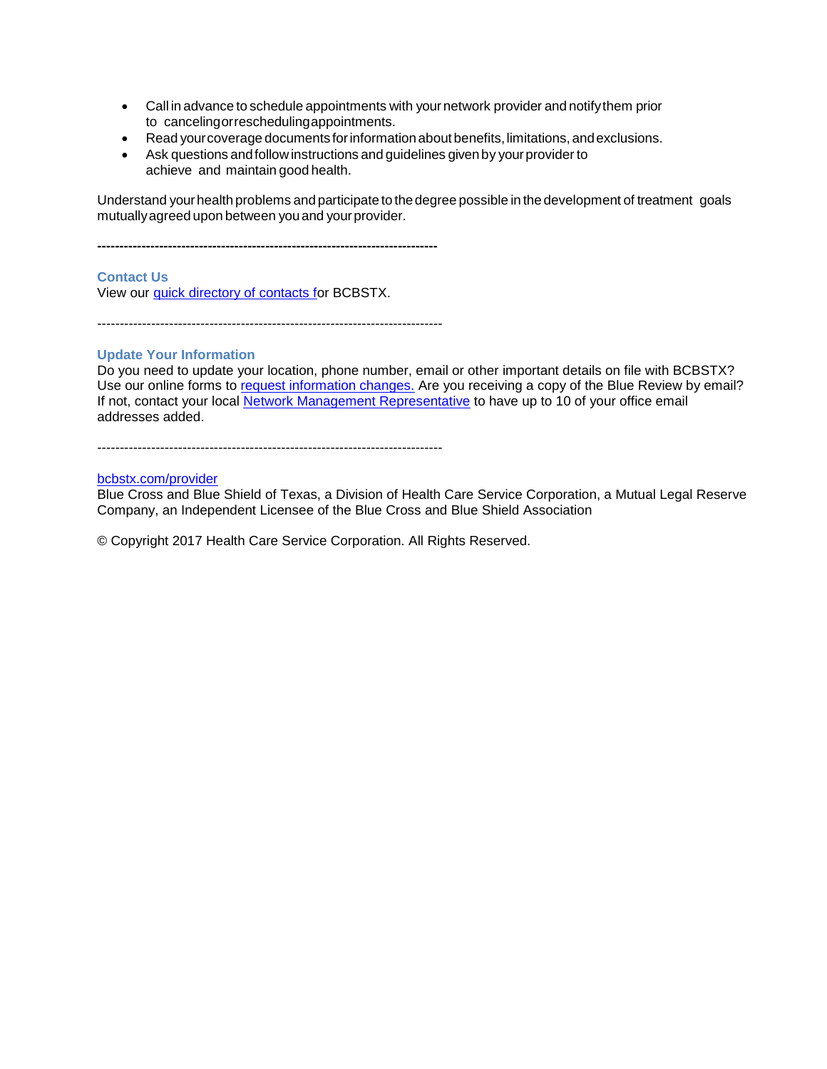- Call in advance to schedule appointments with your network provider and notify them prior to canceling or rescheduling appointments.
- Read your coverage documents for information about benefits, limitations, and exclusions.
- Ask questions and follow instructions and guidelines given by your provider to achieve and maintain good health.

Understand your health problems and participate to the degree possible in the development of treatment goals mutually agreed upon between you and your provider.

---

### Contact Us

View our quick directory of contacts for BCBSTX.

---

### Update Your Information

Do you need to update your location, phone number, email or other important details on file with BCBSTX? Use our online forms to request information changes. Are you receiving a copy of the Blue Review by email? If not, contact your local Network Management Representative to have up to 10 of your office email addresses added.

---

bcbstx.com/provider

Blue Cross and Blue Shield of Texas, a Division of Health Care Service Corporation, a Mutual Legal Reserve Company, an Independent Licensee of the Blue Cross and Blue Shield Association

© Copyright 2017 Health Care Service Corporation. All Rights Reserved.